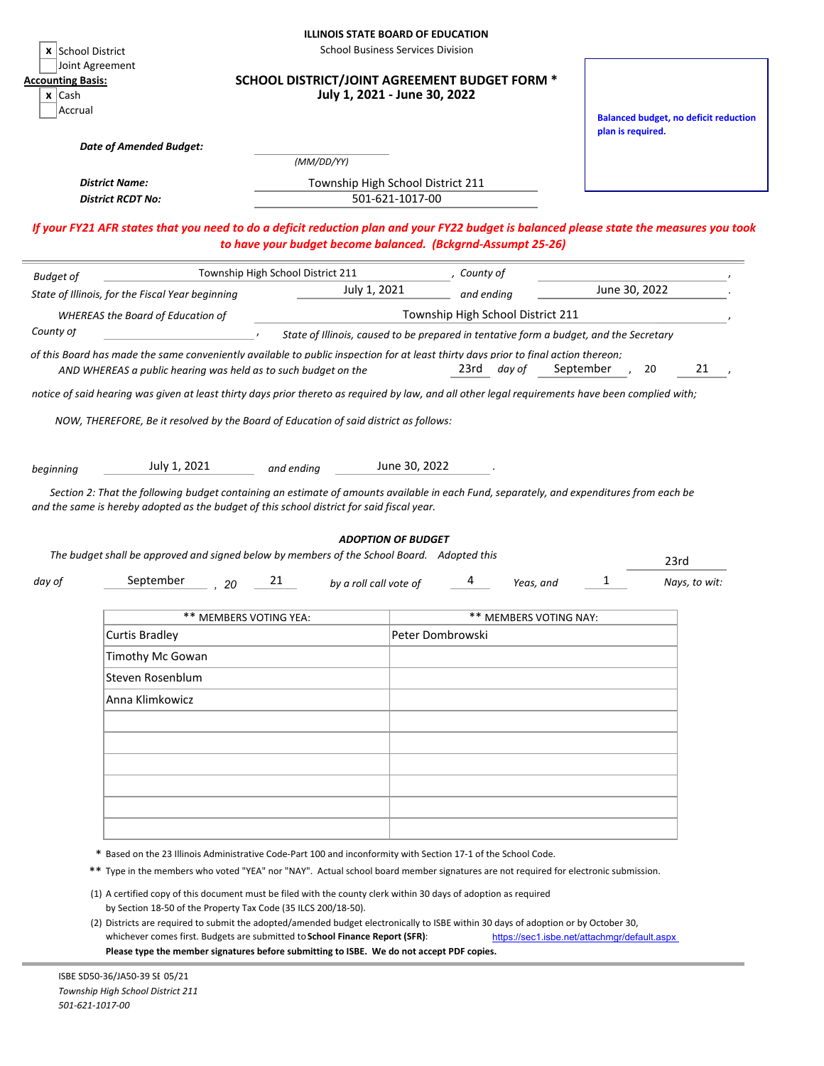ILLINOIS STATE BOARD OF EDUCATION

School Business Services Division

- [x] School District
- [ ] Joint Agreement

**Accounting Basis:**

- [x] Cash
- [ ] Accrual

## SCHOOL DISTRICT/JOINT AGREEMENT BUDGET FORM *
### July 1, 2021 - June 30, 2022

**Balanced budget, no deficit reduction plan is required.**

***Date of Amended Budget:*** ____________ *(MM/DD/YY)*

***District Name:*** Township High School District 211

***District RCDT No:*** 501-621-1017-00

***If your FY21 AFR states that you need to do a deficit reduction plan and your FY22 budget is balanced please state the measures you took to have your budget become balanced. (Bckgrnd-Assumpt 25-26)***

*Budget of* Township High School District 211 *, County of* ____________ ,

*State of Illinois, for the Fiscal Year beginning* July 1, 2021 *and ending* June 30, 2022 .

*WHEREAS the Board of Education of* Township High School District 211 ,

*County of* ____________ *, State of Illinois, caused to be prepared in tentative form a budget, and the Secretary of this Board has made the same conveniently available to public inspection for at least thirty days prior to final action thereon;*

*AND WHEREAS a public hearing was held as to such budget on the* 23rd *day of* September , 20 21 ,

*notice of said hearing was given at least thirty days prior thereto as required by law, and all other legal requirements have been complied with;*

*NOW, THEREFORE, Be it resolved by the Board of Education of said district as follows:*

*beginning* July 1, 2021 *and ending* June 30, 2022 .

*Section 2: That the following budget containing an estimate of amounts available in each Fund, separately, and expenditures from each be and the same is hereby adopted as the budget of this school district for said fiscal year.*

***ADOPTION OF BUDGET***

*The budget shall be approved and signed below by members of the School Board. Adopted this* 23rd *day of* September *, 20* 21 *by a roll call vote of* 4 *Yeas, and* 1 *Nays, to wit:*

| ** MEMBERS VOTING YEA: | ** MEMBERS VOTING NAY: |
|---|---|
| Curtis Bradley | Peter Dombrowski |
| Timothy Mc Gowan | |
| Steven Rosenblum | |
| Anna Klimkowicz | |
| | |
| | |
| | |
| | |
| | |
| | |

\* Based on the 23 Illinois Administrative Code-Part 100 and inconformity with Section 17-1 of the School Code.

** Type in the members who voted "YEA" nor "NAY". Actual school board member signatures are not required for electronic submission.

(1) A certified copy of this document must be filed with the county clerk within 30 days of adoption as required by Section 18-50 of the Property Tax Code (35 ILCS 200/18-50).

(2) Districts are required to submit the adopted/amended budget electronically to ISBE within 30 days of adoption or by October 30, whichever comes first. Budgets are submitted to **School Finance Report (SFR)**: https://sec1.isbe.net/attachmgr/default.aspx
**Please type the member signatures before submitting to ISBE. We do not accept PDF copies.**

ISBE SD50-36/JA50-39 SE 05/21
*Township High School District 211*
*501-621-1017-00*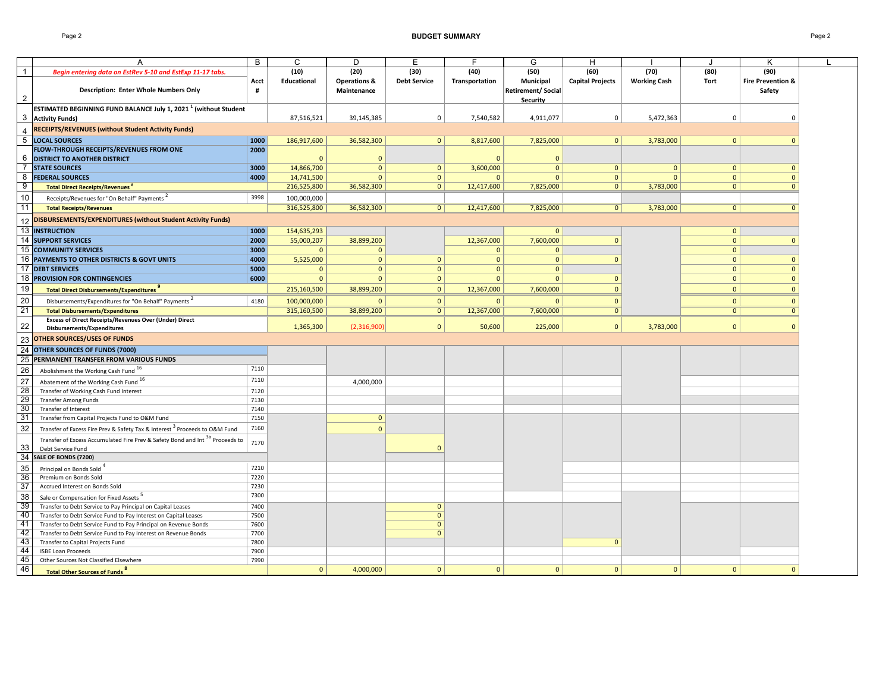## BUDGET SUMMARY

| | A | B | C | D | E | F | G | H | I | J | K |
|---|---|---|---|---|---|---|---|---|---|---|---|
| 1 | *Begin entering data on EstRev 5-10 and EstExp 11-17 tabs.* | | (10) | (20) | (30) | (40) | (50) | (60) | (70) | (80) | (90) |
| 2 | Description: Enter Whole Numbers Only | Acct # | Educational | Operations & Maintenance | Debt Service | Transportation | Municipal Retirement/ Social Security | Capital Projects | Working Cash | Tort | Fire Prevention & Safety |
| 3 | ESTIMATED BEGINNING FUND BALANCE July 1, 2021 [1] (without Student Activity Funds) | | 87,516,521 | 39,145,385 | 0 | 7,540,582 | 4,911,077 | 0 | 5,472,363 | 0 | 0 |
| 4 | **RECEIPTS/REVENUES (without Student Activity Funds)** | | | | | | | | | | |
| 5 | **LOCAL SOURCES** | 1000 | 186,917,600 | 36,582,300 | 0 | 8,817,600 | 7,825,000 | 0 | 3,783,000 | 0 | 0 |
| 6 | **FLOW-THROUGH RECEIPTS/REVENUES FROM ONE DISTRICT TO ANOTHER DISTRICT** | 2000 | 0 | 0 | | 0 | 0 | | | | |
| 7 | **STATE SOURCES** | 3000 | 14,866,700 | 0 | 0 | 3,600,000 | 0 | 0 | 0 | 0 | 0 |
| 8 | **FEDERAL SOURCES** | 4000 | 14,741,500 | 0 | 0 | 0 | 0 | 0 | 0 | 0 | 0 |
| 9 | **Total Direct Receipts/Revenues [8]** | | 216,525,800 | 36,582,300 | 0 | 12,417,600 | 7,825,000 | 0 | 3,783,000 | 0 | 0 |
| 10 | Receipts/Revenues for "On Behalf" Payments [2] | 3998 | 100,000,000 | | | | | | | | |
| 11 | **Total Receipts/Revenues** | | 316,525,800 | 36,582,300 | 0 | 12,417,600 | 7,825,000 | 0 | 3,783,000 | 0 | 0 |
| 12 | **DISBURSEMENTS/EXPENDITURES (without Student Activity Funds)** | | | | | | | | | | |
| 13 | **INSTRUCTION** | 1000 | 154,635,293 | | | | 0 | | | 0 | |
| 14 | **SUPPORT SERVICES** | 2000 | 55,000,207 | 38,899,200 | | 12,367,000 | 7,600,000 | 0 | | 0 | 0 |
| 15 | **COMMUNITY SERVICES** | 3000 | 0 | 0 | | 0 | 0 | | | 0 | |
| 16 | **PAYMENTS TO OTHER DISTRICTS & GOVT UNITS** | 4000 | 5,525,000 | 0 | 0 | 0 | 0 | 0 | | 0 | 0 |
| 17 | **DEBT SERVICES** | 5000 | 0 | 0 | 0 | 0 | 0 | | | 0 | 0 |
| 18 | **PROVISION FOR CONTINGENCIES** | 6000 | 0 | 0 | 0 | 0 | 0 | 0 | | 0 | 0 |
| 19 | **Total Direct Disbursements/Expenditures [9]** | | 215,160,500 | 38,899,200 | 0 | 12,367,000 | 7,600,000 | 0 | | 0 | 0 |
| 20 | Disbursements/Expenditures for "On Behalf" Payments [2] | 4180 | 100,000,000 | 0 | 0 | 0 | 0 | 0 | | 0 | 0 |
| 21 | **Total Disbursements/Expenditures** | | 315,160,500 | 38,899,200 | 0 | 12,367,000 | 7,600,000 | 0 | | 0 | 0 |
| 22 | **Excess of Direct Receipts/Revenues Over (Under) Direct Disbursements/Expenditures** | | 1,365,300 | (2,316,900) | 0 | 50,600 | 225,000 | 0 | 3,783,000 | 0 | 0 |
| 23 | **OTHER SOURCES/USES OF FUNDS** | | | | | | | | | | |
| 24 | **OTHER SOURCES OF FUNDS (7000)** | | | | | | | | | | |
| 25 | **PERMANENT TRANSFER FROM VARIOUS FUNDS** | | | | | | | | | | |
| 26 | Abolishment the Working Cash Fund [16] | 7110 | | | | | | | | | |
| 27 | Abatement of the Working Cash Fund [16] | 7110 | | 4,000,000 | | | | | | | |
| 28 | Transfer of Working Cash Fund Interest | 7120 | | | | | | | | | |
| 29 | Transfer Among Funds | 7130 | | | | | | | | | |
| 30 | Transfer of Interest | 7140 | | | | | | | | | |
| 31 | Transfer from Capital Projects Fund to O&M Fund | 7150 | | 0 | | | | | | | |
| 32 | Transfer of Excess Fire Prev & Safety Tax & Interest [3] Proceeds to O&M Fund | 7160 | | 0 | | | | | | | |
| 33 | Transfer of Excess Accumulated Fire Prev & Safety Bond and Int [3a] Proceeds to Debt Service Fund | 7170 | | | 0 | | | | | | |
| 34 | **SALE OF BONDS (7200)** | | | | | | | | | | |
| 35 | Principal on Bonds Sold [4] | 7210 | | | | | | | | | |
| 36 | Premium on Bonds Sold | 7220 | | | | | | | | | |
| 37 | Accrued Interest on Bonds Sold | 7230 | | | | | | | | | |
| 38 | Sale or Compensation for Fixed Assets [5] | 7300 | | | | | | | | | |
| 39 | Transfer to Debt Service to Pay Principal on Capital Leases | 7400 | | | 0 | | | | | | |
| 40 | Transfer to Debt Service Fund to Pay Interest on Capital Leases | 7500 | | | 0 | | | | | | |
| 41 | Transfer to Debt Service Fund to Pay Principal on Revenue Bonds | 7600 | | | 0 | | | | | | |
| 42 | Transfer to Debt Service Fund to Pay Interest on Revenue Bonds | 7700 | | | 0 | | | | | | |
| 43 | Transfer to Capital Projects Fund | 7800 | | | | | | 0 | | | |
| 44 | ISBE Loan Proceeds | 7900 | | | | | | | | | |
| 45 | Other Sources Not Classified Elsewhere | 7990 | | | | | | | | | |
| 46 | **Total Other Sources of Funds [8]** | | 0 | 4,000,000 | 0 | 0 | 0 | 0 | 0 | 0 | 0 |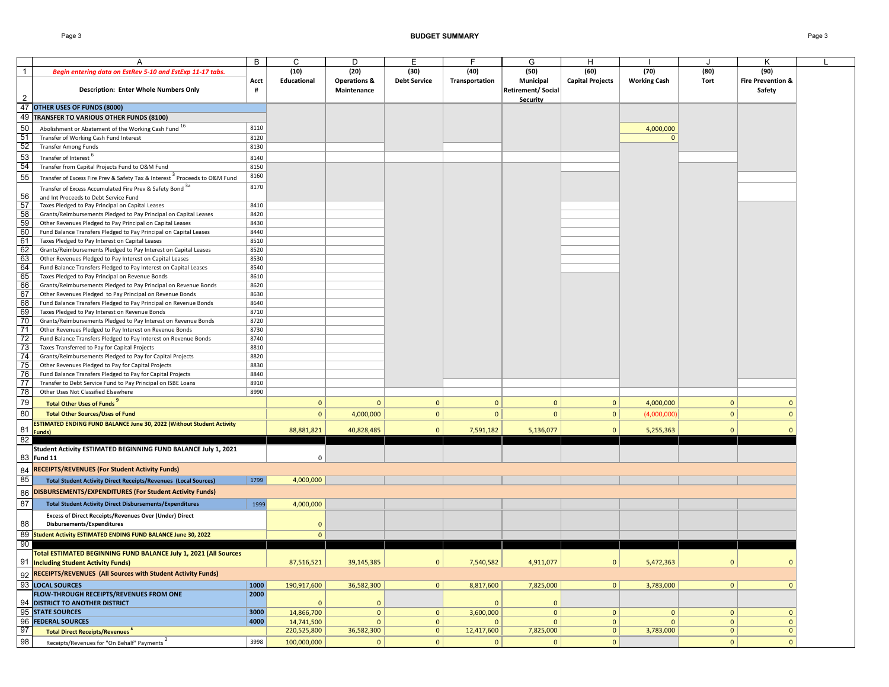## BUDGET SUMMARY

| | A | B | C | D | E | F | G | H | I | J | K |
|---|---|---|---|---|---|---|---|---|---|---|---|
| 1 | *Begin entering data on EstRev 5-10 and EstExp 11-17 tabs.* | | (10) | (20) | (30) | (40) | (50) | (60) | (70) | (80) | (90) |
| 2 | **Description: Enter Whole Numbers Only** | **Acct #** | **Educational** | **Operations & Maintenance** | **Debt Service** | **Transportation** | **Municipal Retirement/ Social Security** | **Capital Projects** | **Working Cash** | **Tort** | **Fire Prevention & Safety** |
| 47 | **OTHER USES OF FUNDS (8000)** | | | | | | | | | | |
| 49 | **TRANSFER TO VARIOUS OTHER FUNDS (8100)** | | | | | | | | | | |
| 50 | Abolishment or Abatement of the Working Cash Fund [16] | 8110 | | | | | | | 4,000,000 | | |
| 51 | Transfer of Working Cash Fund Interest | 8120 | | | | | | | 0 | | |
| 52 | Transfer Among Funds | 8130 | | | | | | | | | |
| 53 | Transfer of Interest [6] | 8140 | | | | | | | | | |
| 54 | Transfer from Capital Projects Fund to O&M Fund | 8150 | | | | | | | | | |
| 55 | Transfer of Excess Fire Prev & Safety Tax & Interest [3] Proceeds to O&M Fund | 8160 | | | | | | | | | |
| 56 | Transfer of Excess Accumulated Fire Prev & Safety Bond [3a] and Int Proceeds to Debt Service Fund | 8170 | | | | | | | | | |
| 57 | Taxes Pledged to Pay Principal on Capital Leases | 8410 | | | | | | | | | |
| 58 | Grants/Reimbursements Pledged to Pay Principal on Capital Leases | 8420 | | | | | | | | | |
| 59 | Other Revenues Pledged to Pay Principal on Capital Leases | 8430 | | | | | | | | | |
| 60 | Fund Balance Transfers Pledged to Pay Principal on Capital Leases | 8440 | | | | | | | | | |
| 61 | Taxes Pledged to Pay Interest on Capital Leases | 8510 | | | | | | | | | |
| 62 | Grants/Reimbursements Pledged to Pay Interest on Capital Leases | 8520 | | | | | | | | | |
| 63 | Other Revenues Pledged to Pay Interest on Capital Leases | 8530 | | | | | | | | | |
| 64 | Fund Balance Transfers Pledged to Pay Interest on Capital Leases | 8540 | | | | | | | | | |
| 65 | Taxes Pledged to Pay Principal on Revenue Bonds | 8610 | | | | | | | | | |
| 66 | Grants/Reimbursements Pledged to Pay Principal on Revenue Bonds | 8620 | | | | | | | | | |
| 67 | Other Revenues Pledged to Pay Principal on Revenue Bonds | 8630 | | | | | | | | | |
| 68 | Fund Balance Transfers Pledged to Pay Principal on Revenue Bonds | 8640 | | | | | | | | | |
| 69 | Taxes Pledged to Pay Interest on Revenue Bonds | 8710 | | | | | | | | | |
| 70 | Grants/Reimbursements Pledged to Pay Interest on Revenue Bonds | 8720 | | | | | | | | | |
| 71 | Other Revenues Pledged to Pay Interest on Revenue Bonds | 8730 | | | | | | | | | |
| 72 | Fund Balance Transfers Pledged to Pay Interest on Revenue Bonds | 8740 | | | | | | | | | |
| 73 | Taxes Transferred to Pay for Capital Projects | 8810 | | | | | | | | | |
| 74 | Grants/Reimbursements Pledged to Pay for Capital Projects | 8820 | | | | | | | | | |
| 75 | Other Revenues Pledged to Pay for Capital Projects | 8830 | | | | | | | | | |
| 76 | Fund Balance Transfers Pledged to Pay for Capital Projects | 8840 | | | | | | | | | |
| 77 | Transfer to Debt Service Fund to Pay Principal on ISBE Loans | 8910 | | | | | | | | | |
| 78 | Other Uses Not Classified Elsewhere | 8990 | | | | | | | | | |
| 79 | **Total Other Uses of Funds [9]** | | 0 | 0 | 0 | 0 | 0 | 0 | 4,000,000 | 0 | 0 |
| 80 | **Total Other Sources/Uses of Fund** | | 0 | 4,000,000 | 0 | 0 | 0 | 0 | (4,000,000) | 0 | 0 |
| 81 | **ESTIMATED ENDING FUND BALANCE June 30, 2022 (Without Student Activity Funds)** | | 88,881,821 | 40,828,485 | 0 | 7,591,182 | 5,136,077 | 0 | 5,255,363 | 0 | 0 |
| 82 | | | | | | | | | | | |
| 83 | **Student Activity ESTIMATED BEGINNING FUND BALANCE July 1, 2021 Fund 11** | | 0 | | | | | | | | |
| 84 | **RECEIPTS/REVENUES (For Student Activity Funds)** | | | | | | | | | | |
| 85 | **Total Student Activity Direct Receipts/Revenues (Local Sources)** | 1799 | 4,000,000 | | | | | | | | |
| 86 | **DISBURSEMENTS/EXPENDITURES (For Student Activity Funds)** | | | | | | | | | | |
| 87 | **Total Student Activity Direct Disbursements/Expenditures** | 1999 | 4,000,000 | | | | | | | | |
| 88 | **Excess of Direct Receipts/Revenues Over (Under) Direct Disbursements/Expenditures** | | 0 | | | | | | | | |
| 89 | **Student Activity ESTIMATED ENDING FUND BALANCE June 30, 2022** | | 0 | | | | | | | | |
| 90 | | | | | | | | | | | |
| 91 | **Total ESTIMATED BEGINNING FUND BALANCE July 1, 2021 (All Sources Including Student Activity Funds)** | | 87,516,521 | 39,145,385 | 0 | 7,540,582 | 4,911,077 | 0 | 5,472,363 | 0 | 0 |
| 92 | **RECEIPTS/REVENUES (All Sources with Student Activity Funds)** | | | | | | | | | | |
| 93 | **LOCAL SOURCES** | **1000** | 190,917,600 | 36,582,300 | 0 | 8,817,600 | 7,825,000 | 0 | 3,783,000 | 0 | 0 |
| 94 | **FLOW-THROUGH RECEIPTS/REVENUES FROM ONE DISTRICT TO ANOTHER DISTRICT** | **2000** | 0 | 0 | | 0 | 0 | | | | |
| 95 | **STATE SOURCES** | **3000** | 14,866,700 | 0 | 0 | 3,600,000 | 0 | 0 | 0 | 0 | 0 |
| 96 | **FEDERAL SOURCES** | **4000** | 14,741,500 | 0 | 0 | 0 | 0 | 0 | 0 | 0 | 0 |
| 97 | **Total Direct Receipts/Revenues [8]** | | 220,525,800 | 36,582,300 | 0 | 12,417,600 | 7,825,000 | 0 | 3,783,000 | 0 | 0 |
| 98 | Receipts/Revenues for "On Behalf" Payments [2] | 3998 | 100,000,000 | 0 | 0 | 0 | 0 | 0 | | 0 | 0 |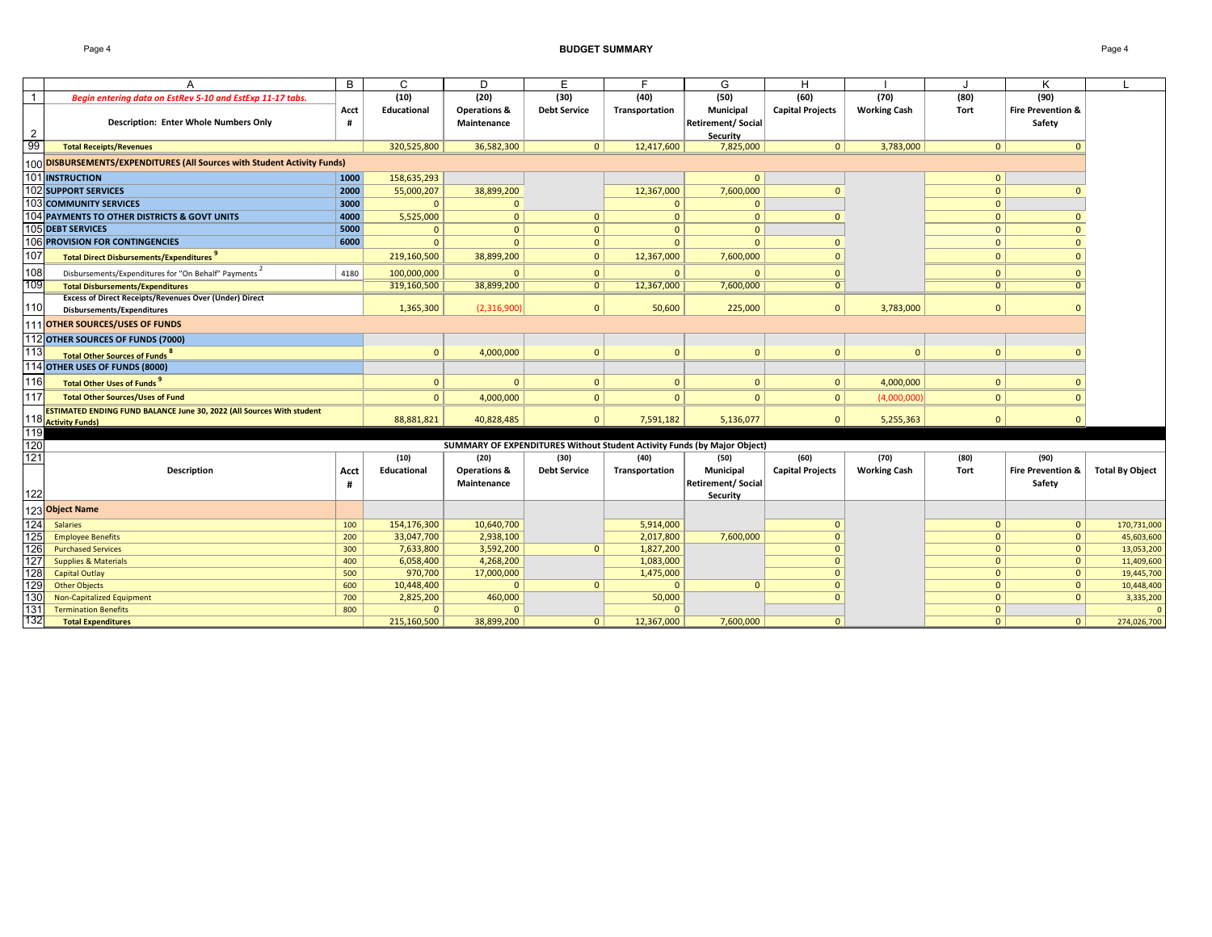## BUDGET SUMMARY

| | A | B | C | D | E | F | G | H | I | J | K | L |
|---|---|---|---|---|---|---|---|---|---|---|---|---|
| 1 | *Begin entering data on EstRev 5-10 and EstExp 11-17 tabs.* | | (10) | (20) | (30) | (40) | (50) | (60) | (70) | (80) | (90) | |
| 2 | **Description: Enter Whole Numbers Only** | **Acct #** | **Educational** | **Operations & Maintenance** | **Debt Service** | **Transportation** | **Municipal Retirement/ Social Security** | **Capital Projects** | **Working Cash** | **Tort** | **Fire Prevention & Safety** | |
| 99 | **Total Receipts/Revenues** | | 320,525,800 | 36,582,300 | 0 | 12,417,600 | 7,825,000 | 0 | 3,783,000 | 0 | 0 | |
| 100 | **DISBURSEMENTS/EXPENDITURES (All Sources with Student Activity Funds)** | | | | | | | | | | | |
| 101 | **INSTRUCTION** | **1000** | 158,635,293 | | | | 0 | | | 0 | | |
| 102 | **SUPPORT SERVICES** | **2000** | 55,000,207 | 38,899,200 | | 12,367,000 | 7,600,000 | 0 | | 0 | 0 | |
| 103 | **COMMUNITY SERVICES** | **3000** | 0 | 0 | | 0 | 0 | | | 0 | | |
| 104 | **PAYMENTS TO OTHER DISTRICTS & GOVT UNITS** | **4000** | 5,525,000 | 0 | 0 | 0 | 0 | 0 | | 0 | 0 | |
| 105 | **DEBT SERVICES** | **5000** | 0 | 0 | 0 | 0 | 0 | | | 0 | 0 | |
| 106 | **PROVISION FOR CONTINGENCIES** | **6000** | 0 | 0 | 0 | 0 | 0 | 0 | | 0 | 0 | |
| 107 | **Total Direct Disbursements/Expenditures** [9] | | 219,160,500 | 38,899,200 | 0 | 12,367,000 | 7,600,000 | 0 | | 0 | 0 | |
| 108 | Disbursements/Expenditures for "On Behalf" Payments [2] | 4180 | 100,000,000 | 0 | 0 | 0 | 0 | 0 | | 0 | 0 | |
| 109 | **Total Disbursements/Expenditures** | | 319,160,500 | 38,899,200 | 0 | 12,367,000 | 7,600,000 | 0 | | 0 | 0 | |
| 110 | **Excess of Direct Receipts/Revenues Over (Under) Direct Disbursements/Expenditures** | | 1,365,300 | (2,316,900) | 0 | 50,600 | 225,000 | 0 | 3,783,000 | 0 | 0 | |
| 111 | **OTHER SOURCES/USES OF FUNDS** | | | | | | | | | | | |
| 112 | **OTHER SOURCES OF FUNDS (7000)** | | | | | | | | | | | |
| 113 | **Total Other Sources of Funds** [8] | | 0 | 4,000,000 | 0 | 0 | 0 | 0 | 0 | 0 | 0 | |
| 114 | **OTHER USES OF FUNDS (8000)** | | | | | | | | | | | |
| 116 | **Total Other Uses of Funds** [9] | | 0 | 0 | 0 | 0 | 0 | 0 | 4,000,000 | 0 | 0 | |
| 117 | **Total Other Sources/Uses of Fund** | | 0 | 4,000,000 | 0 | 0 | 0 | 0 | (4,000,000) | 0 | 0 | |
| 118 | **ESTIMATED ENDING FUND BALANCE June 30, 2022 (All Sources With student Activity Funds)** | | 88,881,821 | 40,828,485 | 0 | 7,591,182 | 5,136,077 | 0 | 5,255,363 | 0 | 0 | |
| 119 | | | | | | | | | | | | |
| 120 | **SUMMARY OF EXPENDITURES Without Student Activity Funds (by Major Object)** | | | | | | | | | | | |
| 121 | | | (10) | (20) | (30) | (40) | (50) | (60) | (70) | (80) | (90) | |
| 122 | **Description** | **Acct #** | **Educational** | **Operations & Maintenance** | **Debt Service** | **Transportation** | **Municipal Retirement/ Social Security** | **Capital Projects** | **Working Cash** | **Tort** | **Fire Prevention & Safety** | **Total By Object** |
| 123 | **Object Name** | | | | | | | | | | | |
| 124 | Salaries | 100 | 154,176,300 | 10,640,700 | | 5,914,000 | | 0 | | 0 | 0 | 170,731,000 |
| 125 | Employee Benefits | 200 | 33,047,700 | 2,938,100 | | 2,017,800 | 7,600,000 | 0 | | 0 | 0 | 45,603,600 |
| 126 | Purchased Services | 300 | 7,633,800 | 3,592,200 | 0 | 1,827,200 | | 0 | | 0 | 0 | 13,053,200 |
| 127 | Supplies & Materials | 400 | 6,058,400 | 4,268,200 | | 1,083,000 | | 0 | | 0 | 0 | 11,409,600 |
| 128 | Capital Outlay | 500 | 970,700 | 17,000,000 | | 1,475,000 | | 0 | | 0 | 0 | 19,445,700 |
| 129 | Other Objects | 600 | 10,448,400 | 0 | 0 | 0 | 0 | 0 | | 0 | 0 | 10,448,400 |
| 130 | Non-Capitalized Equipment | 700 | 2,825,200 | 460,000 | | 50,000 | | 0 | | 0 | 0 | 3,335,200 |
| 131 | Termination Benefits | 800 | 0 | 0 | | 0 | | | | 0 | | 0 |
| 132 | **Total Expenditures** | | 215,160,500 | 38,899,200 | 0 | 12,367,000 | 7,600,000 | 0 | | 0 | 0 | 274,026,700 |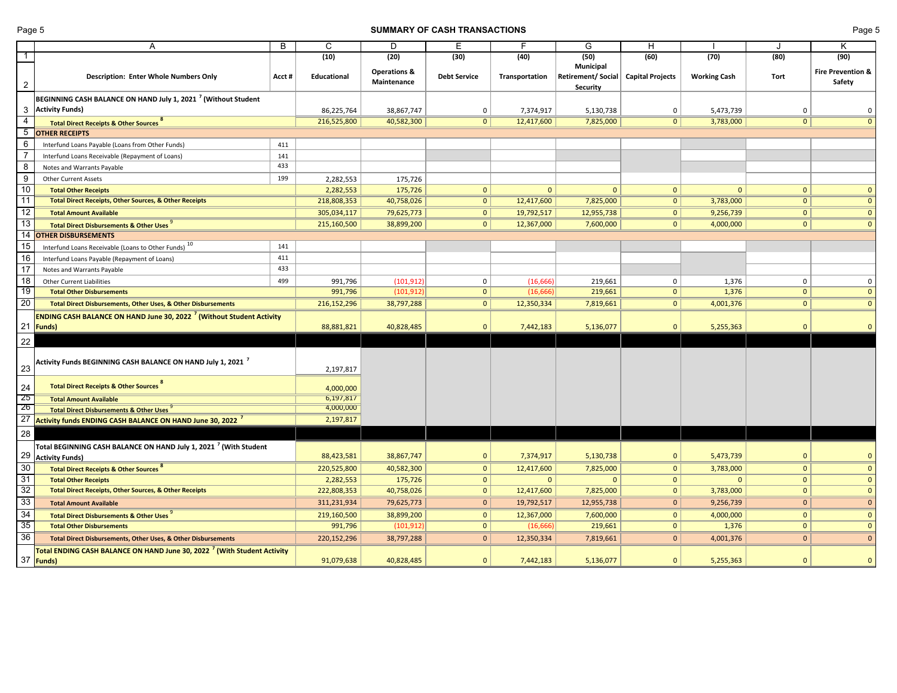## SUMMARY OF CASH TRANSACTIONS

| | A | B | C | D | E | F | G | H | I | J | K |
|---|---|---|---|---|---|---|---|---|---|---|---|
| 1 | | | (10) | (20) | (30) | (40) | (50) | (60) | (70) | (80) | (90) |
| 2 | Description: Enter Whole Numbers Only | Acct # | Educational | Operations & Maintenance | Debt Service | Transportation | Municipal Retirement/ Social Security | Capital Projects | Working Cash | Tort | Fire Prevention & Safety |
| 3 | BEGINNING CASH BALANCE ON HAND July 1, 2021 [7] (Without Student Activity Funds) | | 86,225,764 | 38,867,747 | 0 | 7,374,917 | 5,130,738 | 0 | 5,473,739 | 0 | 0 |
| 4 | Total Direct Receipts & Other Sources [8] | | 216,525,800 | 40,582,300 | 0 | 12,417,600 | 7,825,000 | 0 | 3,783,000 | 0 | 0 |
| 5 | OTHER RECEIPTS | | | | | | | | | | |
| 6 | Interfund Loans Payable (Loans from Other Funds) | 411 | | | | | | | | | |
| 7 | Interfund Loans Receivable (Repayment of Loans) | 141 | | | | | | | | | |
| 8 | Notes and Warrants Payable | 433 | | | | | | | | | |
| 9 | Other Current Assets | 199 | 2,282,553 | 175,726 | | | | | | | |
| 10 | Total Other Receipts | | 2,282,553 | 175,726 | 0 | 0 | 0 | 0 | 0 | 0 | 0 |
| 11 | Total Direct Receipts, Other Sources, & Other Receipts | | 218,808,353 | 40,758,026 | 0 | 12,417,600 | 7,825,000 | 0 | 3,783,000 | 0 | 0 |
| 12 | Total Amount Available | | 305,034,117 | 79,625,773 | 0 | 19,792,517 | 12,955,738 | 0 | 9,256,739 | 0 | 0 |
| 13 | Total Direct Disbursements & Other Uses [9] | | 215,160,500 | 38,899,200 | 0 | 12,367,000 | 7,600,000 | 0 | 4,000,000 | 0 | 0 |
| 14 | OTHER DISBURSEMENTS | | | | | | | | | | |
| 15 | Interfund Loans Receivable (Loans to Other Funds) [10] | 141 | | | | | | | | | |
| 16 | Interfund Loans Payable (Repayment of Loans) | 411 | | | | | | | | | |
| 17 | Notes and Warrants Payable | 433 | | | | | | | | | |
| 18 | Other Current Liabilities | 499 | 991,796 | (101,912) | 0 | (16,666) | 219,661 | 0 | 1,376 | 0 | 0 |
| 19 | Total Other Disbursements | | 991,796 | (101,912) | 0 | (16,666) | 219,661 | 0 | 1,376 | 0 | 0 |
| 20 | Total Direct Disbursements, Other Uses, & Other Disbursements | | 216,152,296 | 38,797,288 | 0 | 12,350,334 | 7,819,661 | 0 | 4,001,376 | 0 | 0 |
| 21 | ENDING CASH BALANCE ON HAND June 30, 2022 [7] (Without Student Activity Funds) | | 88,881,821 | 40,828,485 | 0 | 7,442,183 | 5,136,077 | 0 | 5,255,363 | 0 | 0 |
| 22 | | | | | | | | | | | |
| 23 | Activity Funds BEGINNING CASH BALANCE ON HAND July 1, 2021 [7] | | 2,197,817 | | | | | | | | |
| 24 | Total Direct Receipts & Other Sources [8] | | 4,000,000 | | | | | | | | |
| 25 | Total Amount Available | | 6,197,817 | | | | | | | | |
| 26 | Total Direct Disbursements & Other Uses [9] | | 4,000,000 | | | | | | | | |
| 27 | Activity funds ENDING CASH BALANCE ON HAND June 30, 2022 [7] | | 2,197,817 | | | | | | | | |
| 28 | | | | | | | | | | | |
| 29 | Total BEGINNING CASH BALANCE ON HAND July 1, 2021 [7] (With Student Activity Funds) | | 88,423,581 | 38,867,747 | 0 | 7,374,917 | 5,130,738 | 0 | 5,473,739 | 0 | 0 |
| 30 | Total Direct Receipts & Other Sources [8] | | 220,525,800 | 40,582,300 | 0 | 12,417,600 | 7,825,000 | 0 | 3,783,000 | 0 | 0 |
| 31 | Total Other Receipts | | 2,282,553 | 175,726 | 0 | 0 | 0 | 0 | 0 | 0 | 0 |
| 32 | Total Direct Receipts, Other Sources, & Other Receipts | | 222,808,353 | 40,758,026 | 0 | 12,417,600 | 7,825,000 | 0 | 3,783,000 | 0 | 0 |
| 33 | Total Amount Available | | 311,231,934 | 79,625,773 | 0 | 19,792,517 | 12,955,738 | 0 | 9,256,739 | 0 | 0 |
| 34 | Total Direct Disbursements & Other Uses [9] | | 219,160,500 | 38,899,200 | 0 | 12,367,000 | 7,600,000 | 0 | 4,000,000 | 0 | 0 |
| 35 | Total Other Disbursements | | 991,796 | (101,912) | 0 | (16,666) | 219,661 | 0 | 1,376 | 0 | 0 |
| 36 | Total Direct Disbursements, Other Uses, & Other Disbursements | | 220,152,296 | 38,797,288 | 0 | 12,350,334 | 7,819,661 | 0 | 4,001,376 | 0 | 0 |
| 37 | Total ENDING CASH BALANCE ON HAND June 30, 2022 [7] (With Student Activity Funds) | | 91,079,638 | 40,828,485 | 0 | 7,442,183 | 5,136,077 | 0 | 5,255,363 | 0 | 0 |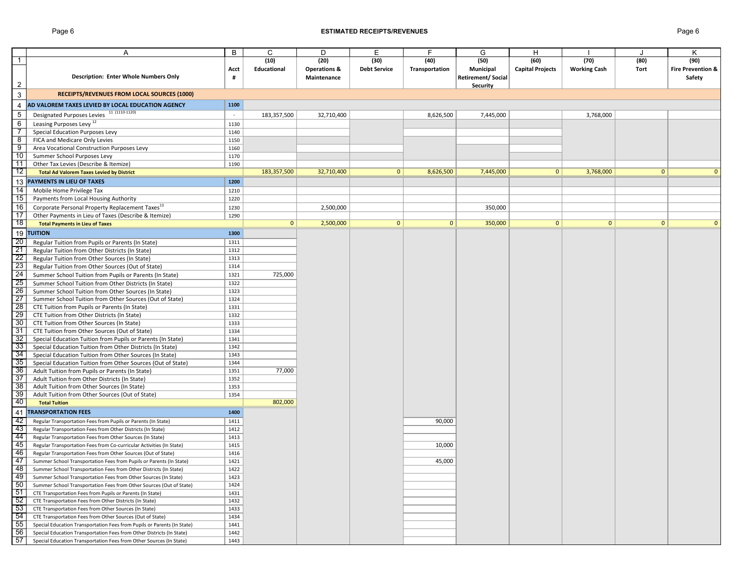## ESTIMATED RECEIPTS/REVENUES

| | A | B | C | D | E | F | G | H | I | J | K |
|---|---|---|---|---|---|---|---|---|---|---|---|
| 1 | | | (10) | (20) | (30) | (40) | (50) | (60) | (70) | (80) | (90) |
| 2 | Description: Enter Whole Numbers Only | Acct # | Educational | Operations & Maintenance | Debt Service | Transportation | Municipal Retirement/ Social Security | Capital Projects | Working Cash | Tort | Fire Prevention & Safety |
| 3 | **RECEIPTS/REVENUES FROM LOCAL SOURCES (1000)** | | | | | | | | | | |
| 4 | **AD VALOREM TAXES LEVIED BY LOCAL EDUCATION AGENCY** | 1100 | | | | | | | | | |
| 5 | Designated Purposes Levies [11] (1110-1120) | - | 183,357,500 | 32,710,400 | | 8,626,500 | 7,445,000 | | 3,768,000 | | |
| 6 | Leasing Purposes Levy [12] | 1130 | | | | | | | | | |
| 7 | Special Education Purposes Levy | 1140 | | | | | | | | | |
| 8 | FICA and Medicare Only Levies | 1150 | | | | | | | | | |
| 9 | Area Vocational Construction Purposes Levy | 1160 | | | | | | | | | |
| 10 | Summer School Purposes Levy | 1170 | | | | | | | | | |
| 11 | Other Tax Levies (Describe & Itemize) | 1190 | | | | | | | | | |
| 12 | **Total Ad Valorem Taxes Levied by District** | | 183,357,500 | 32,710,400 | 0 | 8,626,500 | 7,445,000 | 0 | 3,768,000 | 0 | 0 |
| 13 | **PAYMENTS IN LIEU OF TAXES** | 1200 | | | | | | | | | |
| 14 | Mobile Home Privilege Tax | 1210 | | | | | | | | | |
| 15 | Payments from Local Housing Authority | 1220 | | | | | | | | | |
| 16 | Corporate Personal Property Replacement Taxes [13] | 1230 | | 2,500,000 | | | 350,000 | | | | |
| 17 | Other Payments in Lieu of Taxes (Describe & Itemize) | 1290 | | | | | | | | | |
| 18 | **Total Payments in Lieu of Taxes** | | 0 | 2,500,000 | 0 | 0 | 350,000 | 0 | 0 | 0 | 0 |
| 19 | **TUITION** | 1300 | | | | | | | | | |
| 20 | Regular Tuition from Pupils or Parents (In State) | 1311 | | | | | | | | | |
| 21 | Regular Tuition from Other Districts (In State) | 1312 | | | | | | | | | |
| 22 | Regular Tuition from Other Sources (In State) | 1313 | | | | | | | | | |
| 23 | Regular Tuition from Other Sources (Out of State) | 1314 | | | | | | | | | |
| 24 | Summer School Tuition from Pupils or Parents (In State) | 1321 | 725,000 | | | | | | | | |
| 25 | Summer School Tuition from Other Districts (In State) | 1322 | | | | | | | | | |
| 26 | Summer School Tuition from Other Sources (In State) | 1323 | | | | | | | | | |
| 27 | Summer School Tuition from Other Sources (Out of State) | 1324 | | | | | | | | | |
| 28 | CTE Tuition from Pupils or Parents (In State) | 1331 | | | | | | | | | |
| 29 | CTE Tuition from Other Districts (In State) | 1332 | | | | | | | | | |
| 30 | CTE Tuition from Other Sources (In State) | 1333 | | | | | | | | | |
| 31 | CTE Tuition from Other Sources (Out of State) | 1334 | | | | | | | | | |
| 32 | Special Education Tuition from Pupils or Parents (In State) | 1341 | | | | | | | | | |
| 33 | Special Education Tuition from Other Districts (In State) | 1342 | | | | | | | | | |
| 34 | Special Education Tuition from Other Sources (In State) | 1343 | | | | | | | | | |
| 35 | Special Education Tuition from Other Sources (Out of State) | 1344 | | | | | | | | | |
| 36 | Adult Tuition from Pupils or Parents (In State) | 1351 | 77,000 | | | | | | | | |
| 37 | Adult Tuition from Other Districts (In State) | 1352 | | | | | | | | | |
| 38 | Adult Tuition from Other Sources (In State) | 1353 | | | | | | | | | |
| 39 | Adult Tuition from Other Sources (Out of State) | 1354 | | | | | | | | | |
| 40 | **Total Tuition** | | 802,000 | | | | | | | | |
| 41 | **TRANSPORTATION FEES** | 1400 | | | | | | | | | |
| 42 | Regular Transportation Fees from Pupils or Parents (In State) | 1411 | | | | 90,000 | | | | | |
| 43 | Regular Transportation Fees from Other Districts (In State) | 1412 | | | | | | | | | |
| 44 | Regular Transportation Fees from Other Sources (In State) | 1413 | | | | | | | | | |
| 45 | Regular Transportation Fees from Co-curricular Activities (In State) | 1415 | | | | 10,000 | | | | | |
| 46 | Regular Transportation Fees from Other Sources (Out of State) | 1416 | | | | | | | | | |
| 47 | Summer School Transportation Fees from Pupils or Parents (In State) | 1421 | | | | 45,000 | | | | | |
| 48 | Summer School Transportation Fees from Other Districts (In State) | 1422 | | | | | | | | | |
| 49 | Summer School Transportation Fees from Other Sources (In State) | 1423 | | | | | | | | | |
| 50 | Summer School Transportation Fees from Other Sources (Out of State) | 1424 | | | | | | | | | |
| 51 | CTE Transportation Fees from Pupils or Parents (In State) | 1431 | | | | | | | | | |
| 52 | CTE Transportation Fees from Other Districts (In State) | 1432 | | | | | | | | | |
| 53 | CTE Transportation Fees from Other Sources (In State) | 1433 | | | | | | | | | |
| 54 | CTE Transportation Fees from Other Sources (Out of State) | 1434 | | | | | | | | | |
| 55 | Special Education Transportation Fees from Pupils or Parents (In State) | 1441 | | | | | | | | | |
| 56 | Special Education Transportation Fees from Other Districts (In State) | 1442 | | | | | | | | | |
| 57 | Special Education Transportation Fees from Other Sources (In State) | 1443 | | | | | | | | | |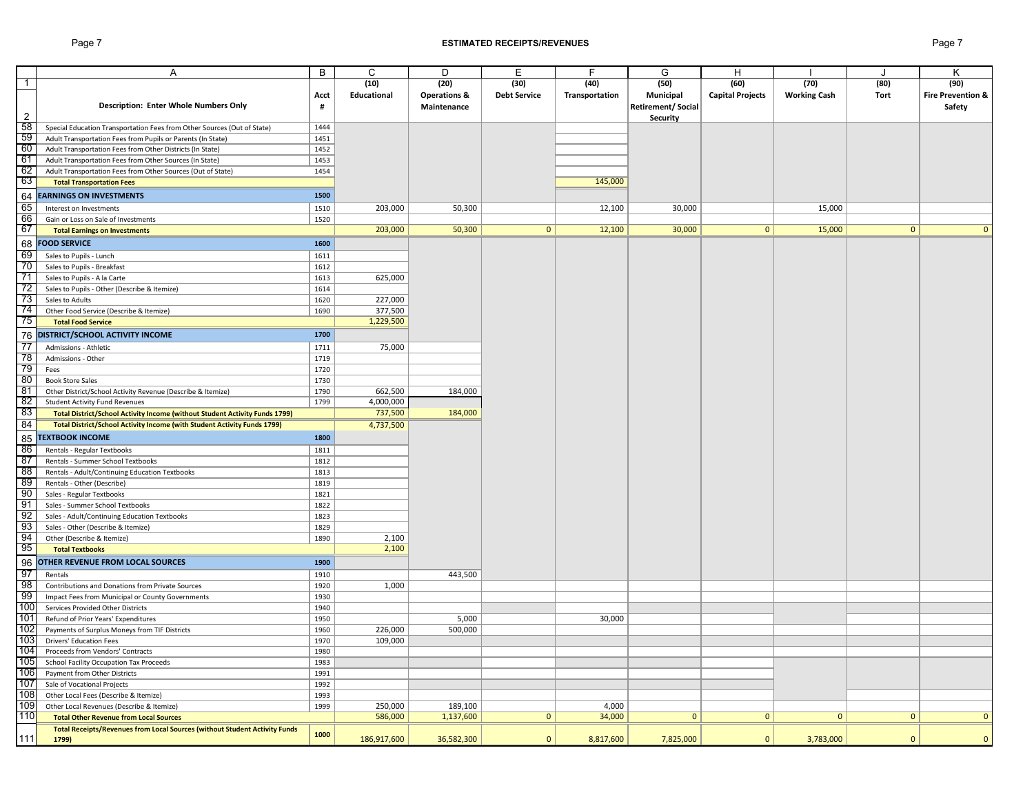## ESTIMATED RECEIPTS/REVENUES

| | A | B | C | D | E | F | G | H | I | J | K |
|---|---|---|---|---|---|---|---|---|---|---|---|
| 1 | | | (10) | (20) | (30) | (40) | (50) | (60) | (70) | (80) | (90) |
| 2 | **Description: Enter Whole Numbers Only** | **Acct #** | **Educational** | **Operations & Maintenance** | **Debt Service** | **Transportation** | **Municipal Retirement/ Social Security** | **Capital Projects** | **Working Cash** | **Tort** | **Fire Prevention & Safety** |
| 58 | Special Education Transportation Fees from Other Sources (Out of State) | 1444 | | | | | | | | | |
| 59 | Adult Transportation Fees from Pupils or Parents (In State) | 1451 | | | | | | | | | |
| 60 | Adult Transportation Fees from Other Districts (In State) | 1452 | | | | | | | | | |
| 61 | Adult Transportation Fees from Other Sources (In State) | 1453 | | | | | | | | | |
| 62 | Adult Transportation Fees from Other Sources (Out of State) | 1454 | | | | | | | | | |
| 63 | **Total Transportation Fees** | | | | | 145,000 | | | | | |
| 64 | **EARNINGS ON INVESTMENTS** | **1500** | | | | | | | | | |
| 65 | Interest on Investments | 1510 | 203,000 | 50,300 | | 12,100 | 30,000 | | 15,000 | | |
| 66 | Gain or Loss on Sale of Investments | 1520 | | | | | | | | | |
| 67 | **Total Earnings on Investments** | | 203,000 | 50,300 | 0 | 12,100 | 30,000 | 0 | 15,000 | 0 | 0 |
| 68 | **FOOD SERVICE** | **1600** | | | | | | | | | |
| 69 | Sales to Pupils - Lunch | 1611 | | | | | | | | | |
| 70 | Sales to Pupils - Breakfast | 1612 | | | | | | | | | |
| 71 | Sales to Pupils - A la Carte | 1613 | 625,000 | | | | | | | | |
| 72 | Sales to Pupils - Other (Describe & Itemize) | 1614 | | | | | | | | | |
| 73 | Sales to Adults | 1620 | 227,000 | | | | | | | | |
| 74 | Other Food Service (Describe & Itemize) | 1690 | 377,500 | | | | | | | | |
| 75 | **Total Food Service** | | 1,229,500 | | | | | | | | |
| 76 | **DISTRICT/SCHOOL ACTIVITY INCOME** | **1700** | | | | | | | | | |
| 77 | Admissions - Athletic | 1711 | 75,000 | | | | | | | | |
| 78 | Admissions - Other | 1719 | | | | | | | | | |
| 79 | Fees | 1720 | | | | | | | | | |
| 80 | Book Store Sales | 1730 | | | | | | | | | |
| 81 | Other District/School Activity Revenue (Describe & Itemize) | 1790 | 662,500 | 184,000 | | | | | | | |
| 82 | Student Activity Fund Revenues | 1799 | 4,000,000 | | | | | | | | |
| 83 | **Total District/School Activity Income (without Student Activity Funds 1799)** | | 737,500 | 184,000 | | | | | | | |
| 84 | **Total District/School Activity Income (with Student Activity Funds 1799)** | | 4,737,500 | | | | | | | | |
| 85 | **TEXTBOOK INCOME** | **1800** | | | | | | | | | |
| 86 | Rentals - Regular Textbooks | 1811 | | | | | | | | | |
| 87 | Rentals - Summer School Textbooks | 1812 | | | | | | | | | |
| 88 | Rentals - Adult/Continuing Education Textbooks | 1813 | | | | | | | | | |
| 89 | Rentals - Other (Describe) | 1819 | | | | | | | | | |
| 90 | Sales - Regular Textbooks | 1821 | | | | | | | | | |
| 91 | Sales - Summer School Textbooks | 1822 | | | | | | | | | |
| 92 | Sales - Adult/Continuing Education Textbooks | 1823 | | | | | | | | | |
| 93 | Sales - Other (Describe & Itemize) | 1829 | | | | | | | | | |
| 94 | Other (Describe & Itemize) | 1890 | 2,100 | | | | | | | | |
| 95 | **Total Textbooks** | | 2,100 | | | | | | | | |
| 96 | **OTHER REVENUE FROM LOCAL SOURCES** | **1900** | | | | | | | | | |
| 97 | Rentals | 1910 | | 443,500 | | | | | | | |
| 98 | Contributions and Donations from Private Sources | 1920 | 1,000 | | | | | | | | |
| 99 | Impact Fees from Municipal or County Governments | 1930 | | | | | | | | | |
| 100 | Services Provided Other Districts | 1940 | | | | | | | | | |
| 101 | Refund of Prior Years' Expenditures | 1950 | | 5,000 | | 30,000 | | | | | |
| 102 | Payments of Surplus Moneys from TIF Districts | 1960 | 226,000 | 500,000 | | | | | | | |
| 103 | Drivers' Education Fees | 1970 | 109,000 | | | | | | | | |
| 104 | Proceeds from Vendors' Contracts | 1980 | | | | | | | | | |
| 105 | School Facility Occupation Tax Proceeds | 1983 | | | | | | | | | |
| 106 | Payment from Other Districts | 1991 | | | | | | | | | |
| 107 | Sale of Vocational Projects | 1992 | | | | | | | | | |
| 108 | Other Local Fees (Describe & Itemize) | 1993 | | | | | | | | | |
| 109 | Other Local Revenues (Describe & Itemize) | 1999 | 250,000 | 189,100 | | 4,000 | | | | | |
| 110 | **Total Other Revenue from Local Sources** | | 586,000 | 1,137,600 | 0 | 34,000 | 0 | 0 | 0 | 0 | 0 |
| 111 | **Total Receipts/Revenues from Local Sources (without Student Activity Funds 1799)** | **1000** | 186,917,600 | 36,582,300 | 0 | 8,817,600 | 7,825,000 | 0 | 3,783,000 | 0 | 0 |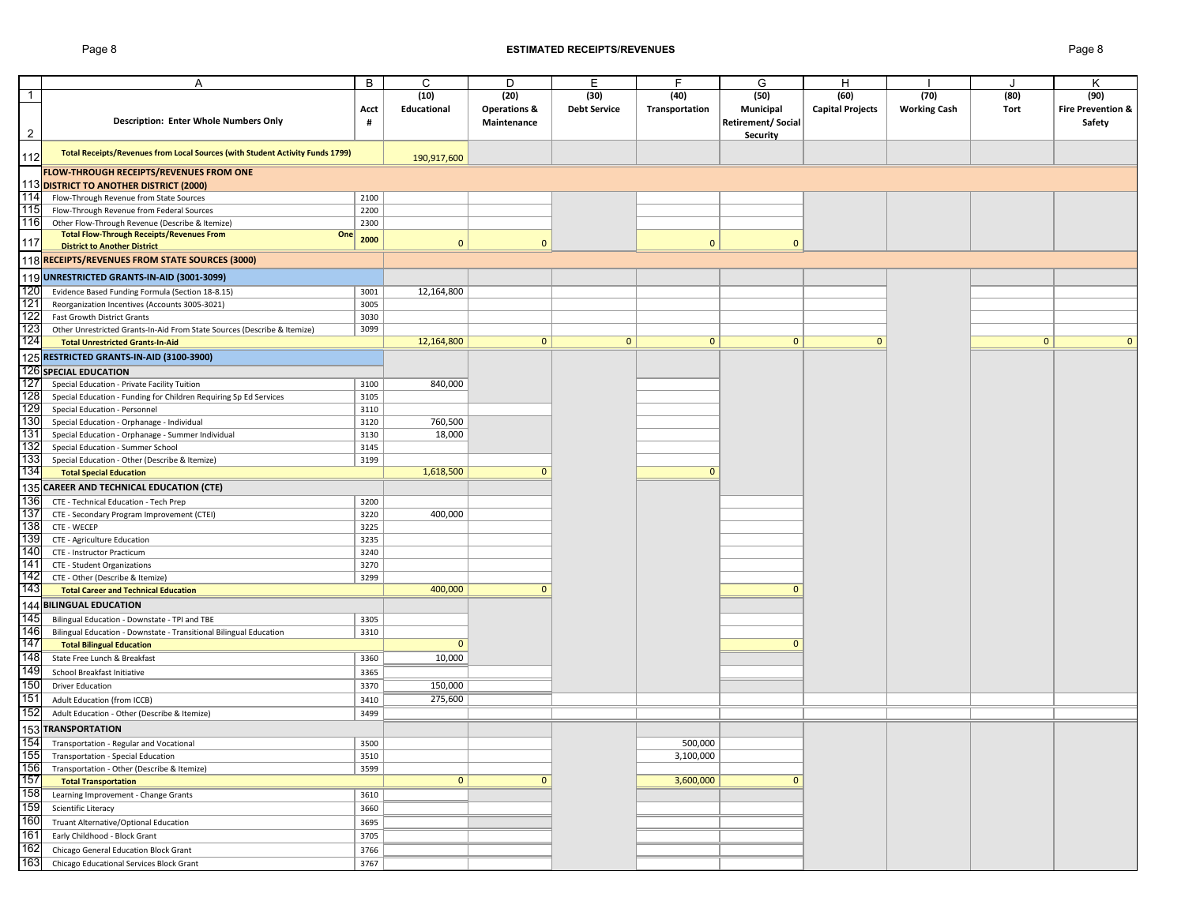# ESTIMATED RECEIPTS/REVENUES

| | A | B | C | D | E | F | G | H | I | J | K |
|---|---|---|---|---|---|---|---|---|---|---|---|
| 1 | | | (10) | (20) | (30) | (40) | (50) | (60) | (70) | (80) | (90) |
| 2 | **Description: Enter Whole Numbers Only** | **Acct #** | **Educational** | **Operations & Maintenance** | **Debt Service** | **Transportation** | **Municipal Retirement/ Social Security** | **Capital Projects** | **Working Cash** | **Tort** | **Fire Prevention & Safety** |
| 112 | **Total Receipts/Revenues from Local Sources (with Student Activity Funds 1799)** | | 190,917,600 | | | | | | | | |
| 113 | **FLOW-THROUGH RECEIPTS/REVENUES FROM ONE DISTRICT TO ANOTHER DISTRICT (2000)** | | | | | | | | | | |
| 114 | Flow-Through Revenue from State Sources | 2100 | | | | | | | | | |
| 115 | Flow-Through Revenue from Federal Sources | 2200 | | | | | | | | | |
| 116 | Other Flow-Through Revenue (Describe & Itemize) | 2300 | | | | | | | | | |
| 117 | **Total Flow-Through Receipts/Revenues From One District to Another District** | **2000** | 0 | 0 | | 0 | 0 | | | | |
| 118 | **RECEIPTS/REVENUES FROM STATE SOURCES (3000)** | | | | | | | | | | |
| 119 | **UNRESTRICTED GRANTS-IN-AID (3001-3099)** | | | | | | | | | | |
| 120 | Evidence Based Funding Formula (Section 18-8.15) | 3001 | 12,164,800 | | | | | | | | |
| 121 | Reorganization Incentives (Accounts 3005-3021) | 3005 | | | | | | | | | |
| 122 | Fast Growth District Grants | 3030 | | | | | | | | | |
| 123 | Other Unrestricted Grants-In-Aid From State Sources (Describe & Itemize) | 3099 | | | | | | | | | |
| 124 | **Total Unrestricted Grants-In-Aid** | | 12,164,800 | 0 | 0 | 0 | 0 | 0 | | 0 | 0 |
| 125 | **RESTRICTED GRANTS-IN-AID (3100-3900)** | | | | | | | | | | |
| 126 | **SPECIAL EDUCATION** | | | | | | | | | | |
| 127 | Special Education - Private Facility Tuition | 3100 | 840,000 | | | | | | | | |
| 128 | Special Education - Funding for Children Requiring Sp Ed Services | 3105 | | | | | | | | | |
| 129 | Special Education - Personnel | 3110 | | | | | | | | | |
| 130 | Special Education - Orphanage - Individual | 3120 | 760,500 | | | | | | | | |
| 131 | Special Education - Orphanage - Summer Individual | 3130 | 18,000 | | | | | | | | |
| 132 | Special Education - Summer School | 3145 | | | | | | | | | |
| 133 | Special Education - Other (Describe & Itemize) | 3199 | | | | | | | | | |
| 134 | **Total Special Education** | | 1,618,500 | 0 | | 0 | | | | | |
| 135 | **CAREER AND TECHNICAL EDUCATION (CTE)** | | | | | | | | | | |
| 136 | CTE - Technical Education - Tech Prep | 3200 | | | | | | | | | |
| 137 | CTE - Secondary Program Improvement (CTEI) | 3220 | 400,000 | | | | | | | | |
| 138 | CTE - WECEP | 3225 | | | | | | | | | |
| 139 | CTE - Agriculture Education | 3235 | | | | | | | | | |
| 140 | CTE - Instructor Practicum | 3240 | | | | | | | | | |
| 141 | CTE - Student Organizations | 3270 | | | | | | | | | |
| 142 | CTE - Other (Describe & Itemize) | 3299 | | | | | | | | | |
| 143 | **Total Career and Technical Education** | | 400,000 | 0 | | | 0 | | | | |
| 144 | **BILINGUAL EDUCATION** | | | | | | | | | | |
| 145 | Bilingual Education - Downstate - TPI and TBE | 3305 | | | | | | | | | |
| 146 | Bilingual Education - Downstate - Transitional Bilingual Education | 3310 | | | | | | | | | |
| 147 | **Total Bilingual Education** | | 0 | | | | 0 | | | | |
| 148 | State Free Lunch & Breakfast | 3360 | 10,000 | | | | | | | | |
| 149 | School Breakfast Initiative | 3365 | | | | | | | | | |
| 150 | Driver Education | 3370 | 150,000 | | | | | | | | |
| 151 | Adult Education (from ICCB) | 3410 | 275,600 | | | | | | | | |
| 152 | Adult Education - Other (Describe & Itemize) | 3499 | | | | | | | | | |
| 153 | **TRANSPORTATION** | | | | | | | | | | |
| 154 | Transportation - Regular and Vocational | 3500 | | | | 500,000 | | | | | |
| 155 | Transportation - Special Education | 3510 | | | | 3,100,000 | | | | | |
| 156 | Transportation - Other (Describe & Itemize) | 3599 | | | | | | | | | |
| 157 | **Total Transportation** | | 0 | 0 | | 3,600,000 | 0 | | | | |
| 158 | Learning Improvement - Change Grants | 3610 | | | | | | | | | |
| 159 | Scientific Literacy | 3660 | | | | | | | | | |
| 160 | Truant Alternative/Optional Education | 3695 | | | | | | | | | |
| 161 | Early Childhood - Block Grant | 3705 | | | | | | | | | |
| 162 | Chicago General Education Block Grant | 3766 | | | | | | | | | |
| 163 | Chicago Educational Services Block Grant | 3767 | | | | | | | | | |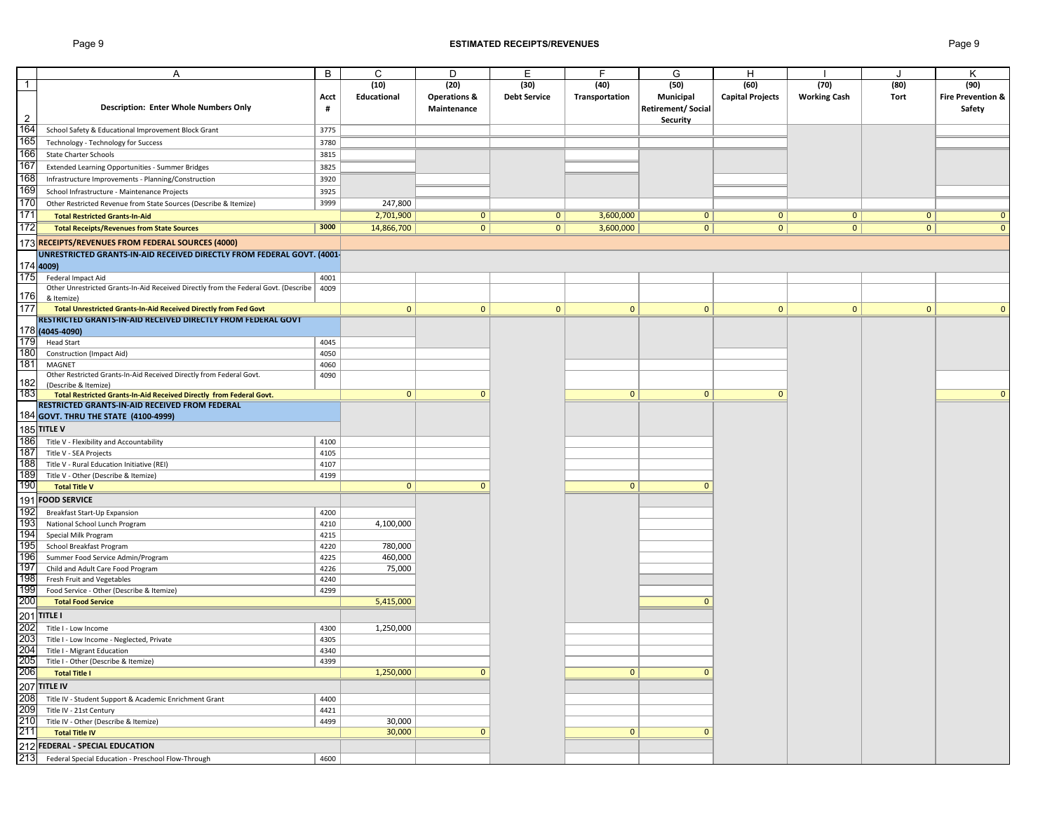## ESTIMATED RECEIPTS/REVENUES

| | A | B | C | D | E | F | G | H | I | J | K |
|---|---|---|---|---|---|---|---|---|---|---|---|
| 1 | Description: Enter Whole Numbers Only | Acct # | (10) Educational | (20) Operations & Maintenance | (30) Debt Service | (40) Transportation | (50) Municipal Retirement/ Social Security | (60) Capital Projects | (70) Working Cash | (80) Tort | (90) Fire Prevention & Safety |
| 164 | School Safety & Educational Improvement Block Grant | 3775 | | | | | | | | | |
| 165 | Technology - Technology for Success | 3780 | | | | | | | | | |
| 166 | State Charter Schools | 3815 | | | | | | | | | |
| 167 | Extended Learning Opportunities - Summer Bridges | 3825 | | | | | | | | | |
| 168 | Infrastructure Improvements - Planning/Construction | 3920 | | | | | | | | | |
| 169 | School Infrastructure - Maintenance Projects | 3925 | | | | | | | | | |
| 170 | Other Restricted Revenue from State Sources (Describe & Itemize) | 3999 | 247,800 | | | | | | | | |
| 171 | **Total Restricted Grants-In-Aid** | | 2,701,900 | 0 | 0 | 3,600,000 | 0 | 0 | 0 | 0 | 0 |
| 172 | **Total Receipts/Revenues from State Sources** | 3000 | 14,866,700 | 0 | 0 | 3,600,000 | 0 | 0 | 0 | 0 | 0 |
| 173 | **RECEIPTS/REVENUES FROM FEDERAL SOURCES (4000)** | | | | | | | | | | |
| 174 | **UNRESTRICTED GRANTS-IN-AID RECEIVED DIRECTLY FROM FEDERAL GOVT. (4001-4009)** | | | | | | | | | | |
| 175 | Federal Impact Aid | 4001 | | | | | | | | | |
| 176 | Other Unrestricted Grants-In-Aid Received Directly from the Federal Govt. (Describe & Itemize) | 4009 | | | | | | | | | |
| 177 | **Total Unrestricted Grants-In-Aid Received Directly from Fed Govt** | | 0 | 0 | 0 | 0 | 0 | 0 | 0 | 0 | 0 |
| 178 | **RESTRICTED GRANTS-IN-AID RECEIVED DIRECTLY FROM FEDERAL GOVT (4045-4090)** | | | | | | | | | | |
| 179 | Head Start | 4045 | | | | | | | | | |
| 180 | Construction (Impact Aid) | 4050 | | | | | | | | | |
| 181 | MAGNET | 4060 | | | | | | | | | |
| 182 | Other Restricted Grants-In-Aid Received Directly from Federal Govt. (Describe & Itemize) | 4090 | | | | | | | | | |
| 183 | **Total Restricted Grants-In-Aid Received Directly from Federal Govt.** | | 0 | 0 | | 0 | 0 | 0 | | | 0 |
| 184 | **RESTRICTED GRANTS-IN-AID RECEIVED FROM FEDERAL GOVT. THRU THE STATE (4100-4999)** | | | | | | | | | | |
| 185 | **TITLE V** | | | | | | | | | | |
| 186 | Title V - Flexibility and Accountability | 4100 | | | | | | | | | |
| 187 | Title V - SEA Projects | 4105 | | | | | | | | | |
| 188 | Title V - Rural Education Initiative (REI) | 4107 | | | | | | | | | |
| 189 | Title V - Other (Describe & Itemize) | 4199 | | | | | | | | | |
| 190 | **Total Title V** | | 0 | 0 | | 0 | 0 | | | | |
| 191 | **FOOD SERVICE** | | | | | | | | | | |
| 192 | Breakfast Start-Up Expansion | 4200 | | | | | | | | | |
| 193 | National School Lunch Program | 4210 | 4,100,000 | | | | | | | | |
| 194 | Special Milk Program | 4215 | | | | | | | | | |
| 195 | School Breakfast Program | 4220 | 780,000 | | | | | | | | |
| 196 | Summer Food Service Admin/Program | 4225 | 460,000 | | | | | | | | |
| 197 | Child and Adult Care Food Program | 4226 | 75,000 | | | | | | | | |
| 198 | Fresh Fruit and Vegetables | 4240 | | | | | | | | | |
| 199 | Food Service - Other (Describe & Itemize) | 4299 | | | | | | | | | |
| 200 | **Total Food Service** | | 5,415,000 | | | | 0 | | | | |
| 201 | **TITLE I** | | | | | | | | | | |
| 202 | Title I - Low Income | 4300 | 1,250,000 | | | | | | | | |
| 203 | Title I - Low Income - Neglected, Private | 4305 | | | | | | | | | |
| 204 | Title I - Migrant Education | 4340 | | | | | | | | | |
| 205 | Title I - Other (Describe & Itemize) | 4399 | | | | | | | | | |
| 206 | **Total Title I** | | 1,250,000 | 0 | | 0 | 0 | | | | |
| 207 | **TITLE IV** | | | | | | | | | | |
| 208 | Title IV - Student Support & Academic Enrichment Grant | 4400 | | | | | | | | | |
| 209 | Title IV - 21st Century | 4421 | | | | | | | | | |
| 210 | Title IV - Other (Describe & Itemize) | 4499 | 30,000 | | | | | | | | |
| 211 | **Total Title IV** | | 30,000 | 0 | | 0 | 0 | | | | |
| 212 | **FEDERAL - SPECIAL EDUCATION** | | | | | | | | | | |
| 213 | Federal Special Education - Preschool Flow-Through | 4600 | | | | | | | | | |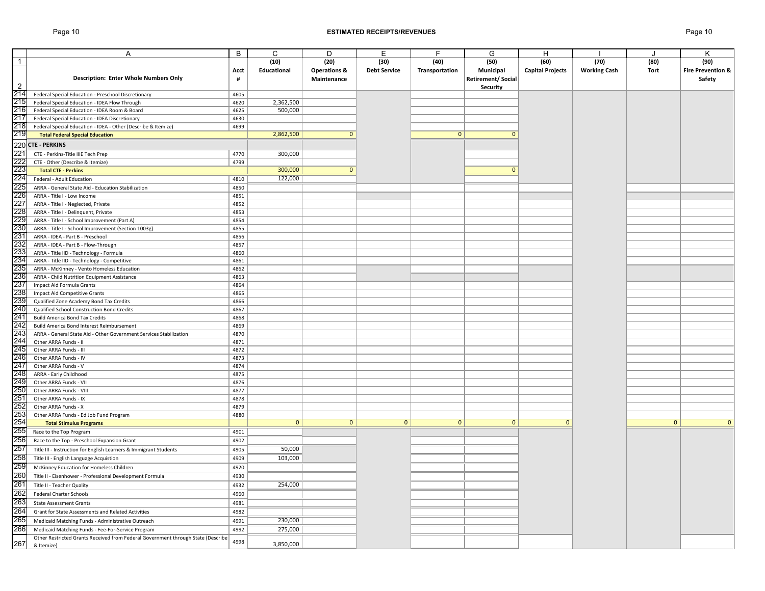# ESTIMATED RECEIPTS/REVENUES

| | A | B | C | D | E | F | G | H | I | J | K |
|---|---|---|---|---|---|---|---|---|---|---|---|
| 1 | | | (10) | (20) | (30) | (40) | (50) | (60) | (70) | (80) | (90) |
| 2 | Description: Enter Whole Numbers Only | Acct # | Educational | Operations & Maintenance | Debt Service | Transportation | Municipal Retirement/ Social Security | Capital Projects | Working Cash | Tort | Fire Prevention & Safety |
| 214 | Federal Special Education - Preschool Discretionary | 4605 | | | | | | | | | |
| 215 | Federal Special Education - IDEA Flow Through | 4620 | 2,362,500 | | | | | | | | |
| 216 | Federal Special Education - IDEA Room & Board | 4625 | 500,000 | | | | | | | | |
| 217 | Federal Special Education - IDEA Discretionary | 4630 | | | | | | | | | |
| 218 | Federal Special Education - IDEA - Other (Describe & Itemize) | 4699 | | | | | | | | | |
| 219 | **Total Federal Special Education** | | 2,862,500 | 0 | | 0 | 0 | | | | |
| 220 | **CTE - PERKINS** | | | | | | | | | | |
| 221 | CTE - Perkins-Title IIIE Tech Prep | 4770 | 300,000 | | | | | | | | |
| 222 | CTE - Other (Describe & Itemize) | 4799 | | | | | | | | | |
| 223 | **Total CTE - Perkins** | | 300,000 | 0 | | | 0 | | | | |
| 224 | Federal - Adult Education | 4810 | 122,000 | | | | | | | | |
| 225 | ARRA - General State Aid - Education Stabilization | 4850 | | | | | | | | | |
| 226 | ARRA - Title I - Low Income | 4851 | | | | | | | | | |
| 227 | ARRA - Title I - Neglected, Private | 4852 | | | | | | | | | |
| 228 | ARRA - Title I - Delinquent, Private | 4853 | | | | | | | | | |
| 229 | ARRA - Title I - School Improvement (Part A) | 4854 | | | | | | | | | |
| 230 | ARRA - Title I - School Improvement (Section 1003g) | 4855 | | | | | | | | | |
| 231 | ARRA - IDEA - Part B - Preschool | 4856 | | | | | | | | | |
| 232 | ARRA - IDEA - Part B - Flow-Through | 4857 | | | | | | | | | |
| 233 | ARRA - Title IID - Technology - Formula | 4860 | | | | | | | | | |
| 234 | ARRA - Title IID - Technology - Competitive | 4861 | | | | | | | | | |
| 235 | ARRA - McKinney - Vento Homeless Education | 4862 | | | | | | | | | |
| 236 | ARRA - Child Nutrition Equipment Assistance | 4863 | | | | | | | | | |
| 237 | Impact Aid Formula Grants | 4864 | | | | | | | | | |
| 238 | Impact Aid Competitive Grants | 4865 | | | | | | | | | |
| 239 | Qualified Zone Academy Bond Tax Credits | 4866 | | | | | | | | | |
| 240 | Qualified School Construction Bond Credits | 4867 | | | | | | | | | |
| 241 | Build America Bond Tax Credits | 4868 | | | | | | | | | |
| 242 | Build America Bond Interest Reimbursement | 4869 | | | | | | | | | |
| 243 | ARRA - General State Aid - Other Government Services Stabilization | 4870 | | | | | | | | | |
| 244 | Other ARRA Funds - II | 4871 | | | | | | | | | |
| 245 | Other ARRA Funds - III | 4872 | | | | | | | | | |
| 246 | Other ARRA Funds - IV | 4873 | | | | | | | | | |
| 247 | Other ARRA Funds - V | 4874 | | | | | | | | | |
| 248 | ARRA - Early Childhood | 4875 | | | | | | | | | |
| 249 | Other ARRA Funds - VII | 4876 | | | | | | | | | |
| 250 | Other ARRA Funds - VIII | 4877 | | | | | | | | | |
| 251 | Other ARRA Funds - IX | 4878 | | | | | | | | | |
| 252 | Other ARRA Funds - X | 4879 | | | | | | | | | |
| 253 | Other ARRA Funds - Ed Job Fund Program | 4880 | | | | | | | | | |
| 254 | **Total Stimulus Programs** | | 0 | 0 | 0 | 0 | 0 | 0 | | 0 | 0 |
| 255 | Race to the Top Program | 4901 | | | | | | | | | |
| 256 | Race to the Top - Preschool Expansion Grant | 4902 | | | | | | | | | |
| 257 | Title III - Instruction for English Learners & Immigrant Students | 4905 | 50,000 | | | | | | | | |
| 258 | Title III - English Language Acquistion | 4909 | 103,000 | | | | | | | | |
| 259 | McKinney Education for Homeless Children | 4920 | | | | | | | | | |
| 260 | Title II - Eisenhower - Professional Development Formula | 4930 | | | | | | | | | |
| 261 | Title II - Teacher Quality | 4932 | 254,000 | | | | | | | | |
| 262 | Federal Charter Schools | 4960 | | | | | | | | | |
| 263 | State Assessment Grants | 4981 | | | | | | | | | |
| 264 | Grant for State Assessments and Related Activities | 4982 | | | | | | | | | |
| 265 | Medicaid Matching Funds - Administrative Outreach | 4991 | 230,000 | | | | | | | | |
| 266 | Medicaid Matching Funds - Fee-For-Service Program | 4992 | 275,000 | | | | | | | | |
| 267 | Other Restricted Grants Received from Federal Government through State (Describe & Itemize) | 4998 | 3,850,000 | | | | | | | | |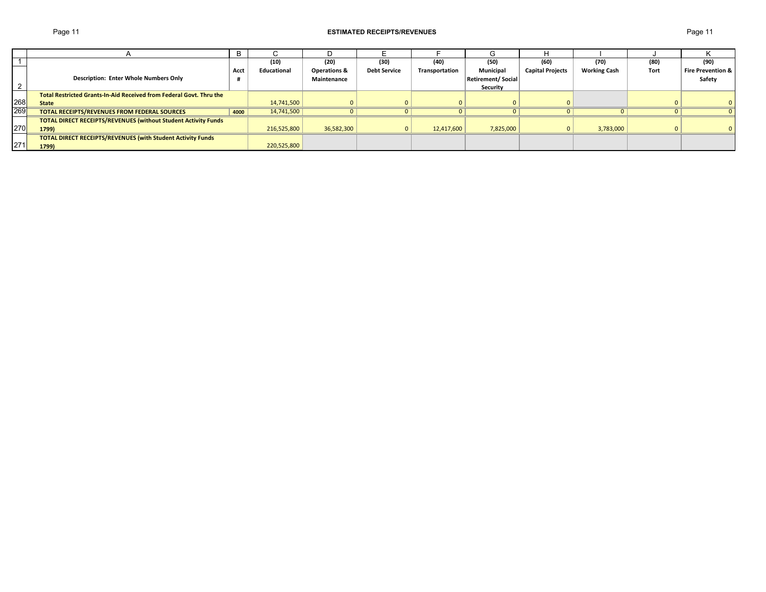## ESTIMATED RECEIPTS/REVENUES

| | A | B | C | D | E | F | G | H | I | J | K |
|---|---|---|---|---|---|---|---|---|---|---|---|
| 1 | | | (10) | (20) | (30) | (40) | (50) | (60) | (70) | (80) | (90) |
| 2 | **Description: Enter Whole Numbers Only** | **Acct #** | **Educational** | **Operations & Maintenance** | **Debt Service** | **Transportation** | **Municipal Retirement/ Social Security** | **Capital Projects** | **Working Cash** | **Tort** | **Fire Prevention & Safety** |
| 268 | **Total Restricted Grants-In-Aid Received from Federal Govt. Thru the State** | | 14,741,500 | 0 | 0 | 0 | 0 | 0 | | 0 | 0 |
| 269 | **TOTAL RECEIPTS/REVENUES FROM FEDERAL SOURCES** | **4000** | 14,741,500 | 0 | 0 | 0 | 0 | 0 | 0 | 0 | 0 |
| 270 | **TOTAL DIRECT RECEIPTS/REVENUES (without Student Activity Funds 1799)** | | 216,525,800 | 36,582,300 | 0 | 12,417,600 | 7,825,000 | 0 | 3,783,000 | 0 | 0 |
| 271 | **TOTAL DIRECT RECEIPTS/REVENUES (with Student Activity Funds 1799)** | | 220,525,800 | | | | | | | | |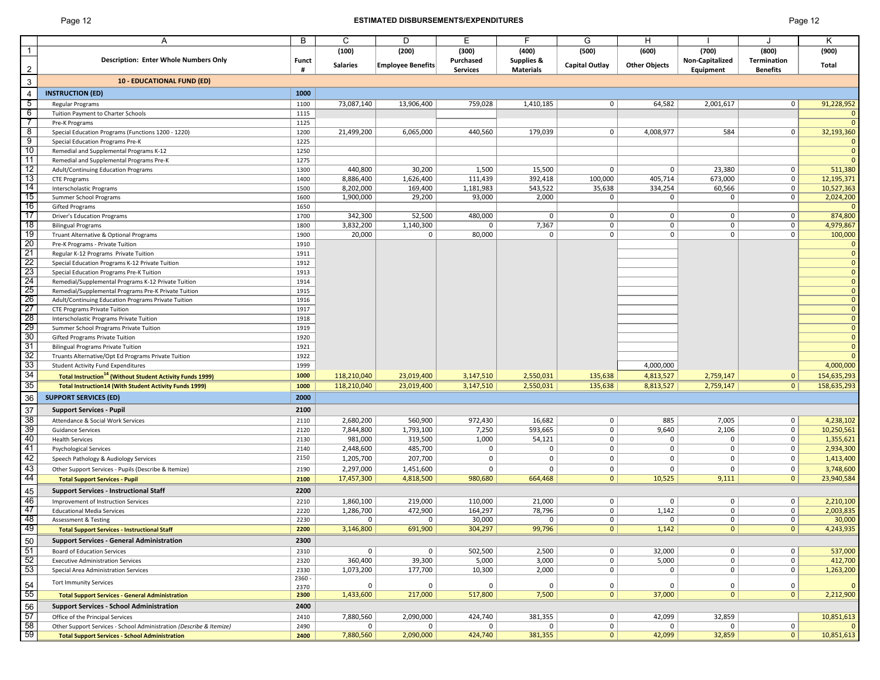# ESTIMATED DISBURSEMENTS/EXPENDITURES

| | A | B | C | D | E | F | G | H | I | J | K |
|---|---|---|---|---|---|---|---|---|---|---|---|
| 1 | | | (100) | (200) | (300) | (400) | (500) | (600) | (700) | (800) | (900) |
| 2 | Description: Enter Whole Numbers Only | Funct # | Salaries | Employee Benefits | Purchased Services | Supplies & Materials | Capital Outlay | Other Objects | Non-Capitalized Equipment | Termination Benefits | Total |
| 3 | **10 - EDUCATIONAL FUND (ED)** | | | | | | | | | | |
| 4 | **INSTRUCTION (ED)** | 1000 | | | | | | | | | |
| 5 | Regular Programs | 1100 | 73,087,140 | 13,906,400 | 759,028 | 1,410,185 | 0 | 64,582 | 2,001,617 | 0 | 91,228,952 |
| 6 | Tuition Payment to Charter Schools | 1115 | | | | | | | | | 0 |
| 7 | Pre-K Programs | 1125 | | | | | | | | | 0 |
| 8 | Special Education Programs (Functions 1200 - 1220) | 1200 | 21,499,200 | 6,065,000 | 440,560 | 179,039 | 0 | 4,008,977 | 584 | 0 | 32,193,360 |
| 9 | Special Education Programs Pre-K | 1225 | | | | | | | | | 0 |
| 10 | Remedial and Supplemental Programs K-12 | 1250 | | | | | | | | | 0 |
| 11 | Remedial and Supplemental Programs Pre-K | 1275 | | | | | | | | | 0 |
| 12 | Adult/Continuing Education Programs | 1300 | 440,800 | 30,200 | 1,500 | 15,500 | 0 | 0 | 23,380 | 0 | 511,380 |
| 13 | CTE Programs | 1400 | 8,886,400 | 1,626,400 | 111,439 | 392,418 | 100,000 | 405,714 | 673,000 | 0 | 12,195,371 |
| 14 | Interscholastic Programs | 1500 | 8,202,000 | 169,400 | 1,181,983 | 543,522 | 35,638 | 334,254 | 60,566 | 0 | 10,527,363 |
| 15 | Summer School Programs | 1600 | 1,900,000 | 29,200 | 93,000 | 2,000 | 0 | 0 | 0 | 0 | 2,024,200 |
| 16 | Gifted Programs | 1650 | | | | | | | | | 0 |
| 17 | Driver's Education Programs | 1700 | 342,300 | 52,500 | 480,000 | 0 | 0 | 0 | 0 | 0 | 874,800 |
| 18 | Bilingual Programs | 1800 | 3,832,200 | 1,140,300 | 0 | 7,367 | 0 | 0 | 0 | 0 | 4,979,867 |
| 19 | Truant Alternative & Optional Programs | 1900 | 20,000 | 0 | 80,000 | 0 | 0 | 0 | 0 | 0 | 100,000 |
| 20 | Pre-K Programs - Private Tuition | 1910 | | | | | | | | | 0 |
| 21 | Regular K-12 Programs Private Tuition | 1911 | | | | | | | | | 0 |
| 22 | Special Education Programs K-12 Private Tuition | 1912 | | | | | | | | | 0 |
| 23 | Special Education Programs Pre-K Tuition | 1913 | | | | | | | | | 0 |
| 24 | Remedial/Supplemental Programs K-12 Private Tuition | 1914 | | | | | | | | | 0 |
| 25 | Remedial/Supplemental Programs Pre-K Private Tuition | 1915 | | | | | | | | | 0 |
| 26 | Adult/Continuing Education Programs Private Tuition | 1916 | | | | | | | | | 0 |
| 27 | CTE Programs Private Tuition | 1917 | | | | | | | | | 0 |
| 28 | Interscholastic Programs Private Tuition | 1918 | | | | | | | | | 0 |
| 29 | Summer School Programs Private Tuition | 1919 | | | | | | | | | 0 |
| 30 | Gifted Programs Private Tuition | 1920 | | | | | | | | | 0 |
| 31 | Bilingual Programs Private Tuition | 1921 | | | | | | | | | 0 |
| 32 | Truants Alternative/Opt Ed Programs Private Tuition | 1922 | | | | | | | | | 0 |
| 33 | Student Activity Fund Expenditures | 1999 | | | | | | 4,000,000 | | | 4,000,000 |
| 34 | **Total Instruction[14] (Without Student Activity Funds 1999)** | 1000 | 118,210,040 | 23,019,400 | 3,147,510 | 2,550,031 | 135,638 | 4,813,527 | 2,759,147 | 0 | 154,635,293 |
| 35 | **Total Instruction14 (With Student Activity Funds 1999)** | 1000 | 118,210,040 | 23,019,400 | 3,147,510 | 2,550,031 | 135,638 | 8,813,527 | 2,759,147 | 0 | 158,635,293 |
| 36 | **SUPPORT SERVICES (ED)** | 2000 | | | | | | | | | |
| 37 | **Support Services - Pupil** | 2100 | | | | | | | | | |
| 38 | Attendance & Social Work Services | 2110 | 2,680,200 | 560,900 | 972,430 | 16,682 | 0 | 885 | 7,005 | 0 | 4,238,102 |
| 39 | Guidance Services | 2120 | 7,844,800 | 1,793,100 | 7,250 | 593,665 | 0 | 9,640 | 2,106 | 0 | 10,250,561 |
| 40 | Health Services | 2130 | 981,000 | 319,500 | 1,000 | 54,121 | 0 | 0 | 0 | 0 | 1,355,621 |
| 41 | Psychological Services | 2140 | 2,448,600 | 485,700 | 0 | 0 | 0 | 0 | 0 | 0 | 2,934,300 |
| 42 | Speech Pathology & Audiology Services | 2150 | 1,205,700 | 207,700 | 0 | 0 | 0 | 0 | 0 | 0 | 1,413,400 |
| 43 | Other Support Services - Pupils (Describe & Itemize) | 2190 | 2,297,000 | 1,451,600 | 0 | 0 | 0 | 0 | 0 | 0 | 3,748,600 |
| 44 | **Total Support Services - Pupil** | 2100 | 17,457,300 | 4,818,500 | 980,680 | 664,468 | 0 | 10,525 | 9,111 | 0 | 23,940,584 |
| 45 | **Support Services - Instructional Staff** | 2200 | | | | | | | | | |
| 46 | Improvement of Instruction Services | 2210 | 1,860,100 | 219,000 | 110,000 | 21,000 | 0 | 0 | 0 | 0 | 2,210,100 |
| 47 | Educational Media Services | 2220 | 1,286,700 | 472,900 | 164,297 | 78,796 | 0 | 1,142 | 0 | 0 | 2,003,835 |
| 48 | Assessment & Testing | 2230 | 0 | 0 | 30,000 | 0 | 0 | 0 | 0 | 0 | 30,000 |
| 49 | **Total Support Services - Instructional Staff** | 2200 | 3,146,800 | 691,900 | 304,297 | 99,796 | 0 | 1,142 | 0 | 0 | 4,243,935 |
| 50 | **Support Services - General Administration** | 2300 | | | | | | | | | |
| 51 | Board of Education Services | 2310 | 0 | 0 | 502,500 | 2,500 | 0 | 32,000 | 0 | 0 | 537,000 |
| 52 | Executive Administration Services | 2320 | 360,400 | 39,300 | 5,000 | 3,000 | 0 | 5,000 | 0 | 0 | 412,700 |
| 53 | Special Area Administration Services | 2330 | 1,073,200 | 177,700 | 10,300 | 2,000 | 0 | 0 | 0 | 0 | 1,263,200 |
| 54 | Tort Immunity Services | 2360 - 2370 | 0 | 0 | 0 | 0 | 0 | 0 | 0 | 0 | 0 |
| 55 | **Total Support Services - General Administration** | 2300 | 1,433,600 | 217,000 | 517,800 | 7,500 | 0 | 37,000 | 0 | 0 | 2,212,900 |
| 56 | **Support Services - School Administration** | 2400 | | | | | | | | | |
| 57 | Office of the Principal Services | 2410 | 7,880,560 | 2,090,000 | 424,740 | 381,355 | 0 | 42,099 | 32,859 | | 10,851,613 |
| 58 | Other Support Services - School Administration *(Describe & Itemize)* | 2490 | 0 | 0 | 0 | 0 | 0 | 0 | 0 | 0 | 0 |
| 59 | **Total Support Services - School Administration** | 2400 | 7,880,560 | 2,090,000 | 424,740 | 381,355 | 0 | 42,099 | 32,859 | 0 | 10,851,613 |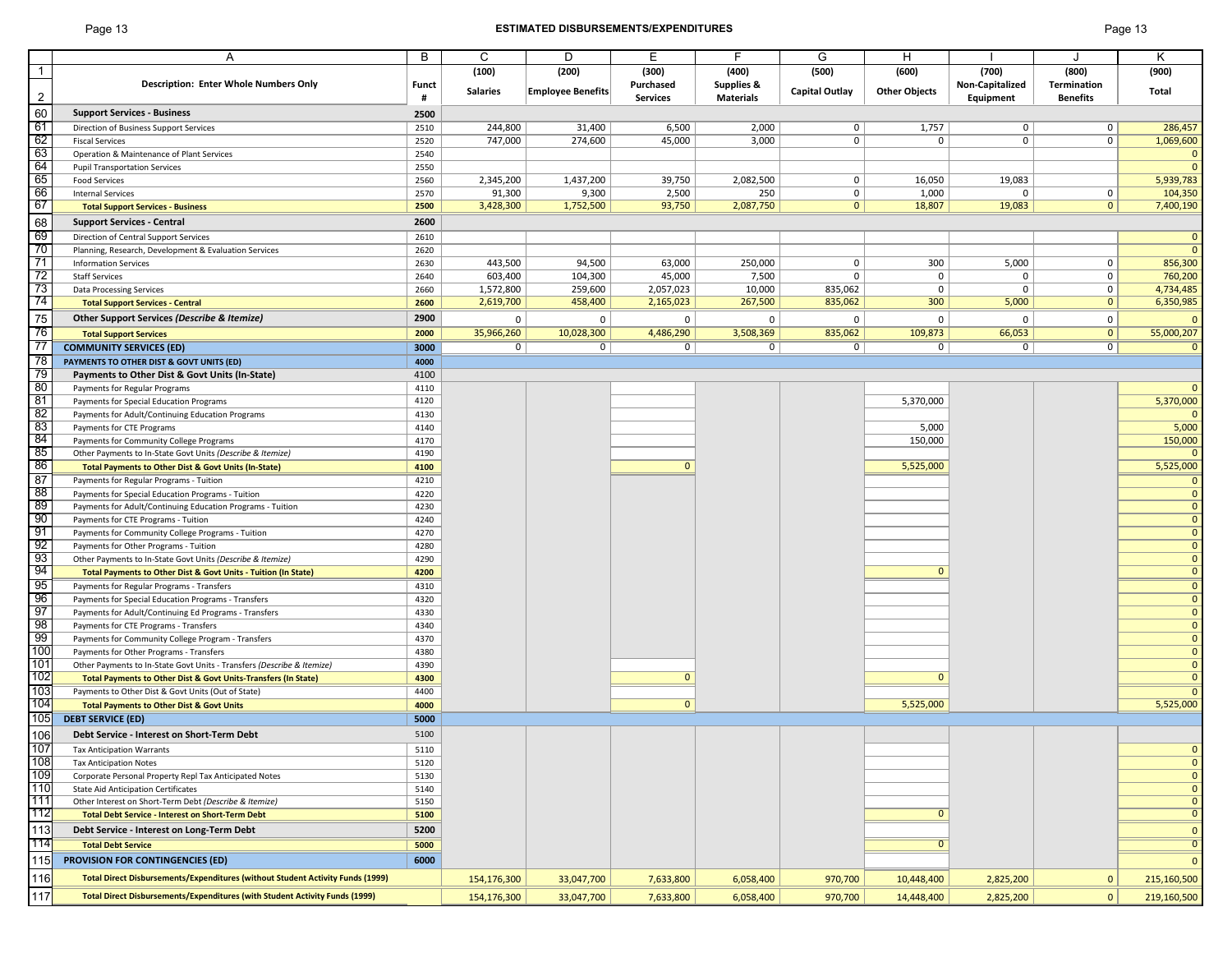# ESTIMATED DISBURSEMENTS/EXPENDITURES

| | A | B | C | D | E | F | G | H | I | J | K |
|---|---|---|---|---|---|---|---|---|---|---|---|
| 1 | | | (100) | (200) | (300) | (400) | (500) | (600) | (700) | (800) | (900) |
| 2 | **Description: Enter Whole Numbers Only** | **Funct #** | **Salaries** | **Employee Benefits** | **Purchased Services** | **Supplies & Materials** | **Capital Outlay** | **Other Objects** | **Non-Capitalized Equipment** | **Termination Benefits** | **Total** |
| 60 | **Support Services - Business** | **2500** | | | | | | | | | |
| 61 | Direction of Business Support Services | 2510 | 244,800 | 31,400 | 6,500 | 2,000 | 0 | 1,757 | 0 | 0 | 286,457 |
| 62 | Fiscal Services | 2520 | 747,000 | 274,600 | 45,000 | 3,000 | 0 | 0 | 0 | 0 | 1,069,600 |
| 63 | Operation & Maintenance of Plant Services | 2540 | | | | | | | | | 0 |
| 64 | Pupil Transportation Services | 2550 | | | | | | | | | 0 |
| 65 | Food Services | 2560 | 2,345,200 | 1,437,200 | 39,750 | 2,082,500 | 0 | 16,050 | 19,083 | | 5,939,783 |
| 66 | Internal Services | 2570 | 91,300 | 9,300 | 2,500 | 250 | 0 | 1,000 | 0 | 0 | 104,350 |
| 67 | **Total Support Services - Business** | **2500** | 3,428,300 | 1,752,500 | 93,750 | 2,087,750 | 0 | 18,807 | 19,083 | 0 | 7,400,190 |
| 68 | **Support Services - Central** | **2600** | | | | | | | | | |
| 69 | Direction of Central Support Services | 2610 | | | | | | | | | 0 |
| 70 | Planning, Research, Development & Evaluation Services | 2620 | | | | | | | | | 0 |
| 71 | Information Services | 2630 | 443,500 | 94,500 | 63,000 | 250,000 | 0 | 300 | 5,000 | 0 | 856,300 |
| 72 | Staff Services | 2640 | 603,400 | 104,300 | 45,000 | 7,500 | 0 | 0 | 0 | 0 | 760,200 |
| 73 | Data Processing Services | 2660 | 1,572,800 | 259,600 | 2,057,023 | 10,000 | 835,062 | 0 | 0 | 0 | 4,734,485 |
| 74 | **Total Support Services - Central** | **2600** | 2,619,700 | 458,400 | 2,165,023 | 267,500 | 835,062 | 300 | 5,000 | 0 | 6,350,985 |
| 75 | **Other Support Services *(Describe & Itemize)*** | **2900** | 0 | 0 | 0 | 0 | 0 | 0 | 0 | 0 | 0 |
| 76 | **Total Support Services** | **2000** | 35,966,260 | 10,028,300 | 4,486,290 | 3,508,369 | 835,062 | 109,873 | 66,053 | 0 | 55,000,207 |
| 77 | **COMMUNITY SERVICES (ED)** | **3000** | 0 | 0 | 0 | 0 | 0 | 0 | 0 | 0 | 0 |
| 78 | **PAYMENTS TO OTHER DIST & GOVT UNITS (ED)** | **4000** | | | | | | | | | |
| 79 | **Payments to Other Dist & Govt Units (In-State)** | 4100 | | | | | | | | | |
| 80 | Payments for Regular Programs | 4110 | | | | | | | | | 0 |
| 81 | Payments for Special Education Programs | 4120 | | | | | | 5,370,000 | | | 5,370,000 |
| 82 | Payments for Adult/Continuing Education Programs | 4130 | | | | | | | | | 0 |
| 83 | Payments for CTE Programs | 4140 | | | | | | 5,000 | | | 5,000 |
| 84 | Payments for Community College Programs | 4170 | | | | | | 150,000 | | | 150,000 |
| 85 | Other Payments to In-State Govt Units *(Describe & Itemize)* | 4190 | | | | | | | | | 0 |
| 86 | **Total Payments to Other Dist & Govt Units (In-State)** | **4100** | | | 0 | | | 5,525,000 | | | 5,525,000 |
| 87 | Payments for Regular Programs - Tuition | 4210 | | | | | | | | | 0 |
| 88 | Payments for Special Education Programs - Tuition | 4220 | | | | | | | | | 0 |
| 89 | Payments for Adult/Continuing Education Programs - Tuition | 4230 | | | | | | | | | 0 |
| 90 | Payments for CTE Programs - Tuition | 4240 | | | | | | | | | 0 |
| 91 | Payments for Community College Programs - Tuition | 4270 | | | | | | | | | 0 |
| 92 | Payments for Other Programs - Tuition | 4280 | | | | | | | | | 0 |
| 93 | Other Payments to In-State Govt Units *(Describe & Itemize)* | 4290 | | | | | | | | | 0 |
| 94 | **Total Payments to Other Dist & Govt Units - Tuition (In State)** | **4200** | | | | | | 0 | | | 0 |
| 95 | Payments for Regular Programs - Transfers | 4310 | | | | | | | | | 0 |
| 96 | Payments for Special Education Programs - Transfers | 4320 | | | | | | | | | 0 |
| 97 | Payments for Adult/Continuing Ed Programs - Transfers | 4330 | | | | | | | | | 0 |
| 98 | Payments for CTE Programs - Transfers | 4340 | | | | | | | | | 0 |
| 99 | Payments for Community College Program - Transfers | 4370 | | | | | | | | | 0 |
| 100 | Payments for Other Programs - Transfers | 4380 | | | | | | | | | 0 |
| 101 | Other Payments to In-State Govt Units - Transfers *(Describe & Itemize)* | 4390 | | | | | | | | | 0 |
| 102 | **Total Payments to Other Dist & Govt Units-Transfers (In State)** | **4300** | | | 0 | | | 0 | | | 0 |
| 103 | Payments to Other Dist & Govt Units (Out of State) | 4400 | | | | | | | | | 0 |
| 104 | **Total Payments to Other Dist & Govt Units** | **4000** | | | 0 | | | 5,525,000 | | | 5,525,000 |
| 105 | **DEBT SERVICE (ED)** | **5000** | | | | | | | | | |
| 106 | **Debt Service - Interest on Short-Term Debt** | 5100 | | | | | | | | | |
| 107 | Tax Anticipation Warrants | 5110 | | | | | | | | | 0 |
| 108 | Tax Anticipation Notes | 5120 | | | | | | | | | 0 |
| 109 | Corporate Personal Property Repl Tax Anticipated Notes | 5130 | | | | | | | | | 0 |
| 110 | State Aid Anticipation Certificates | 5140 | | | | | | | | | 0 |
| 111 | Other Interest on Short-Term Debt *(Describe & Itemize)* | 5150 | | | | | | | | | 0 |
| 112 | **Total Debt Service - Interest on Short-Term Debt** | **5100** | | | | | | 0 | | | 0 |
| 113 | **Debt Service - Interest on Long-Term Debt** | **5200** | | | | | | | | | 0 |
| 114 | **Total Debt Service** | **5000** | | | | | | 0 | | | 0 |
| 115 | **PROVISION FOR CONTINGENCIES (ED)** | **6000** | | | | | | | | | 0 |
| 116 | **Total Direct Disbursements/Expenditures (without Student Activity Funds (1999)** | | 154,176,300 | 33,047,700 | 7,633,800 | 6,058,400 | 970,700 | 10,448,400 | 2,825,200 | 0 | 215,160,500 |
| 117 | **Total Direct Disbursements/Expenditures (with Student Activity Funds (1999)** | | 154,176,300 | 33,047,700 | 7,633,800 | 6,058,400 | 970,700 | 14,448,400 | 2,825,200 | 0 | 219,160,500 |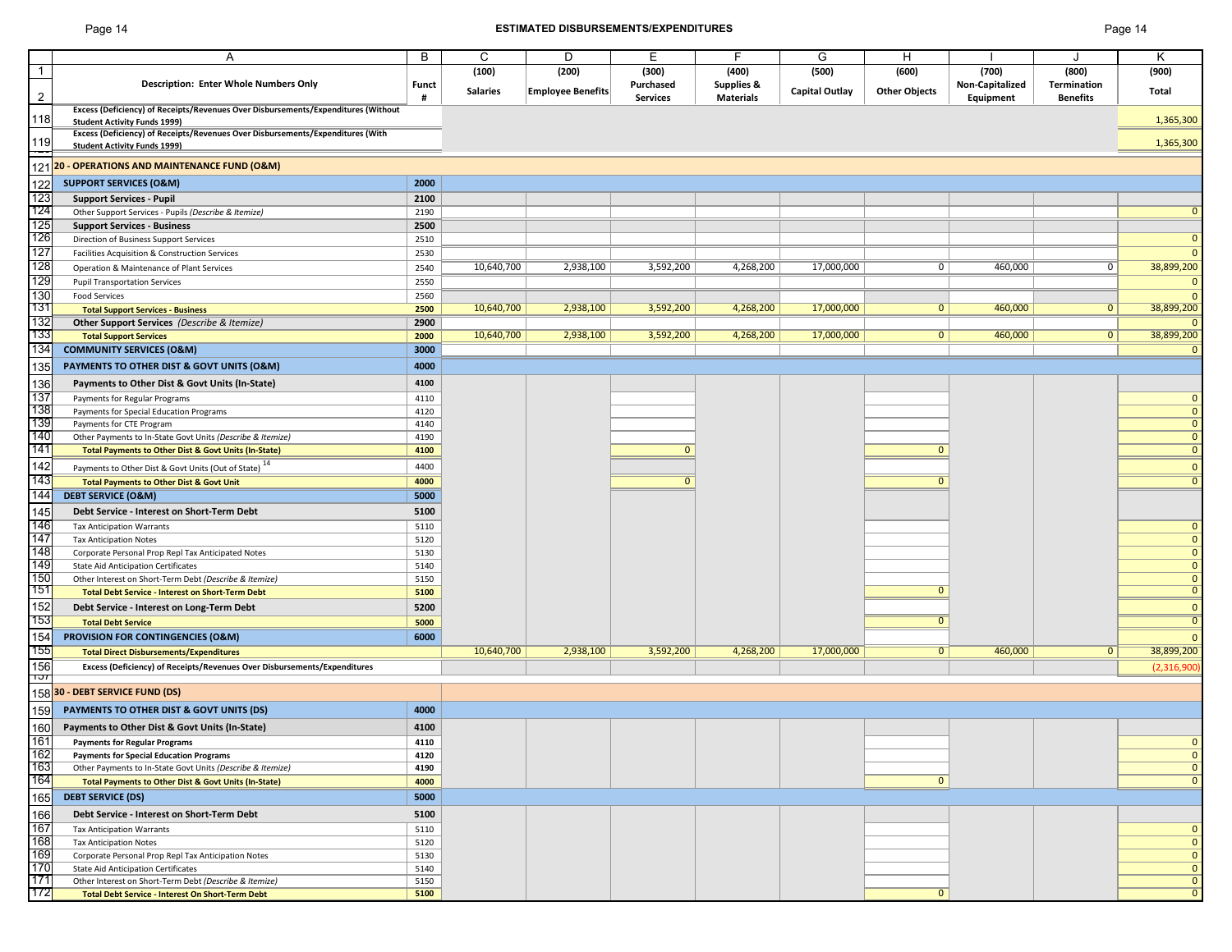# ESTIMATED DISBURSEMENTS/EXPENDITURES

| | A | B | C | D | E | F | G | H | I | J | K |
|---|---|---|---|---|---|---|---|---|---|---|---|
| 1 | | | (100) | (200) | (300) | (400) | (500) | (600) | (700) | (800) | (900) |
| 2 | **Description: Enter Whole Numbers Only** | **Funct #** | **Salaries** | **Employee Benefits** | **Purchased Services** | **Supplies & Materials** | **Capital Outlay** | **Other Objects** | **Non-Capitalized Equipment** | **Termination Benefits** | **Total** |
| 118 | **Excess (Deficiency) of Receipts/Revenues Over Disbursements/Expenditures (Without Student Activity Funds 1999)** | | | | | | | | | | 1,365,300 |
| 119 | **Excess (Deficiency) of Receipts/Revenues Over Disbursements/Expenditures (With Student Activity Funds 1999)** | | | | | | | | | | 1,365,300 |
| 121 | **20 - OPERATIONS AND MAINTENANCE FUND (O&M)** | | | | | | | | | | |
| 122 | **SUPPORT SERVICES (O&M)** | **2000** | | | | | | | | | |
| 123 | **Support Services - Pupil** | **2100** | | | | | | | | | |
| 124 | Other Support Services - Pupils *(Describe & Itemize)* | 2190 | | | | | | | | | 0 |
| 125 | **Support Services - Business** | **2500** | | | | | | | | | |
| 126 | Direction of Business Support Services | 2510 | | | | | | | | | 0 |
| 127 | Facilities Acquisition & Construction Services | 2530 | | | | | | | | | 0 |
| 128 | Operation & Maintenance of Plant Services | 2540 | 10,640,700 | 2,938,100 | 3,592,200 | 4,268,200 | 17,000,000 | 0 | 460,000 | 0 | 38,899,200 |
| 129 | Pupil Transportation Services | 2550 | | | | | | | | | 0 |
| 130 | Food Services | 2560 | | | | | | | | | 0 |
| 131 | **Total Support Services - Business** | **2500** | 10,640,700 | 2,938,100 | 3,592,200 | 4,268,200 | 17,000,000 | 0 | 460,000 | 0 | 38,899,200 |
| 132 | **Other Support Services** *(Describe & Itemize)* | **2900** | | | | | | | | | 0 |
| 133 | **Total Support Services** | **2000** | 10,640,700 | 2,938,100 | 3,592,200 | 4,268,200 | 17,000,000 | 0 | 460,000 | 0 | 38,899,200 |
| 134 | **COMMUNITY SERVICES (O&M)** | **3000** | | | | | | | | | 0 |
| 135 | **PAYMENTS TO OTHER DIST & GOVT UNITS (O&M)** | **4000** | | | | | | | | | |
| 136 | **Payments to Other Dist & Govt Units (In-State)** | **4100** | | | | | | | | | |
| 137 | Payments for Regular Programs | 4110 | | | | | | | | | 0 |
| 138 | Payments for Special Education Programs | 4120 | | | | | | | | | 0 |
| 139 | Payments for CTE Program | 4140 | | | | | | | | | 0 |
| 140 | Other Payments to In-State Govt Units *(Describe & Itemize)* | 4190 | | | | | | | | | 0 |
| 141 | **Total Payments to Other Dist & Govt Units (In-State)** | **4100** | | | 0 | | | 0 | | | 0 |
| 142 | Payments to Other Dist & Govt Units (Out of State) [14] | 4400 | | | | | | | | | 0 |
| 143 | **Total Payments to Other Dist & Govt Unit** | **4000** | | | 0 | | | 0 | | | 0 |
| 144 | **DEBT SERVICE (O&M)** | **5000** | | | | | | | | | |
| 145 | **Debt Service - Interest on Short-Term Debt** | **5100** | | | | | | | | | |
| 146 | Tax Anticipation Warrants | 5110 | | | | | | | | | 0 |
| 147 | Tax Anticipation Notes | 5120 | | | | | | | | | 0 |
| 148 | Corporate Personal Prop Repl Tax Anticipated Notes | 5130 | | | | | | | | | 0 |
| 149 | State Aid Anticipation Certificates | 5140 | | | | | | | | | 0 |
| 150 | Other Interest on Short-Term Debt *(Describe & Itemize)* | 5150 | | | | | | | | | 0 |
| 151 | **Total Debt Service - Interest on Short-Term Debt** | **5100** | | | | | | 0 | | | 0 |
| 152 | **Debt Service - Interest on Long-Term Debt** | **5200** | | | | | | | | | 0 |
| 153 | **Total Debt Service** | **5000** | | | | | | 0 | | | 0 |
| 154 | **PROVISION FOR CONTINGENCIES (O&M)** | **6000** | | | | | | | | | 0 |
| 155 | **Total Direct Disbursements/Expenditures** | | 10,640,700 | 2,938,100 | 3,592,200 | 4,268,200 | 17,000,000 | 0 | 460,000 | 0 | 38,899,200 |
| 156 | **Excess (Deficiency) of Receipts/Revenues Over Disbursements/Expenditures** | | | | | | | | | | (2,316,900) |
| 158 | **30 - DEBT SERVICE FUND (DS)** | | | | | | | | | | |
| 159 | **PAYMENTS TO OTHER DIST & GOVT UNITS (DS)** | **4000** | | | | | | | | | |
| 160 | **Payments to Other Dist & Govt Units (In-State)** | **4100** | | | | | | | | | |
| 161 | **Payments for Regular Programs** | **4110** | | | | | | | | | 0 |
| 162 | **Payments for Special Education Programs** | **4120** | | | | | | | | | 0 |
| 163 | Other Payments to In-State Govt Units *(Describe & Itemize)* | 4190 | | | | | | | | | 0 |
| 164 | **Total Payments to Other Dist & Govt Units (In-State)** | **4000** | | | | | | 0 | | | 0 |
| 165 | **DEBT SERVICE (DS)** | **5000** | | | | | | | | | |
| 166 | **Debt Service - Interest on Short-Term Debt** | **5100** | | | | | | | | | |
| 167 | Tax Anticipation Warrants | 5110 | | | | | | | | | 0 |
| 168 | Tax Anticipation Notes | 5120 | | | | | | | | | 0 |
| 169 | Corporate Personal Prop Repl Tax Anticipation Notes | 5130 | | | | | | | | | 0 |
| 170 | State Aid Anticipation Certificates | 5140 | | | | | | | | | 0 |
| 171 | Other Interest on Short-Term Debt *(Describe & Itemize)* | 5150 | | | | | | | | | 0 |
| 172 | **Total Debt Service - Interest On Short-Term Debt** | **5100** | | | | | | 0 | | | 0 |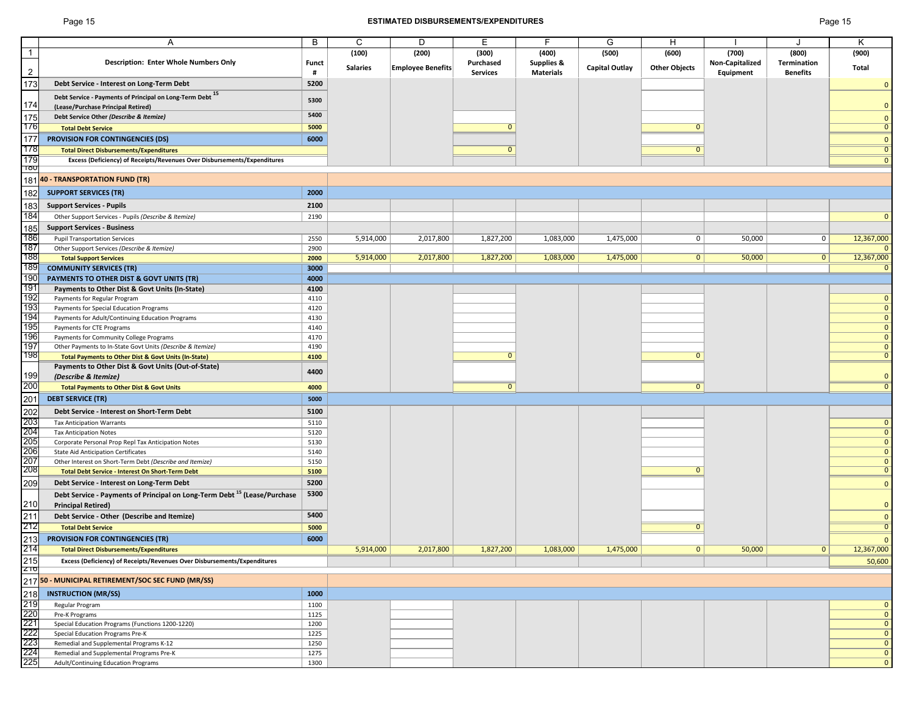# ESTIMATED DISBURSEMENTS/EXPENDITURES

| | A | B | C | D | E | F | G | H | I | J | K |
|---|---|---|---|---|---|---|---|---|---|---|---|
| 1 | | | (100) | (200) | (300) | (400) | (500) | (600) | (700) | (800) | (900) |
| 2 | Description: Enter Whole Numbers Only | Funct # | Salaries | Employee Benefits | Purchased Services | Supplies & Materials | Capital Outlay | Other Objects | Non-Capitalized Equipment | Termination Benefits | Total |
| 173 | **Debt Service - Interest on Long-Term Debt** | **5200** | | | | | | | | | 0 |
| 174 | **Debt Service - Payments of Principal on Long-Term Debt [15] (Lease/Purchase Principal Retired)** | **5300** | | | | | | | | | 0 |
| 175 | ***Debt Service Other (Describe & Itemize)*** | **5400** | | | | | | | | | 0 |
| 176 | **Total Debt Service** | **5000** | | | 0 | | | 0 | | | 0 |
| 177 | **PROVISION FOR CONTINGENCIES (DS)** | **6000** | | | | | | | | | 0 |
| 178 | **Total Direct Disbursements/Expenditures** | | | | 0 | | | 0 | | | 0 |
| 179 | **Excess (Deficiency) of Receipts/Revenues Over Disbursements/Expenditures** | | | | | | | | | | 0 |
| 181 | **40 - TRANSPORTATION FUND (TR)** | | | | | | | | | | |
| 182 | **SUPPORT SERVICES (TR)** | **2000** | | | | | | | | | |
| 183 | **Support Services - Pupils** | **2100** | | | | | | | | | |
| 184 | Other Support Services - Pupils *(Describe & Itemize)* | 2190 | | | | | | | | | 0 |
| 185 | **Support Services - Business** | | | | | | | | | | |
| 186 | Pupil Transportation Services | 2550 | 5,914,000 | 2,017,800 | 1,827,200 | 1,083,000 | 1,475,000 | 0 | 50,000 | 0 | 12,367,000 |
| 187 | Other Support Services *(Describe & Itemize)* | 2900 | | | | | | | | | 0 |
| 188 | **Total Support Services** | **2000** | 5,914,000 | 2,017,800 | 1,827,200 | 1,083,000 | 1,475,000 | 0 | 50,000 | 0 | 12,367,000 |
| 189 | **COMMUNITY SERVICES (TR)** | **3000** | | | | | | | | | 0 |
| 190 | **PAYMENTS TO OTHER DIST & GOVT UNITS (TR)** | **4000** | | | | | | | | | |
| 191 | **Payments to Other Dist & Govt Units (In-State)** | **4100** | | | | | | | | | |
| 192 | Payments for Regular Program | 4110 | | | | | | | | | 0 |
| 193 | Payments for Special Education Programs | 4120 | | | | | | | | | 0 |
| 194 | Payments for Adult/Continuing Education Programs | 4130 | | | | | | | | | 0 |
| 195 | Payments for CTE Programs | 4140 | | | | | | | | | 0 |
| 196 | Payments for Community College Programs | 4170 | | | | | | | | | 0 |
| 197 | Other Payments to In-State Govt Units *(Describe & Itemize)* | 4190 | | | | | | | | | 0 |
| 198 | **Total Payments to Other Dist & Govt Units (In-State)** | **4100** | | | 0 | | | 0 | | | 0 |
| 199 | **Payments to Other Dist & Govt Units (Out-of-State) *(Describe & Itemize)*** | **4400** | | | | | | | | | 0 |
| 200 | **Total Payments to Other Dist & Govt Units** | **4000** | | | 0 | | | 0 | | | 0 |
| 201 | **DEBT SERVICE (TR)** | **5000** | | | | | | | | | |
| 202 | **Debt Service - Interest on Short-Term Debt** | **5100** | | | | | | | | | |
| 203 | Tax Anticipation Warrants | 5110 | | | | | | | | | 0 |
| 204 | Tax Anticipation Notes | 5120 | | | | | | | | | 0 |
| 205 | Corporate Personal Prop Repl Tax Anticipation Notes | 5130 | | | | | | | | | 0 |
| 206 | State Aid Anticipation Certificates | 5140 | | | | | | | | | 0 |
| 207 | Other Interest on Short-Term Debt *(Describe and Itemize)* | 5150 | | | | | | | | | 0 |
| 208 | **Total Debt Service - Interest On Short-Term Debt** | **5100** | | | | | | 0 | | | 0 |
| 209 | **Debt Service - Interest on Long-Term Debt** | **5200** | | | | | | | | | 0 |
| 210 | **Debt Service - Payments of Principal on Long-Term Debt [15] (Lease/Purchase Principal Retired)** | **5300** | | | | | | | | | 0 |
| 211 | **Debt Service - Other (Describe and Itemize)** | **5400** | | | | | | | | | 0 |
| 212 | **Total Debt Service** | **5000** | | | | | | 0 | | | 0 |
| 213 | **PROVISION FOR CONTINGENCIES (TR)** | **6000** | | | | | | | | | 0 |
| 214 | **Total Direct Disbursements/Expenditures** | | 5,914,000 | 2,017,800 | 1,827,200 | 1,083,000 | 1,475,000 | 0 | 50,000 | 0 | 12,367,000 |
| 215 | **Excess (Deficiency) of Receipts/Revenues Over Disbursements/Expenditures** | | | | | | | | | | 50,600 |
| 217 | **50 - MUNICIPAL RETIREMENT/SOC SEC FUND (MR/SS)** | | | | | | | | | | |
| 218 | **INSTRUCTION (MR/SS)** | **1000** | | | | | | | | | |
| 219 | Regular Program | 1100 | | | | | | | | | 0 |
| 220 | Pre-K Programs | 1125 | | | | | | | | | 0 |
| 221 | Special Education Programs (Functions 1200-1220) | 1200 | | | | | | | | | 0 |
| 222 | Special Education Programs Pre-K | 1225 | | | | | | | | | 0 |
| 223 | Remedial and Supplemental Programs K-12 | 1250 | | | | | | | | | 0 |
| 224 | Remedial and Supplemental Programs Pre-K | 1275 | | | | | | | | | 0 |
| 225 | Adult/Continuing Education Programs | 1300 | | | | | | | | | 0 |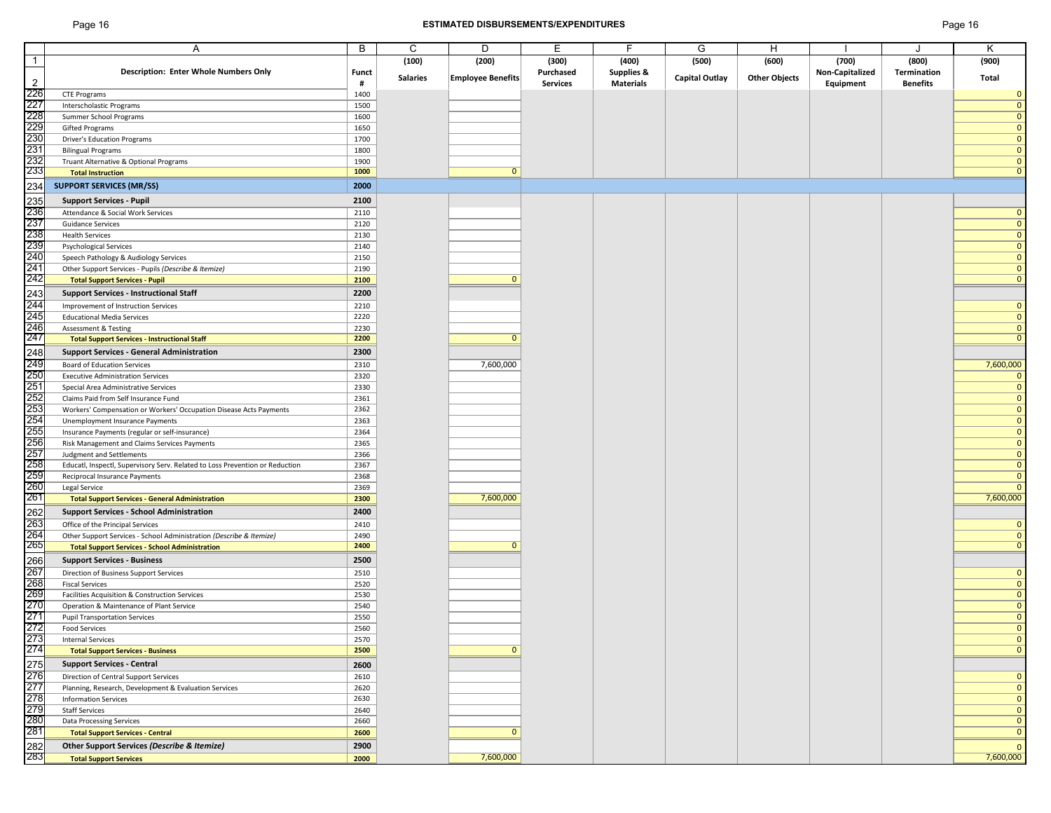# ESTIMATED DISBURSEMENTS/EXPENDITURES

| | A | B | C | D | E | F | G | H | I | J | K |
|---|---|---|---|---|---|---|---|---|---|---|---|
| 1 | | | (100) | (200) | (300) | (400) | (500) | (600) | (700) | (800) | (900) |
| 2 | **Description: Enter Whole Numbers Only** | **Funct #** | **Salaries** | **Employee Benefits** | **Purchased Services** | **Supplies & Materials** | **Capital Outlay** | **Other Objects** | **Non-Capitalized Equipment** | **Termination Benefits** | **Total** |
| 226 | CTE Programs | 1400 | | | | | | | | | 0 |
| 227 | Interscholastic Programs | 1500 | | | | | | | | | 0 |
| 228 | Summer School Programs | 1600 | | | | | | | | | 0 |
| 229 | Gifted Programs | 1650 | | | | | | | | | 0 |
| 230 | Driver's Education Programs | 1700 | | | | | | | | | 0 |
| 231 | Bilingual Programs | 1800 | | | | | | | | | 0 |
| 232 | Truant Alternative & Optional Programs | 1900 | | | | | | | | | 0 |
| 233 | **Total Instruction** | 1000 | | 0 | | | | | | | 0 |
| 234 | **SUPPORT SERVICES (MR/SS)** | **2000** | | | | | | | | | |
| 235 | **Support Services - Pupil** | **2100** | | | | | | | | | |
| 236 | Attendance & Social Work Services | 2110 | | | | | | | | | 0 |
| 237 | Guidance Services | 2120 | | | | | | | | | 0 |
| 238 | Health Services | 2130 | | | | | | | | | 0 |
| 239 | Psychological Services | 2140 | | | | | | | | | 0 |
| 240 | Speech Pathology & Audiology Services | 2150 | | | | | | | | | 0 |
| 241 | Other Support Services - Pupils *(Describe & Itemize)* | 2190 | | | | | | | | | 0 |
| 242 | **Total Support Services - Pupil** | 2100 | | 0 | | | | | | | 0 |
| 243 | **Support Services - Instructional Staff** | **2200** | | | | | | | | | |
| 244 | Improvement of Instruction Services | 2210 | | | | | | | | | 0 |
| 245 | Educational Media Services | 2220 | | | | | | | | | 0 |
| 246 | Assessment & Testing | 2230 | | | | | | | | | 0 |
| 247 | **Total Support Services - Instructional Staff** | 2200 | | 0 | | | | | | | 0 |
| 248 | **Support Services - General Administration** | **2300** | | | | | | | | | |
| 249 | Board of Education Services | 2310 | | 7,600,000 | | | | | | | 7,600,000 |
| 250 | Executive Administration Services | 2320 | | | | | | | | | 0 |
| 251 | Special Area Administrative Services | 2330 | | | | | | | | | 0 |
| 252 | Claims Paid from Self Insurance Fund | 2361 | | | | | | | | | 0 |
| 253 | Workers' Compensation or Workers' Occupation Disease Acts Payments | 2362 | | | | | | | | | 0 |
| 254 | Unemployment Insurance Payments | 2363 | | | | | | | | | 0 |
| 255 | Insurance Payments (regular or self-insurance) | 2364 | | | | | | | | | 0 |
| 256 | Risk Management and Claims Services Payments | 2365 | | | | | | | | | 0 |
| 257 | Judgment and Settlements | 2366 | | | | | | | | | 0 |
| 258 | Educatl, Inspectl, Supervisory Serv. Related to Loss Prevention or Reduction | 2367 | | | | | | | | | 0 |
| 259 | Reciprocal Insurance Payments | 2368 | | | | | | | | | 0 |
| 260 | Legal Service | 2369 | | | | | | | | | 0 |
| 261 | **Total Support Services - General Administration** | 2300 | | 7,600,000 | | | | | | | 7,600,000 |
| 262 | **Support Services - School Administration** | **2400** | | | | | | | | | |
| 263 | Office of the Principal Services | 2410 | | | | | | | | | 0 |
| 264 | Other Support Services - School Administration *(Describe & Itemize)* | 2490 | | | | | | | | | 0 |
| 265 | **Total Support Services - School Administration** | 2400 | | 0 | | | | | | | 0 |
| 266 | **Support Services - Business** | **2500** | | | | | | | | | |
| 267 | Direction of Business Support Services | 2510 | | | | | | | | | 0 |
| 268 | Fiscal Services | 2520 | | | | | | | | | 0 |
| 269 | Facilities Acquisition & Construction Services | 2530 | | | | | | | | | 0 |
| 270 | Operation & Maintenance of Plant Service | 2540 | | | | | | | | | 0 |
| 271 | Pupil Transportation Services | 2550 | | | | | | | | | 0 |
| 272 | Food Services | 2560 | | | | | | | | | 0 |
| 273 | Internal Services | 2570 | | | | | | | | | 0 |
| 274 | **Total Support Services - Business** | 2500 | | 0 | | | | | | | 0 |
| 275 | **Support Services - Central** | **2600** | | | | | | | | | |
| 276 | Direction of Central Support Services | 2610 | | | | | | | | | 0 |
| 277 | Planning, Research, Development & Evaluation Services | 2620 | | | | | | | | | 0 |
| 278 | Information Services | 2630 | | | | | | | | | 0 |
| 279 | Staff Services | 2640 | | | | | | | | | 0 |
| 280 | Data Processing Services | 2660 | | | | | | | | | 0 |
| 281 | **Total Support Services - Central** | 2600 | | 0 | | | | | | | 0 |
| 282 | **Other Support Services *(Describe & Itemize)*** | **2900** | | | | | | | | | 0 |
| 283 | **Total Support Services** | 2000 | | 7,600,000 | | | | | | | 7,600,000 |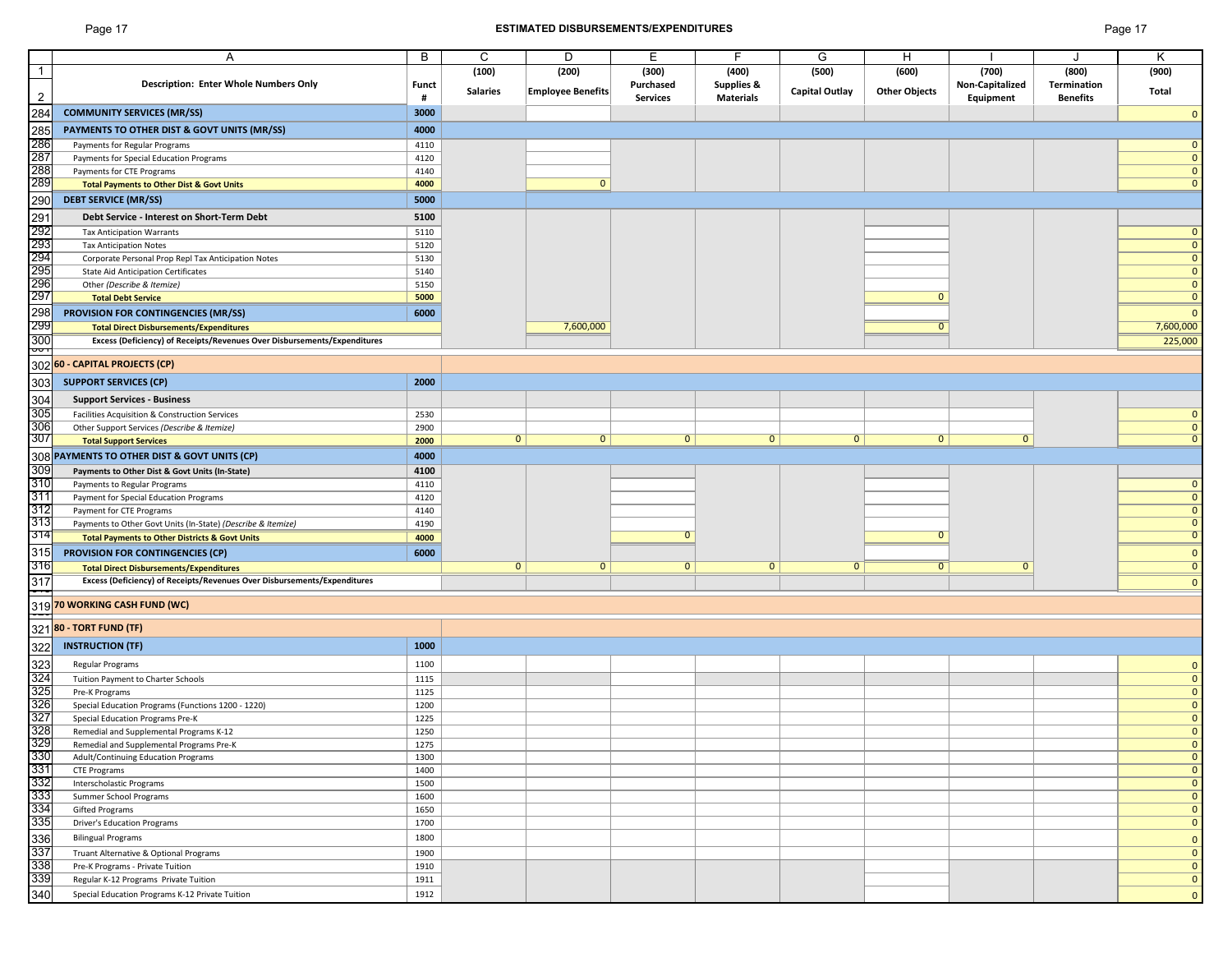## ESTIMATED DISBURSEMENTS/EXPENDITURES

| | A | B | C | D | E | F | G | H | I | J | K |
|---|---|---|---|---|---|---|---|---|---|---|---|
| 1 | | | (100) | (200) | (300) | (400) | (500) | (600) | (700) | (800) | (900) |
| 2 | Description: Enter Whole Numbers Only | Funct # | Salaries | Employee Benefits | Purchased Services | Supplies & Materials | Capital Outlay | Other Objects | Non-Capitalized Equipment | Termination Benefits | Total |
| 284 | **COMMUNITY SERVICES (MR/SS)** | **3000** | | | | | | | | | 0 |
| 285 | **PAYMENTS TO OTHER DIST & GOVT UNITS (MR/SS)** | **4000** | | | | | | | | | |
| 286 | Payments for Regular Programs | 4110 | | | | | | | | | 0 |
| 287 | Payments for Special Education Programs | 4120 | | | | | | | | | 0 |
| 288 | Payments for CTE Programs | 4140 | | | | | | | | | 0 |
| 289 | **Total Payments to Other Dist & Govt Units** | **4000** | | 0 | | | | | | | 0 |
| 290 | **DEBT SERVICE (MR/SS)** | **5000** | | | | | | | | | |
| 291 | **Debt Service - Interest on Short-Term Debt** | **5100** | | | | | | | | | |
| 292 | Tax Anticipation Warrants | 5110 | | | | | | | | | 0 |
| 293 | Tax Anticipation Notes | 5120 | | | | | | | | | 0 |
| 294 | Corporate Personal Prop Repl Tax Anticipation Notes | 5130 | | | | | | | | | 0 |
| 295 | State Aid Anticipation Certificates | 5140 | | | | | | | | | 0 |
| 296 | Other *(Describe & Itemize)* | 5150 | | | | | | | | | 0 |
| 297 | **Total Debt Service** | **5000** | | | | | | 0 | | | 0 |
| 298 | **PROVISION FOR CONTINGENCIES (MR/SS)** | **6000** | | | | | | | | | 0 |
| 299 | **Total Direct Disbursements/Expenditures** | | | 7,600,000 | | | | 0 | | | 7,600,000 |
| 300 | **Excess (Deficiency) of Receipts/Revenues Over Disbursements/Expenditures** | | | | | | | | | | 225,000 |
| 302 | **60 - CAPITAL PROJECTS (CP)** | | | | | | | | | | |
| 303 | **SUPPORT SERVICES (CP)** | **2000** | | | | | | | | | |
| 304 | **Support Services - Business** | | | | | | | | | | |
| 305 | Facilities Acquisition & Construction Services | 2530 | | | | | | | | | 0 |
| 306 | Other Support Services *(Describe & Itemize)* | 2900 | | | | | | | | | 0 |
| 307 | **Total Support Services** | **2000** | 0 | 0 | 0 | 0 | 0 | 0 | 0 | | 0 |
| 308 | **PAYMENTS TO OTHER DIST & GOVT UNITS (CP)** | **4000** | | | | | | | | | |
| 309 | **Payments to Other Dist & Govt Units (In-State)** | **4100** | | | | | | | | | |
| 310 | Payments to Regular Programs | 4110 | | | | | | | | | 0 |
| 311 | Payment for Special Education Programs | 4120 | | | | | | | | | 0 |
| 312 | Payment for CTE Programs | 4140 | | | | | | | | | 0 |
| 313 | Payments to Other Govt Units (In-State) *(Describe & Itemize)* | 4190 | | | | | | | | | 0 |
| 314 | **Total Payments to Other Districts & Govt Units** | **4000** | | | 0 | | | 0 | | | 0 |
| 315 | **PROVISION FOR CONTINGENCIES (CP)** | **6000** | | | | | | | | | 0 |
| 316 | **Total Direct Disbursements/Expenditures** | | 0 | 0 | 0 | 0 | 0 | 0 | 0 | | 0 |
| 317 | **Excess (Deficiency) of Receipts/Revenues Over Disbursements/Expenditures** | | | | | | | | | | 0 |
| 319 | **70 WORKING CASH FUND (WC)** | | | | | | | | | | |
| 321 | **80 - TORT FUND (TF)** | | | | | | | | | | |
| 322 | **INSTRUCTION (TF)** | **1000** | | | | | | | | | |
| 323 | Regular Programs | 1100 | | | | | | | | | 0 |
| 324 | Tuition Payment to Charter Schools | 1115 | | | | | | | | | 0 |
| 325 | Pre-K Programs | 1125 | | | | | | | | | 0 |
| 326 | Special Education Programs (Functions 1200 - 1220) | 1200 | | | | | | | | | 0 |
| 327 | Special Education Programs Pre-K | 1225 | | | | | | | | | 0 |
| 328 | Remedial and Supplemental Programs K-12 | 1250 | | | | | | | | | 0 |
| 329 | Remedial and Supplemental Programs Pre-K | 1275 | | | | | | | | | 0 |
| 330 | Adult/Continuing Education Programs | 1300 | | | | | | | | | 0 |
| 331 | CTE Programs | 1400 | | | | | | | | | 0 |
| 332 | Interscholastic Programs | 1500 | | | | | | | | | 0 |
| 333 | Summer School Programs | 1600 | | | | | | | | | 0 |
| 334 | Gifted Programs | 1650 | | | | | | | | | 0 |
| 335 | Driver's Education Programs | 1700 | | | | | | | | | 0 |
| 336 | Bilingual Programs | 1800 | | | | | | | | | 0 |
| 337 | Truant Alternative & Optional Programs | 1900 | | | | | | | | | 0 |
| 338 | Pre-K Programs - Private Tuition | 1910 | | | | | | | | | 0 |
| 339 | Regular K-12 Programs Private Tuition | 1911 | | | | | | | | | 0 |
| 340 | Special Education Programs K-12 Private Tuition | 1912 | | | | | | | | | 0 |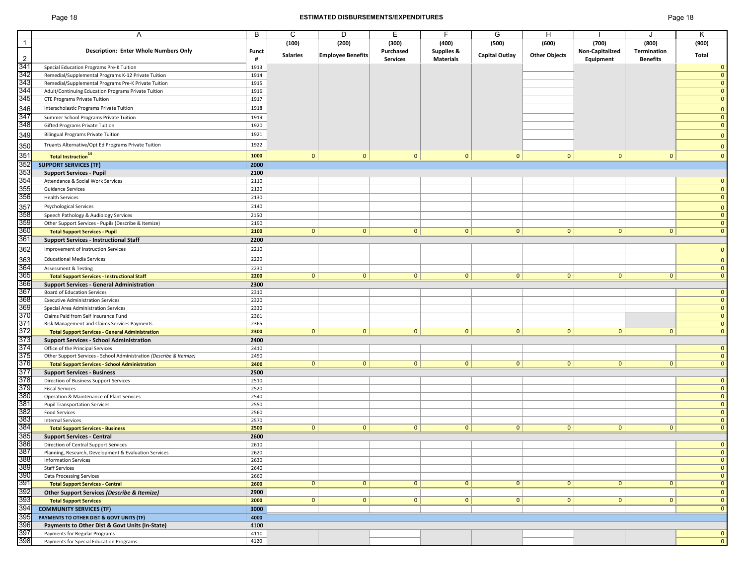# ESTIMATED DISBURSEMENTS/EXPENDITURES

| | A | B | C | D | E | F | G | H | I | J | K |
|---|---|---|---|---|---|---|---|---|---|---|---|
| 1 | | | (100) | (200) | (300) | (400) | (500) | (600) | (700) | (800) | (900) |
| 2 | **Description: Enter Whole Numbers Only** | **Funct #** | **Salaries** | **Employee Benefits** | **Purchased Services** | **Supplies & Materials** | **Capital Outlay** | **Other Objects** | **Non-Capitalized Equipment** | **Termination Benefits** | **Total** |
| 341 | Special Education Programs Pre-K Tuition | 1913 | | | | | | | | | 0 |
| 342 | Remedial/Supplemental Programs K-12 Private Tuition | 1914 | | | | | | | | | 0 |
| 343 | Remedial/Supplemental Programs Pre-K Private Tuition | 1915 | | | | | | | | | 0 |
| 344 | Adult/Continuing Education Programs Private Tuition | 1916 | | | | | | | | | 0 |
| 345 | CTE Programs Private Tuition | 1917 | | | | | | | | | 0 |
| 346 | Interscholastic Programs Private Tuition | 1918 | | | | | | | | | 0 |
| 347 | Summer School Programs Private Tuition | 1919 | | | | | | | | | 0 |
| 348 | Gifted Programs Private Tuition | 1920 | | | | | | | | | 0 |
| 349 | Bilingual Programs Private Tuition | 1921 | | | | | | | | | 0 |
| 350 | Truants Alternative/Opt Ed Programs Private Tuition | 1922 | | | | | | | | | 0 |
| 351 | **Total Instruction[14]** | **1000** | 0 | 0 | 0 | 0 | 0 | 0 | 0 | 0 | 0 |
| 352 | **SUPPORT SERVICES (TF)** | **2000** | | | | | | | | | |
| 353 | **Support Services - Pupil** | **2100** | | | | | | | | | |
| 354 | Attendance & Social Work Services | 2110 | | | | | | | | | 0 |
| 355 | Guidance Services | 2120 | | | | | | | | | 0 |
| 356 | Health Services | 2130 | | | | | | | | | 0 |
| 357 | Psychological Services | 2140 | | | | | | | | | 0 |
| 358 | Speech Pathology & Audiology Services | 2150 | | | | | | | | | 0 |
| 359 | Other Support Services - Pupils (Describe & Itemize) | 2190 | | | | | | | | | 0 |
| 360 | **Total Support Services - Pupil** | **2100** | 0 | 0 | 0 | 0 | 0 | 0 | 0 | 0 | 0 |
| 361 | **Support Services - Instructional Staff** | **2200** | | | | | | | | | |
| 362 | Improvement of Instruction Services | 2210 | | | | | | | | | 0 |
| 363 | Educational Media Services | 2220 | | | | | | | | | 0 |
| 364 | Assessment & Testing | 2230 | | | | | | | | | 0 |
| 365 | **Total Support Services - Instructional Staff** | **2200** | 0 | 0 | 0 | 0 | 0 | 0 | 0 | 0 | 0 |
| 366 | **Support Services - General Administration** | **2300** | | | | | | | | | |
| 367 | Board of Education Services | 2310 | | | | | | | | | 0 |
| 368 | Executive Administration Services | 2320 | | | | | | | | | 0 |
| 369 | Special Area Administration Services | 2330 | | | | | | | | | 0 |
| 370 | Claims Paid from Self Insurance Fund | 2361 | | | | | | | | | 0 |
| 371 | Risk Management and Claims Services Payments | 2365 | | | | | | | | | 0 |
| 372 | **Total Support Services - General Administration** | **2300** | 0 | 0 | 0 | 0 | 0 | 0 | 0 | 0 | 0 |
| 373 | **Support Services - School Administration** | **2400** | | | | | | | | | |
| 374 | Office of the Principal Services | 2410 | | | | | | | | | 0 |
| 375 | Other Support Services - School Administration *(Describe & Itemize)* | 2490 | | | | | | | | | 0 |
| 376 | **Total Support Services - School Administration** | **2400** | 0 | 0 | 0 | 0 | 0 | 0 | 0 | 0 | 0 |
| 377 | **Support Services - Business** | **2500** | | | | | | | | | |
| 378 | Direction of Business Support Services | 2510 | | | | | | | | | 0 |
| 379 | Fiscal Services | 2520 | | | | | | | | | 0 |
| 380 | Operation & Maintenance of Plant Services | 2540 | | | | | | | | | 0 |
| 381 | Pupil Transportation Services | 2550 | | | | | | | | | 0 |
| 382 | Food Services | 2560 | | | | | | | | | 0 |
| 383 | Internal Services | 2570 | | | | | | | | | 0 |
| 384 | **Total Support Services - Business** | **2500** | 0 | 0 | 0 | 0 | 0 | 0 | 0 | 0 | 0 |
| 385 | **Support Services - Central** | **2600** | | | | | | | | | |
| 386 | Direction of Central Support Services | 2610 | | | | | | | | | 0 |
| 387 | Planning, Research, Development & Evaluation Services | 2620 | | | | | | | | | 0 |
| 388 | Information Services | 2630 | | | | | | | | | 0 |
| 389 | Staff Services | 2640 | | | | | | | | | 0 |
| 390 | Data Processing Services | 2660 | | | | | | | | | 0 |
| 391 | **Total Support Services - Central** | **2600** | 0 | 0 | 0 | 0 | 0 | 0 | 0 | 0 | 0 |
| 392 | **Other Support Services *(Describe & Itemize)*** | **2900** | | | | | | | | | 0 |
| 393 | **Total Support Services** | **2000** | 0 | 0 | 0 | 0 | 0 | 0 | 0 | 0 | 0 |
| 394 | **COMMUNITY SERVICES (TF)** | **3000** | | | | | | | | | 0 |
| 395 | **PAYMENTS TO OTHER DIST & GOVT UNITS (TF)** | **4000** | | | | | | | | | |
| 396 | **Payments to Other Dist & Govt Units (In-State)** | **4100** | | | | | | | | | |
| 397 | Payments for Regular Programs | 4110 | | | | | | | | | 0 |
| 398 | Payments for Special Education Programs | 4120 | | | | | | | | | 0 |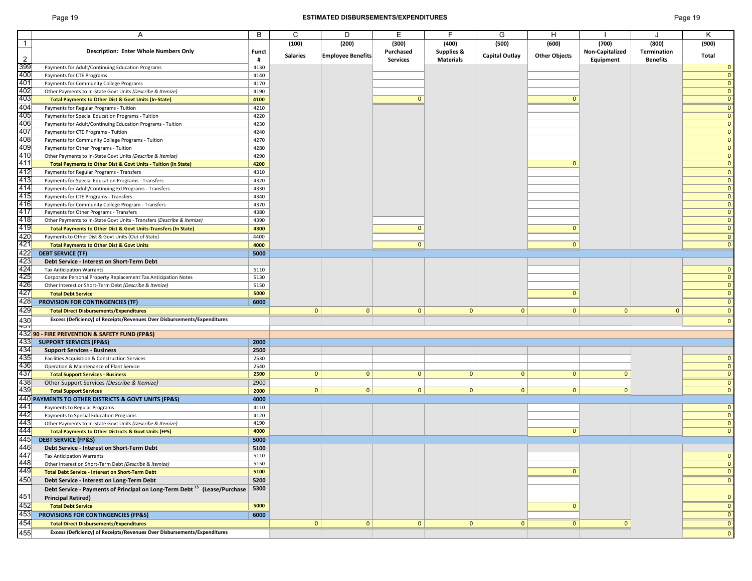## ESTIMATED DISBURSEMENTS/EXPENDITURES

| | A | B | C | D | E | F | G | H | I | J | K |
|---|---|---|---|---|---|---|---|---|---|---|---|
| 1 | | | (100) | (200) | (300) | (400) | (500) | (600) | (700) | (800) | (900) |
| 2 | **Description: Enter Whole Numbers Only** | **Funct #** | **Salaries** | **Employee Benefits** | **Purchased Services** | **Supplies & Materials** | **Capital Outlay** | **Other Objects** | **Non-Capitalized Equipment** | **Termination Benefits** | **Total** |
| 399 | Payments for Adult/Continuing Education Programs | 4130 | | | | | | | | | 0 |
| 400 | Payments for CTE Programs | 4140 | | | | | | | | | 0 |
| 401 | Payments for Community College Programs | 4170 | | | | | | | | | 0 |
| 402 | Other Payments to In-State Govt Units *(Describe & Itemize)* | 4190 | | | | | | | | | 0 |
| 403 | **Total Payments to Other Dist & Govt Units (In-State)** | **4100** | | | 0 | | | 0 | | | 0 |
| 404 | Payments for Regular Programs - Tuition | 4210 | | | | | | | | | 0 |
| 405 | Payments for Special Education Programs - Tuition | 4220 | | | | | | | | | 0 |
| 406 | Payments for Adult/Continuing Education Programs - Tuition | 4230 | | | | | | | | | 0 |
| 407 | Payments for CTE Programs - Tuition | 4240 | | | | | | | | | 0 |
| 408 | Payments for Community College Programs - Tuition | 4270 | | | | | | | | | 0 |
| 409 | Payments for Other Programs - Tuition | 4280 | | | | | | | | | 0 |
| 410 | Other Payments to In-State Govt Units *(Describe & Itemize)* | 4290 | | | | | | | | | 0 |
| 411 | **Total Payments to Other Dist & Govt Units - Tuition (In State)** | **4200** | | | | | | 0 | | | 0 |
| 412 | Payments for Regular Programs - Transfers | 4310 | | | | | | | | | 0 |
| 413 | Payments for Special Education Programs - Transfers | 4320 | | | | | | | | | 0 |
| 414 | Payments for Adult/Continuing Ed Programs - Transfers | 4330 | | | | | | | | | 0 |
| 415 | Payments for CTE Programs - Transfers | 4340 | | | | | | | | | 0 |
| 416 | Payments for Community College Program - Transfers | 4370 | | | | | | | | | 0 |
| 417 | Payments for Other Programs - Transfers | 4380 | | | | | | | | | 0 |
| 418 | Other Payments to In-State Govt Units - Transfers *(Describe & Itemize)* | 4390 | | | | | | | | | 0 |
| 419 | **Total Payments to Other Dist & Govt Units-Transfers (In State)** | **4300** | | | 0 | | | 0 | | | 0 |
| 420 | Payments to Other Dist & Govt Units (Out of State) | 4400 | | | | | | | | | 0 |
| 421 | **Total Payments to Other Dist & Govt Units** | **4000** | | | 0 | | | 0 | | | 0 |
| 422 | **DEBT SERVICE (TF)** | **5000** | | | | | | | | | |
| 423 | **Debt Service - Interest on Short-Term Debt** | | | | | | | | | | |
| 424 | Tax Anticipation Warrants | 5110 | | | | | | | | | 0 |
| 425 | Corporate Personal Property Replacement Tax Anticipation Notes | 5130 | | | | | | | | | 0 |
| 426 | Other Interest or Short-Term Debt *(Describe & Itemize)* | 5150 | | | | | | | | | 0 |
| 427 | **Total Debt Service** | **5000** | | | | | | 0 | | | 0 |
| 428 | **PROVISION FOR CONTINGENCIES (TF)** | **6000** | | | | | | | | | 0 |
| 429 | **Total Direct Disbursements/Expenditures** | | 0 | 0 | 0 | 0 | 0 | 0 | 0 | 0 | 0 |
| 430 | **Excess (Deficiency) of Receipts/Revenues Over Disbursements/Expenditures** | | | | | | | | | | 0 |
| 432 | **90 - FIRE PREVENTION & SAFETY FUND (FP&S)** | | | | | | | | | | |
| 433 | **SUPPORT SERVICES (FP&S)** | **2000** | | | | | | | | | |
| 434 | **Support Services - Business** | **2500** | | | | | | | | | |
| 435 | Facilities Acquisition & Construction Services | 2530 | | | | | | | | | 0 |
| 436 | Operation & Maintenance of Plant Service | 2540 | | | | | | | | | 0 |
| 437 | **Total Support Services - Business** | **2500** | 0 | 0 | 0 | 0 | 0 | 0 | 0 | | 0 |
| 438 | Other Support Services *(Describe & Itemize)* | 2900 | | | | | | | | | 0 |
| 439 | **Total Support Services** | **2000** | 0 | 0 | 0 | 0 | 0 | 0 | 0 | | 0 |
| 440 | **PAYMENTS TO OTHER DISTRICTS & GOVT UNITS (FP&S)** | **4000** | | | | | | | | | |
| 441 | Payments to Regular Programs | 4110 | | | | | | | | | 0 |
| 442 | Payments to Special Education Programs | 4120 | | | | | | | | | 0 |
| 443 | Other Payments to In-State Govt Units *(Describe & Itemize)* | 4190 | | | | | | | | | 0 |
| 444 | **Total Payments to Other Districts & Govt Units (FPS)** | **4000** | | | | | | 0 | | | 0 |
| 445 | **DEBT SERVICE (FP&S)** | **5000** | | | | | | | | | |
| 446 | **Debt Service - Interest on Short-Term Debt** | **5100** | | | | | | | | | |
| 447 | Tax Anticipation Warrants | 5110 | | | | | | | | | 0 |
| 448 | Other Interest on Short-Term Debt *(Describe & Itemize)* | 5150 | | | | | | | | | 0 |
| 449 | **Total Debt Service - Interest on Short-Term Debt** | **5100** | | | | | | 0 | | | 0 |
| 450 | **Debt Service - Interest on Long-Term Debt** | **5200** | | | | | | | | | 0 |
| 451 | **Debt Service - Payments of Principal on Long-Term Debt [15] (Lease/Purchase Principal Retired)** | **5300** | | | | | | | | | 0 |
| 452 | **Total Debt Service** | **5000** | | | | | | 0 | | | 0 |
| 453 | **PROVISIONS FOR CONTINGENCIES (FP&S)** | **6000** | | | | | | | | | 0 |
| 454 | **Total Direct Disbursements/Expenditures** | | 0 | 0 | 0 | 0 | 0 | 0 | 0 | | 0 |
| 455 | **Excess (Deficiency) of Receipts/Revenues Over Disbursements/Expenditures** | | | | | | | | | | 0 |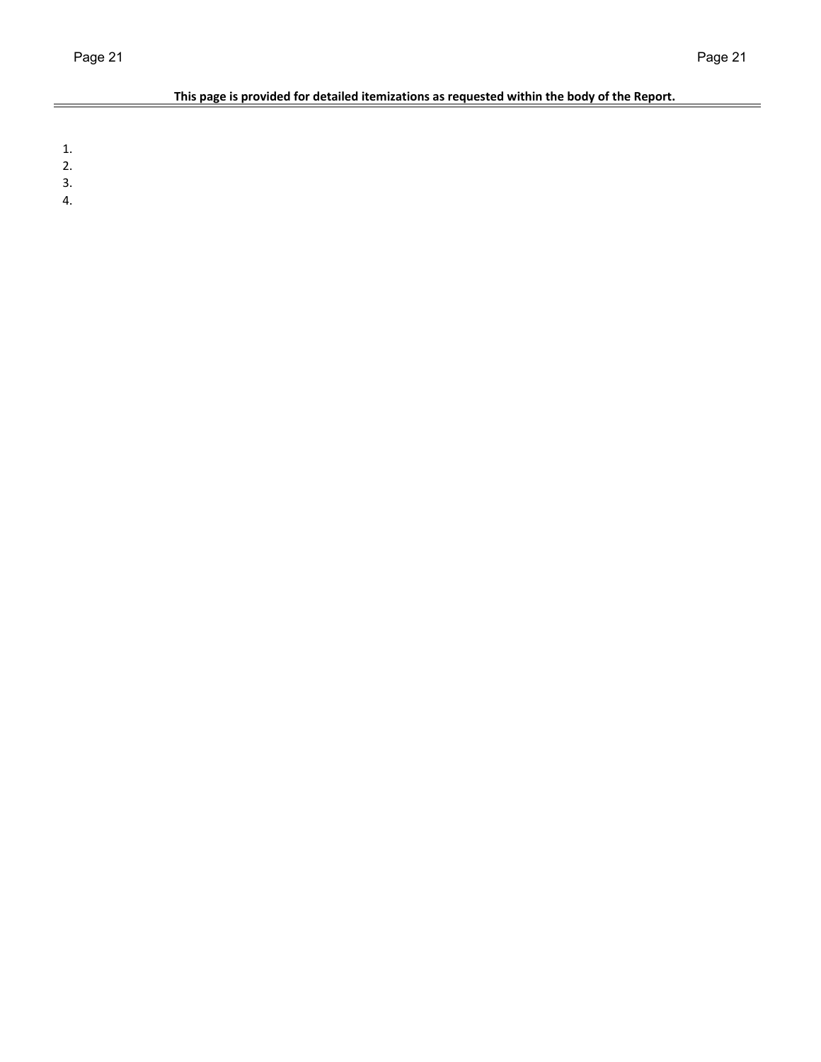**This page is provided for detailed itemizations as requested within the body of the Report.**

1.
2.
3.
4.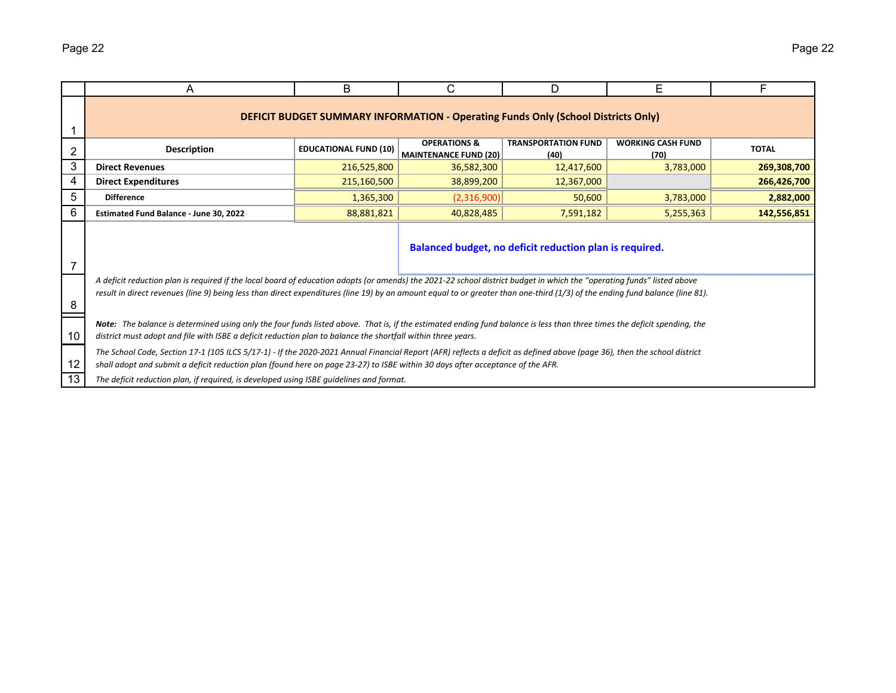## DEFICIT BUDGET SUMMARY INFORMATION - Operating Funds Only (School Districts Only)

| Description | EDUCATIONAL FUND (10) | OPERATIONS & MAINTENANCE FUND (20) | TRANSPORTATION FUND (40) | WORKING CASH FUND (70) | TOTAL |
|---|---|---|---|---|---|
| **Direct Revenues** | 216,525,800 | 36,582,300 | 12,417,600 | 3,783,000 | **269,308,700** |
| **Direct Expenditures** | 215,160,500 | 38,899,200 | 12,367,000 | | **266,426,700** |
| **Difference** | 1,365,300 | (2,316,900) | 50,600 | 3,783,000 | **2,882,000** |
| **Estimated Fund Balance - June 30, 2022** | 88,881,821 | 40,828,485 | 7,591,182 | 5,255,363 | **142,556,851** |

**Balanced budget, no deficit reduction plan is required.**

*A deficit reduction plan is required if the local board of education adopts (or amends) the 2021-22 school district budget in which the "operating funds" listed above result in direct revenues (line 9) being less than direct expenditures (line 19) by an amount equal to or greater than one-third (1/3) of the ending fund balance (line 81).*

***Note:** The balance is determined using only the four funds listed above. That is, if the estimated ending fund balance is less than three times the deficit spending, the district must adopt and file with ISBE a deficit reduction plan to balance the shortfall within three years.*

*The School Code, Section 17-1 (105 ILCS 5/17-1) - If the 2020-2021 Annual Financial Report (AFR) reflects a deficit as defined above (page 36), then the school district shall adopt and submit a deficit reduction plan (found here on page 23-27) to ISBE within 30 days after acceptance of the AFR.*

*The deficit reduction plan, if required, is developed using ISBE guidelines and format.*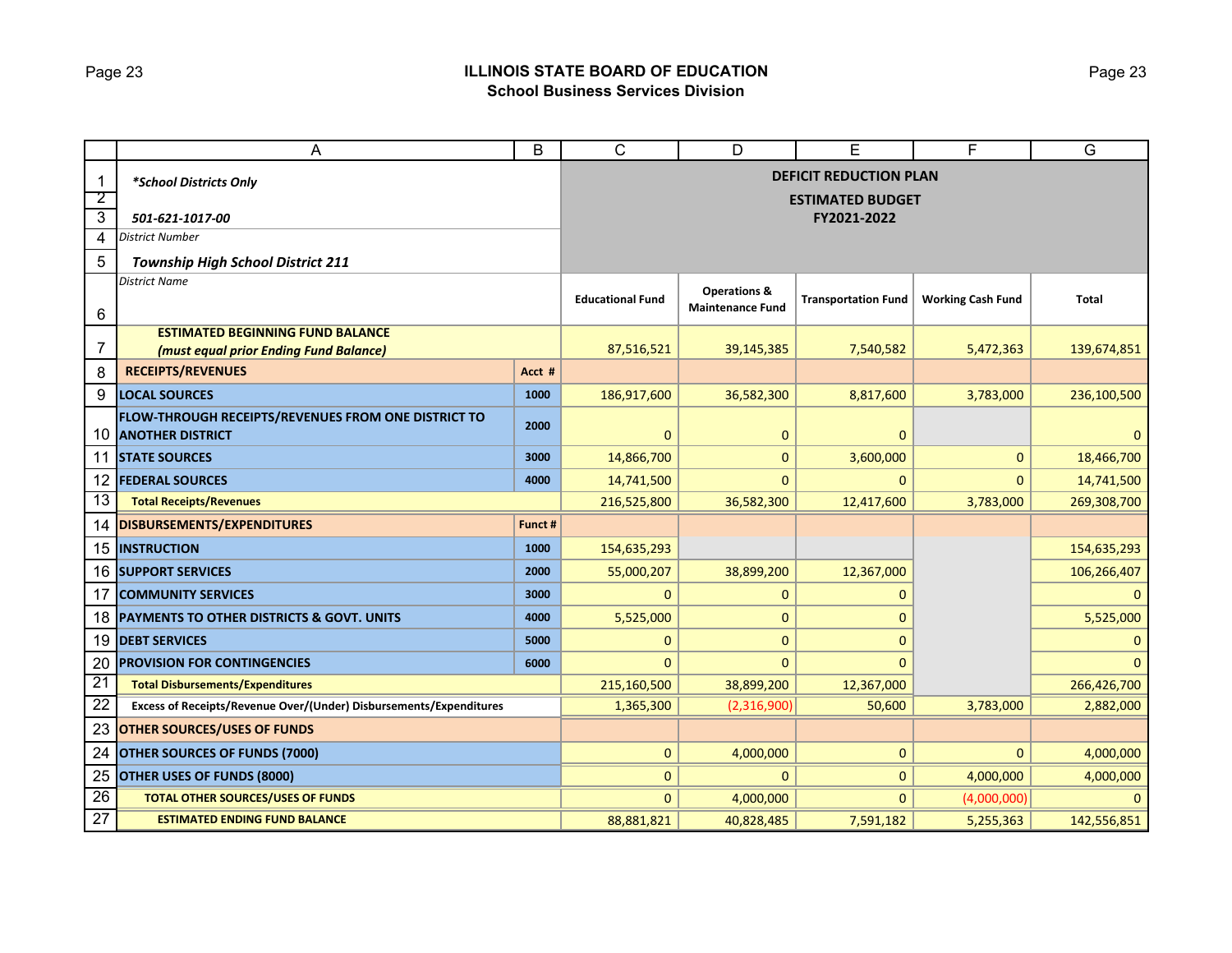## ILLINOIS STATE BOARD OF EDUCATION
### School Business Services Division

*School Districts Only*

*501-621-1017-00*
District Number

***Township High School District 211***
District Name

**DEFICIT REDUCTION PLAN**
**ESTIMATED BUDGET**
**FY2021-2022**

| | | Educational Fund | Operations & Maintenance Fund | Transportation Fund | Working Cash Fund | Total |
|---|---|---|---|---|---|---|
| **ESTIMATED BEGINNING FUND BALANCE** ***(must equal prior Ending Fund Balance)*** | | 87,516,521 | 39,145,385 | 7,540,582 | 5,472,363 | 139,674,851 |
| **RECEIPTS/REVENUES** | **Acct #** | | | | | |
| **LOCAL SOURCES** | **1000** | 186,917,600 | 36,582,300 | 8,817,600 | 3,783,000 | 236,100,500 |
| **FLOW-THROUGH RECEIPTS/REVENUES FROM ONE DISTRICT TO ANOTHER DISTRICT** | **2000** | 0 | 0 | 0 | | 0 |
| **STATE SOURCES** | **3000** | 14,866,700 | 0 | 3,600,000 | 0 | 18,466,700 |
| **FEDERAL SOURCES** | **4000** | 14,741,500 | 0 | 0 | 0 | 14,741,500 |
| **Total Receipts/Revenues** | | 216,525,800 | 36,582,300 | 12,417,600 | 3,783,000 | 269,308,700 |
| **DISBURSEMENTS/EXPENDITURES** | **Funct #** | | | | | |
| **INSTRUCTION** | **1000** | 154,635,293 | | | | 154,635,293 |
| **SUPPORT SERVICES** | **2000** | 55,000,207 | 38,899,200 | 12,367,000 | | 106,266,407 |
| **COMMUNITY SERVICES** | **3000** | 0 | 0 | 0 | | 0 |
| **PAYMENTS TO OTHER DISTRICTS & GOVT. UNITS** | **4000** | 5,525,000 | 0 | 0 | | 5,525,000 |
| **DEBT SERVICES** | **5000** | 0 | 0 | 0 | | 0 |
| **PROVISION FOR CONTINGENCIES** | **6000** | 0 | 0 | 0 | | 0 |
| **Total Disbursements/Expenditures** | | 215,160,500 | 38,899,200 | 12,367,000 | | 266,426,700 |
| **Excess of Receipts/Revenue Over/(Under) Disbursements/Expenditures** | | 1,365,300 | (2,316,900) | 50,600 | 3,783,000 | 2,882,000 |
| **OTHER SOURCES/USES OF FUNDS** | | | | | | |
| **OTHER SOURCES OF FUNDS (7000)** | | 0 | 4,000,000 | 0 | 0 | 4,000,000 |
| **OTHER USES OF FUNDS (8000)** | | 0 | 0 | 0 | 4,000,000 | 4,000,000 |
| **TOTAL OTHER SOURCES/USES OF FUNDS** | | 0 | 4,000,000 | 0 | (4,000,000) | 0 |
| **ESTIMATED ENDING FUND BALANCE** | | 88,881,821 | 40,828,485 | 7,591,182 | 5,255,363 | 142,556,851 |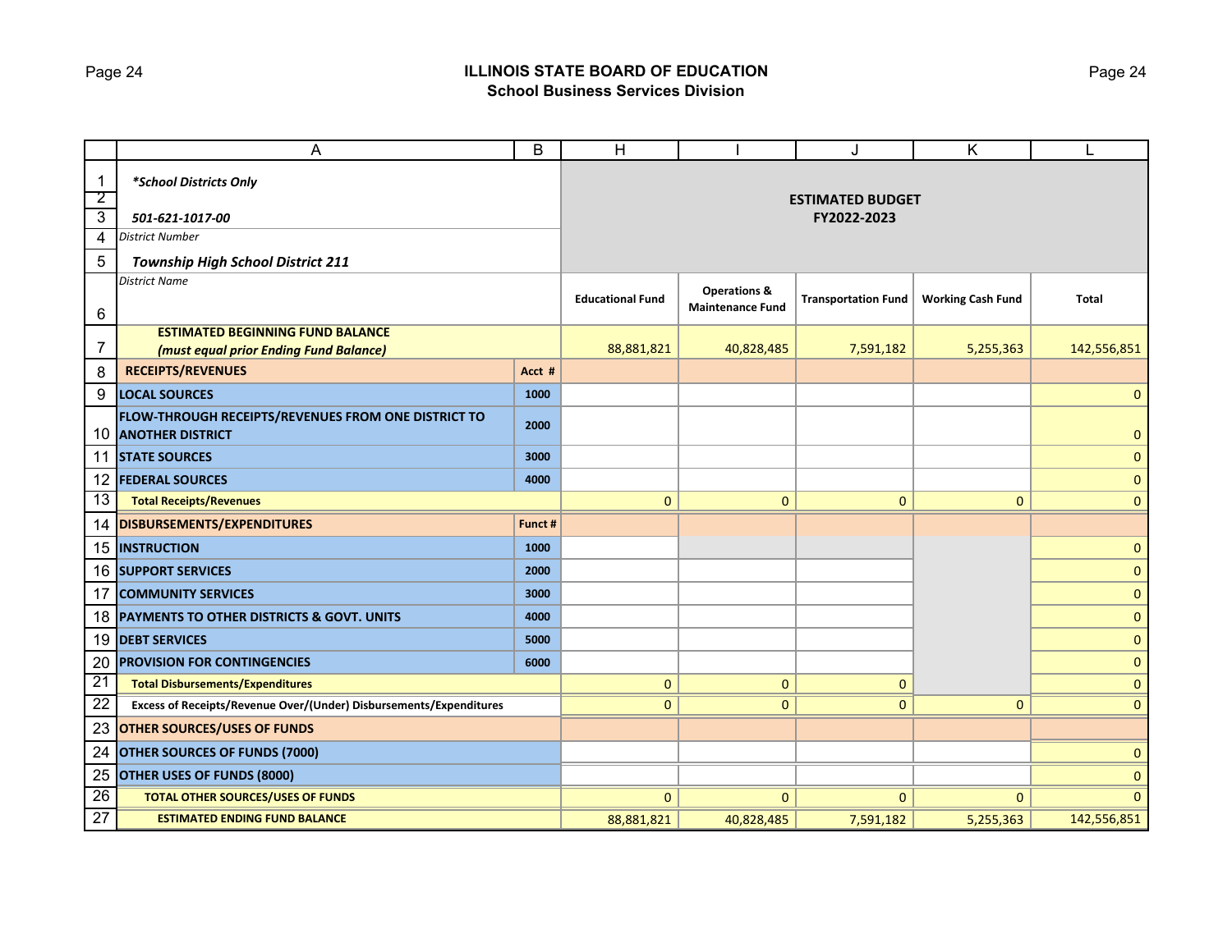## ILLINOIS STATE BOARD OF EDUCATION
### School Business Services Division

| | A | B | H | I | J | K | L |
|---|---|---|---|---|---|---|---|
| 1 | ***School Districts Only*** | | **ESTIMATED BUDGET FY2022-2023** | | | | |
| 2 | | | | | | | |
| 3 | ***501-621-1017-00*** | | | | | | |
| 4 | *District Number* | | | | | | |
| 5 | ***Township High School District 211*** | | | | | | |
| 6 | *District Name* | | **Educational Fund** | **Operations & Maintenance Fund** | **Transportation Fund** | **Working Cash Fund** | **Total** |
| 7 | **ESTIMATED BEGINNING FUND BALANCE** ***(must equal prior Ending Fund Balance)*** | | 88,881,821 | 40,828,485 | 7,591,182 | 5,255,363 | 142,556,851 |
| 8 | **RECEIPTS/REVENUES** | **Acct #** | | | | | |
| 9 | **LOCAL SOURCES** | **1000** | | | | | 0 |
| 10 | **FLOW-THROUGH RECEIPTS/REVENUES FROM ONE DISTRICT TO ANOTHER DISTRICT** | **2000** | | | | | 0 |
| 11 | **STATE SOURCES** | **3000** | | | | | 0 |
| 12 | **FEDERAL SOURCES** | **4000** | | | | | 0 |
| 13 | **Total Receipts/Revenues** | | 0 | 0 | 0 | 0 | 0 |
| 14 | **DISBURSEMENTS/EXPENDITURES** | **Funct #** | | | | | |
| 15 | **INSTRUCTION** | **1000** | | | | | 0 |
| 16 | **SUPPORT SERVICES** | **2000** | | | | | 0 |
| 17 | **COMMUNITY SERVICES** | **3000** | | | | | 0 |
| 18 | **PAYMENTS TO OTHER DISTRICTS & GOVT. UNITS** | **4000** | | | | | 0 |
| 19 | **DEBT SERVICES** | **5000** | | | | | 0 |
| 20 | **PROVISION FOR CONTINGENCIES** | **6000** | | | | | 0 |
| 21 | **Total Disbursements/Expenditures** | | 0 | 0 | 0 | | 0 |
| 22 | **Excess of Receipts/Revenue Over/(Under) Disbursements/Expenditures** | | 0 | 0 | 0 | 0 | 0 |
| 23 | **OTHER SOURCES/USES OF FUNDS** | | | | | | |
| 24 | **OTHER SOURCES OF FUNDS (7000)** | | | | | | 0 |
| 25 | **OTHER USES OF FUNDS (8000)** | | | | | | 0 |
| 26 | **TOTAL OTHER SOURCES/USES OF FUNDS** | | 0 | 0 | 0 | 0 | 0 |
| 27 | **ESTIMATED ENDING FUND BALANCE** | | 88,881,821 | 40,828,485 | 7,591,182 | 5,255,363 | 142,556,851 |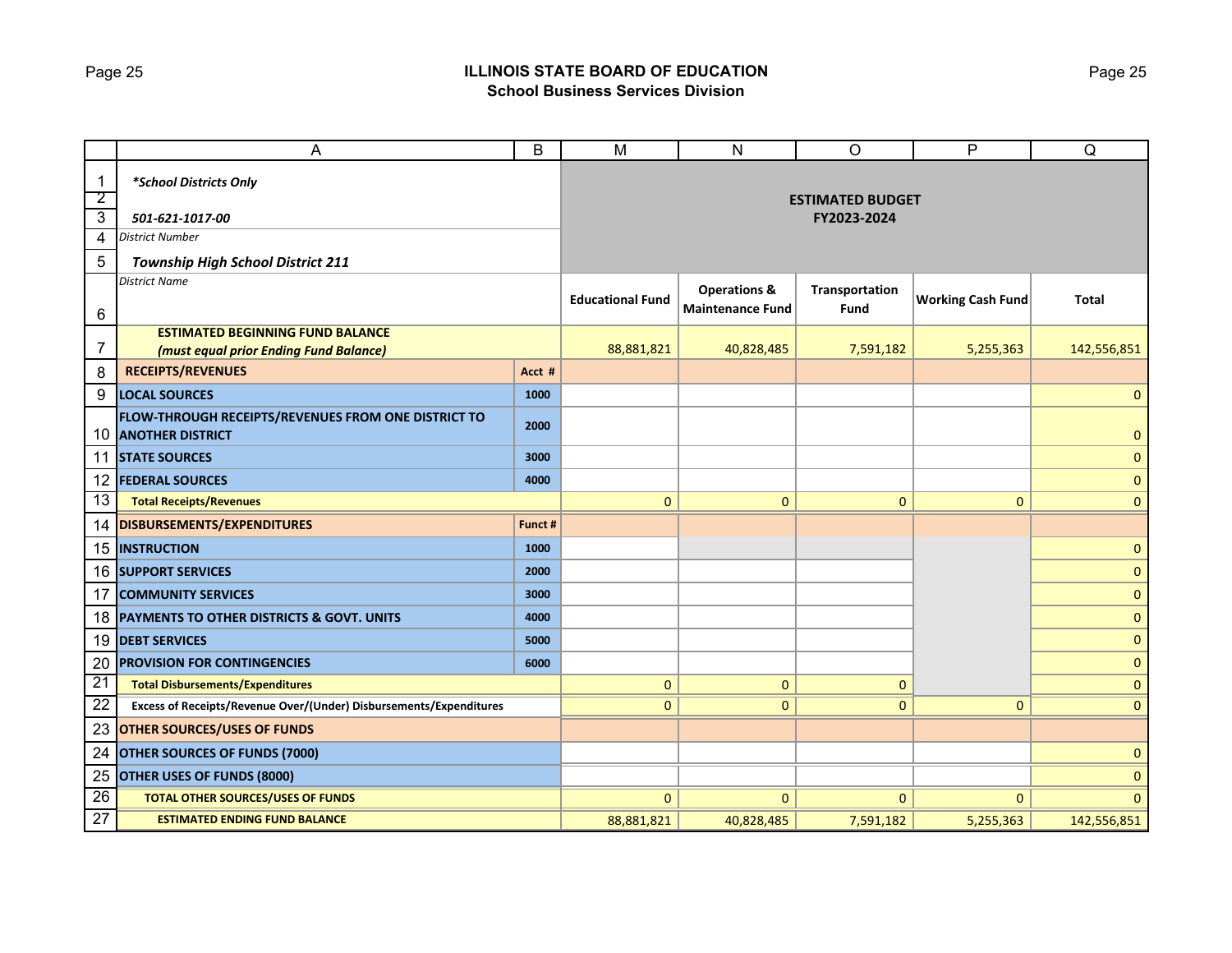## ILLINOIS STATE BOARD OF EDUCATION
### School Business Services Division

| | A | B | M | N | O | P | Q |
|---|---|---|---|---|---|---|---|
| 1 | *\*School Districts Only* | | ESTIMATED BUDGET FY2023-2024 | | | | |
| 2 | | | | | | | |
| 3 | *501-621-1017-00* | | | | | | |
| 4 | *District Number* | | | | | | |
| 5 | ***Township High School District 211*** | | | | | | |
| 6 | *District Name* | | **Educational Fund** | **Operations & Maintenance Fund** | **Transportation Fund** | **Working Cash Fund** | **Total** |
| 7 | **ESTIMATED BEGINNING FUND BALANCE *(must equal prior Ending Fund Balance)*** | | 88,881,821 | 40,828,485 | 7,591,182 | 5,255,363 | 142,556,851 |
| 8 | **RECEIPTS/REVENUES** | **Acct #** | | | | | |
| 9 | **LOCAL SOURCES** | **1000** | | | | | 0 |
| 10 | **FLOW-THROUGH RECEIPTS/REVENUES FROM ONE DISTRICT TO ANOTHER DISTRICT** | **2000** | | | | | 0 |
| 11 | **STATE SOURCES** | **3000** | | | | | 0 |
| 12 | **FEDERAL SOURCES** | **4000** | | | | | 0 |
| 13 | **Total Receipts/Revenues** | | 0 | 0 | 0 | 0 | 0 |
| 14 | **DISBURSEMENTS/EXPENDITURES** | **Funct #** | | | | | |
| 15 | **INSTRUCTION** | **1000** | | | | | 0 |
| 16 | **SUPPORT SERVICES** | **2000** | | | | | 0 |
| 17 | **COMMUNITY SERVICES** | **3000** | | | | | 0 |
| 18 | **PAYMENTS TO OTHER DISTRICTS & GOVT. UNITS** | **4000** | | | | | 0 |
| 19 | **DEBT SERVICES** | **5000** | | | | | 0 |
| 20 | **PROVISION FOR CONTINGENCIES** | **6000** | | | | | 0 |
| 21 | **Total Disbursements/Expenditures** | | 0 | 0 | 0 | | 0 |
| 22 | **Excess of Receipts/Revenue Over/(Under) Disbursements/Expenditures** | | 0 | 0 | 0 | 0 | 0 |
| 23 | **OTHER SOURCES/USES OF FUNDS** | | | | | | |
| 24 | **OTHER SOURCES OF FUNDS (7000)** | | | | | | 0 |
| 25 | **OTHER USES OF FUNDS (8000)** | | | | | | 0 |
| 26 | **TOTAL OTHER SOURCES/USES OF FUNDS** | | 0 | 0 | 0 | 0 | 0 |
| 27 | **ESTIMATED ENDING FUND BALANCE** | | 88,881,821 | 40,828,485 | 7,591,182 | 5,255,363 | 142,556,851 |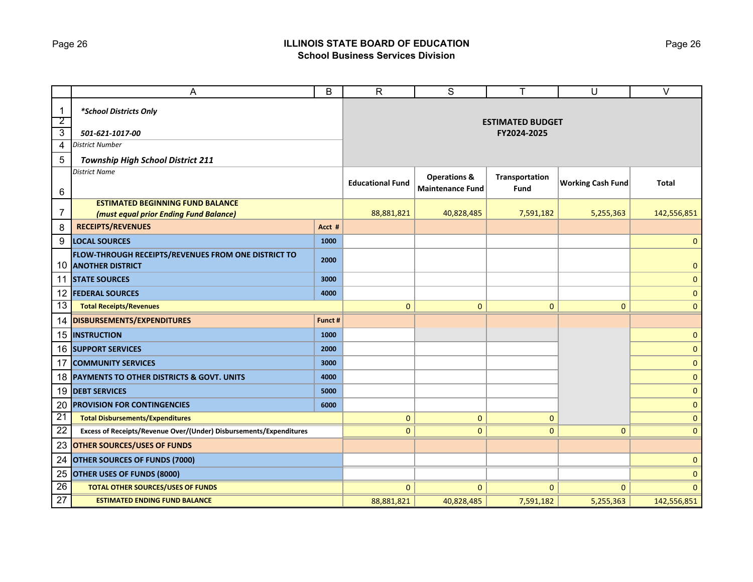# ILLINOIS STATE BOARD OF EDUCATION
## School Business Services Division

| | A | B | R | S | T | U | V |
|---|---|---|---|---|---|---|---|
| 1 | *\*School Districts Only* | | **ESTIMATED BUDGET FY2024-2025** | | | | |
| 2 | | | | | | | |
| 3 | *501-621-1017-00* | | | | | | |
| 4 | *District Number* | | | | | | |
| 5 | ***Township High School District 211*** | | | | | | |
| 6 | *District Name* | | **Educational Fund** | **Operations & Maintenance Fund** | **Transportation Fund** | **Working Cash Fund** | **Total** |
| 7 | **ESTIMATED BEGINNING FUND BALANCE** ***(must equal prior Ending Fund Balance)*** | | 88,881,821 | 40,828,485 | 7,591,182 | 5,255,363 | 142,556,851 |
| 8 | **RECEIPTS/REVENUES** | **Acct #** | | | | | |
| 9 | **LOCAL SOURCES** | **1000** | | | | | 0 |
| 10 | **FLOW-THROUGH RECEIPTS/REVENUES FROM ONE DISTRICT TO ANOTHER DISTRICT** | **2000** | | | | | 0 |
| 11 | **STATE SOURCES** | **3000** | | | | | 0 |
| 12 | **FEDERAL SOURCES** | **4000** | | | | | 0 |
| 13 | **Total Receipts/Revenues** | | 0 | 0 | 0 | 0 | 0 |
| 14 | **DISBURSEMENTS/EXPENDITURES** | **Funct #** | | | | | |
| 15 | **INSTRUCTION** | **1000** | | | | | 0 |
| 16 | **SUPPORT SERVICES** | **2000** | | | | | 0 |
| 17 | **COMMUNITY SERVICES** | **3000** | | | | | 0 |
| 18 | **PAYMENTS TO OTHER DISTRICTS & GOVT. UNITS** | **4000** | | | | | 0 |
| 19 | **DEBT SERVICES** | **5000** | | | | | 0 |
| 20 | **PROVISION FOR CONTINGENCIES** | **6000** | | | | | 0 |
| 21 | **Total Disbursements/Expenditures** | | 0 | 0 | 0 | | 0 |
| 22 | **Excess of Receipts/Revenue Over/(Under) Disbursements/Expenditures** | | 0 | 0 | 0 | 0 | 0 |
| 23 | **OTHER SOURCES/USES OF FUNDS** | | | | | | |
| 24 | **OTHER SOURCES OF FUNDS (7000)** | | | | | | 0 |
| 25 | **OTHER USES OF FUNDS (8000)** | | | | | | 0 |
| 26 | **TOTAL OTHER SOURCES/USES OF FUNDS** | | 0 | 0 | 0 | 0 | 0 |
| 27 | **ESTIMATED ENDING FUND BALANCE** | | 88,881,821 | 40,828,485 | 7,591,182 | 5,255,363 | 142,556,851 |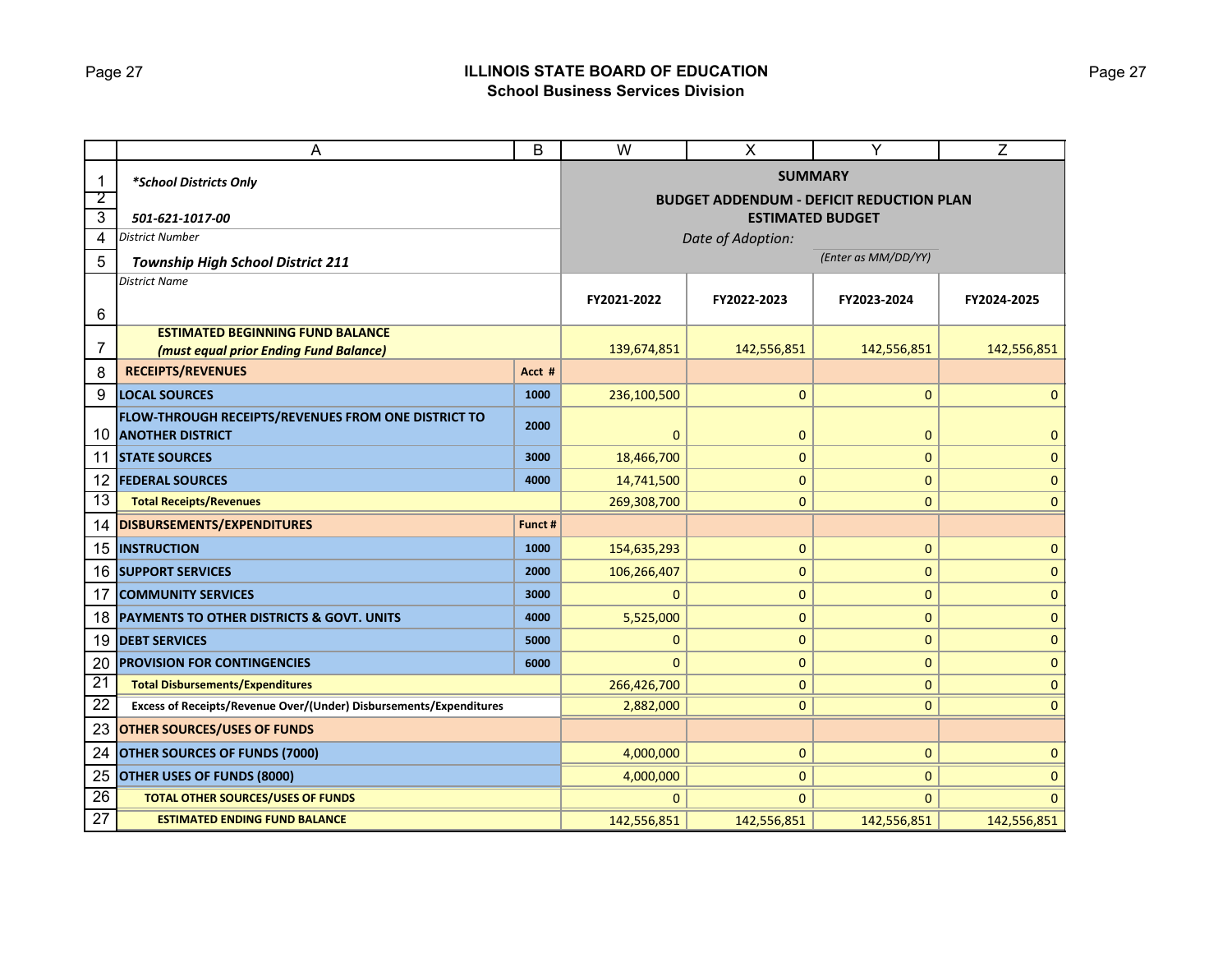## ILLINOIS STATE BOARD OF EDUCATION
### School Business Services Division

| | A | B | W | X | Y | Z |
|---|---|---|---|---|---|---|
| 1 | ***School Districts Only** | | **SUMMARY** | | | |
| 2 | | | **BUDGET ADDENDUM - DEFICIT REDUCTION PLAN** | | | |
| 3 | *501-621-1017-00* | | **ESTIMATED BUDGET** | | | |
| 4 | *District Number* | | *Date of Adoption:* | | | |
| 5 | ***Township High School District 211*** | | | | *(Enter as MM/DD/YY)* | |
| 6 | *District Name* | | **FY2021-2022** | **FY2022-2023** | **FY2023-2024** | **FY2024-2025** |
| 7 | **ESTIMATED BEGINNING FUND BALANCE** ***(must equal prior Ending Fund Balance)*** | | 139,674,851 | 142,556,851 | 142,556,851 | 142,556,851 |
| 8 | **RECEIPTS/REVENUES** | **Acct #** | | | | |
| 9 | **LOCAL SOURCES** | **1000** | 236,100,500 | 0 | 0 | 0 |
| 10 | **FLOW-THROUGH RECEIPTS/REVENUES FROM ONE DISTRICT TO ANOTHER DISTRICT** | **2000** | 0 | 0 | 0 | 0 |
| 11 | **STATE SOURCES** | **3000** | 18,466,700 | 0 | 0 | 0 |
| 12 | **FEDERAL SOURCES** | **4000** | 14,741,500 | 0 | 0 | 0 |
| 13 | **Total Receipts/Revenues** | | 269,308,700 | 0 | 0 | 0 |
| 14 | **DISBURSEMENTS/EXPENDITURES** | **Funct #** | | | | |
| 15 | **INSTRUCTION** | **1000** | 154,635,293 | 0 | 0 | 0 |
| 16 | **SUPPORT SERVICES** | **2000** | 106,266,407 | 0 | 0 | 0 |
| 17 | **COMMUNITY SERVICES** | **3000** | 0 | 0 | 0 | 0 |
| 18 | **PAYMENTS TO OTHER DISTRICTS & GOVT. UNITS** | **4000** | 5,525,000 | 0 | 0 | 0 |
| 19 | **DEBT SERVICES** | **5000** | 0 | 0 | 0 | 0 |
| 20 | **PROVISION FOR CONTINGENCIES** | **6000** | 0 | 0 | 0 | 0 |
| 21 | **Total Disbursements/Expenditures** | | 266,426,700 | 0 | 0 | 0 |
| 22 | **Excess of Receipts/Revenue Over/(Under) Disbursements/Expenditures** | | 2,882,000 | 0 | 0 | 0 |
| 23 | **OTHER SOURCES/USES OF FUNDS** | | | | | |
| 24 | **OTHER SOURCES OF FUNDS (7000)** | | 4,000,000 | 0 | 0 | 0 |
| 25 | **OTHER USES OF FUNDS (8000)** | | 4,000,000 | 0 | 0 | 0 |
| 26 | **TOTAL OTHER SOURCES/USES OF FUNDS** | | 0 | 0 | 0 | 0 |
| 27 | **ESTIMATED ENDING FUND BALANCE** | | 142,556,851 | 142,556,851 | 142,556,851 | 142,556,851 |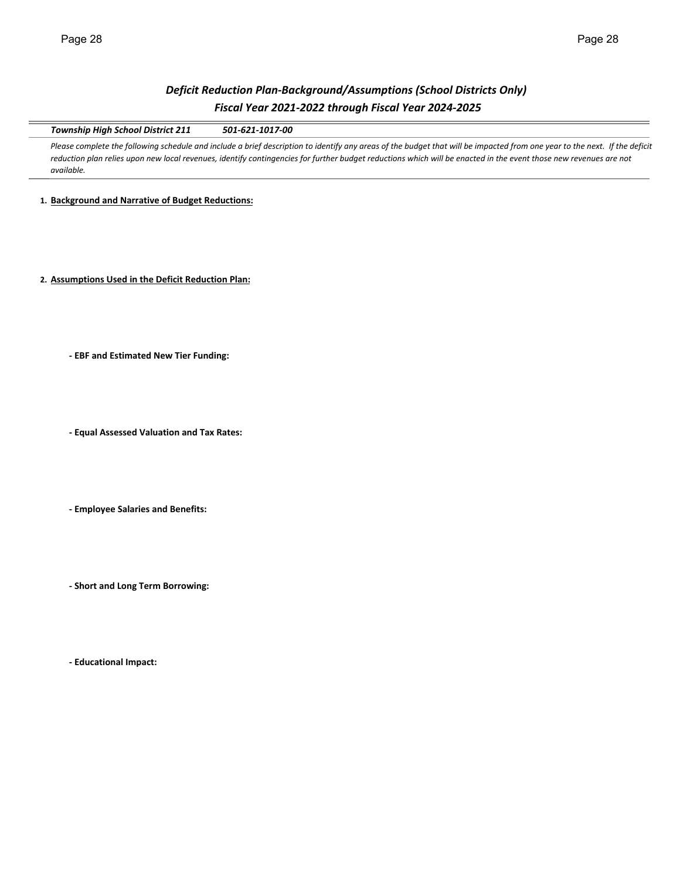## *Deficit Reduction Plan-Background/Assumptions (School Districts Only)*
## *Fiscal Year 2021-2022 through Fiscal Year 2024-2025*

***Township High School District 211*** ***501-621-1017-00***

*Please complete the following schedule and include a brief description to identify any areas of the budget that will be impacted from one year to the next. If the deficit reduction plan relies upon new local revenues, identify contingencies for further budget reductions which will be enacted in the event those new revenues are not available.*

1. **Background and Narrative of Budget Reductions:**

2. **Assumptions Used in the Deficit Reduction Plan:**

   **- EBF and Estimated New Tier Funding:**

   **- Equal Assessed Valuation and Tax Rates:**

   **- Employee Salaries and Benefits:**

   **- Short and Long Term Borrowing:**

   **- Educational Impact:**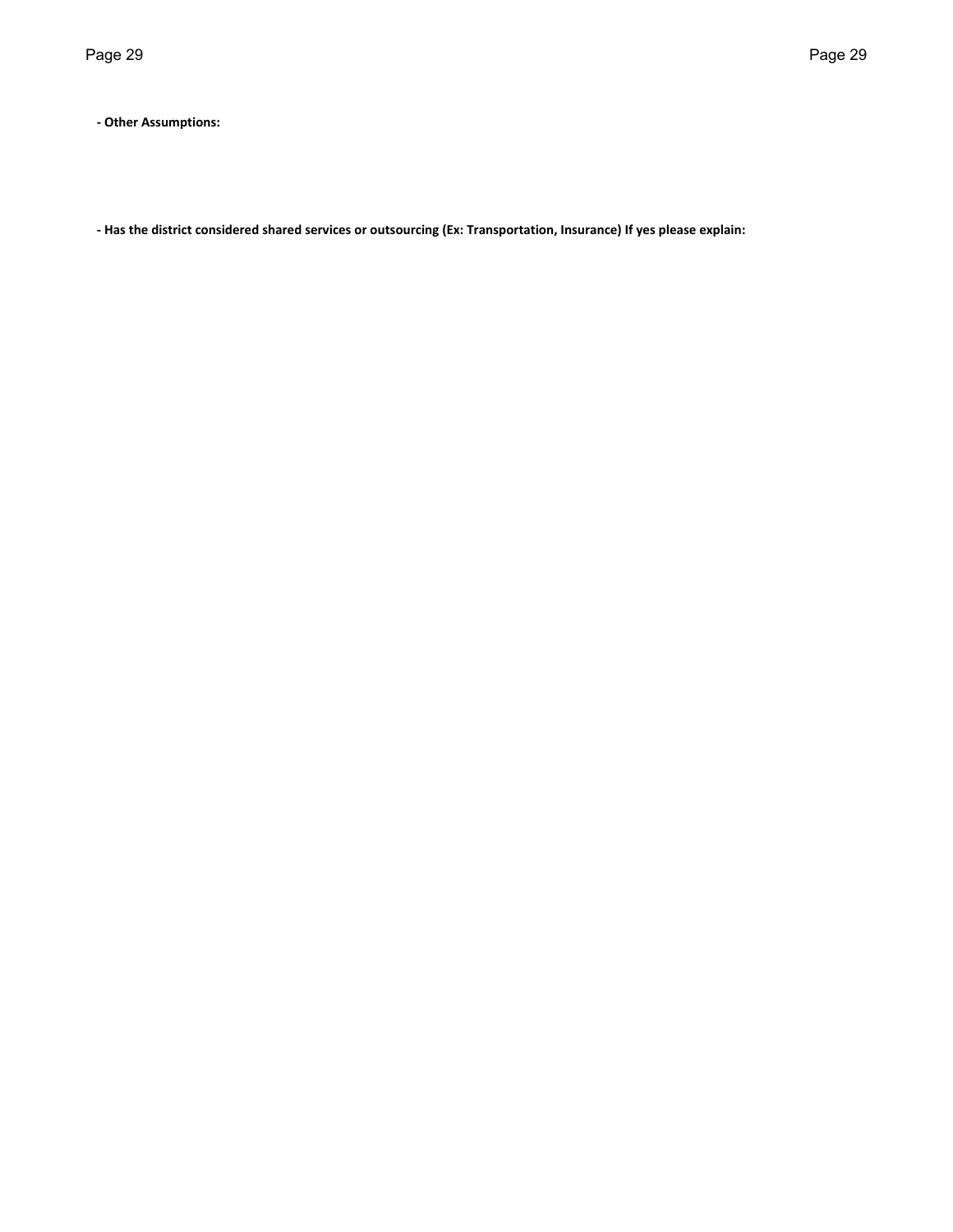**- Other Assumptions:**

**- Has the district considered shared services or outsourcing (Ex: Transportation, Insurance) If yes please explain:**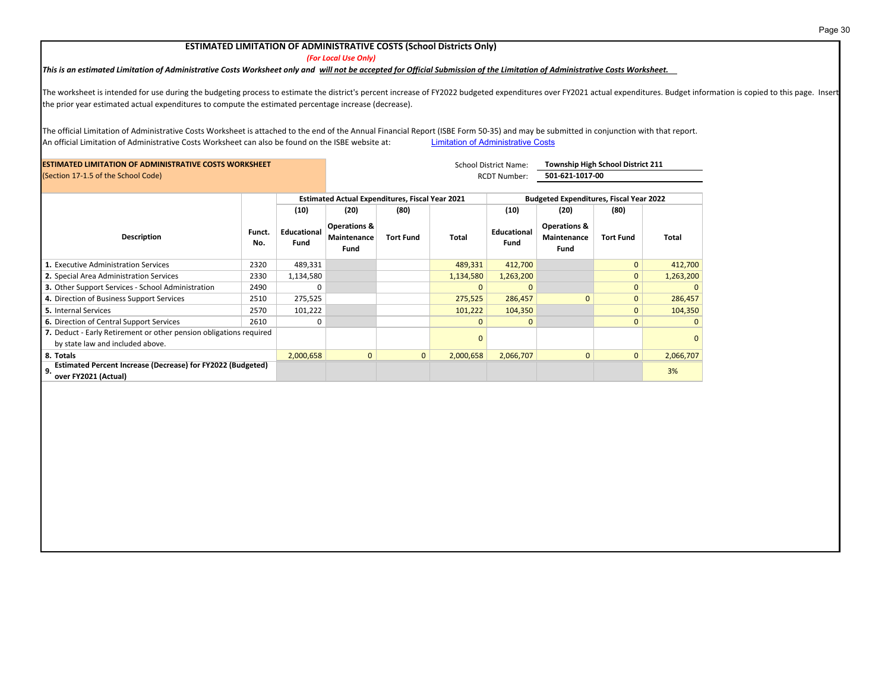## ESTIMATED LIMITATION OF ADMINISTRATIVE COSTS (School Districts Only)

*(For Local Use Only)*

***This is an estimated Limitation of Administrative Costs Worksheet only and will not be accepted for Official Submission of the Limitation of Administrative Costs Worksheet.***

The worksheet is intended for use during the budgeting process to estimate the district's percent increase of FY2022 budgeted expenditures over FY2021 actual expenditures. Budget information is copied to this page. Insert the prior year estimated actual expenditures to compute the estimated percentage increase (decrease).

The official Limitation of Administrative Costs Worksheet is attached to the end of the Annual Financial Report (ISBE Form 50-35) and may be submitted in conjunction with that report.
An official Limitation of Administrative Costs Worksheet can also be found on the ISBE website at: Limitation of Administrative Costs

**ESTIMATED LIMITATION OF ADMINISTRATIVE COSTS WORKSHEET**
(Section 17-1.5 of the School Code)

School District Name: **Township High School District 211**
RCDT Number: **501-621-1017-00**

| Description | Funct. No. | Estimated Actual Expenditures, Fiscal Year 2021 | | | | Budgeted Expenditures, Fiscal Year 2022 | | | |
|---|---|---|---|---|---|---|---|---|---|
| | | (10) Educational Fund | (20) Operations & Maintenance Fund | (80) Tort Fund | Total | (10) Educational Fund | (20) Operations & Maintenance Fund | (80) Tort Fund | Total |
| 1. Executive Administration Services | 2320 | 489,331 | | | 489,331 | 412,700 | | 0 | 412,700 |
| 2. Special Area Administration Services | 2330 | 1,134,580 | | | 1,134,580 | 1,263,200 | | 0 | 1,263,200 |
| 3. Other Support Services - School Administration | 2490 | 0 | | | 0 | 0 | | 0 | 0 |
| 4. Direction of Business Support Services | 2510 | 275,525 | | | 275,525 | 286,457 | 0 | 0 | 286,457 |
| 5. Internal Services | 2570 | 101,222 | | | 101,222 | 104,350 | | 0 | 104,350 |
| 6. Direction of Central Support Services | 2610 | 0 | | | 0 | 0 | | 0 | 0 |
| 7. Deduct - Early Retirement or other pension obligations required by state law and included above. | | | | | 0 | | | | 0 |
| **8. Totals** | | 2,000,658 | 0 | 0 | 2,000,658 | 2,066,707 | 0 | 0 | 2,066,707 |
| **9. Estimated Percent Increase (Decrease) for FY2022 (Budgeted) over FY2021 (Actual)** | | | | | | | | | 3% |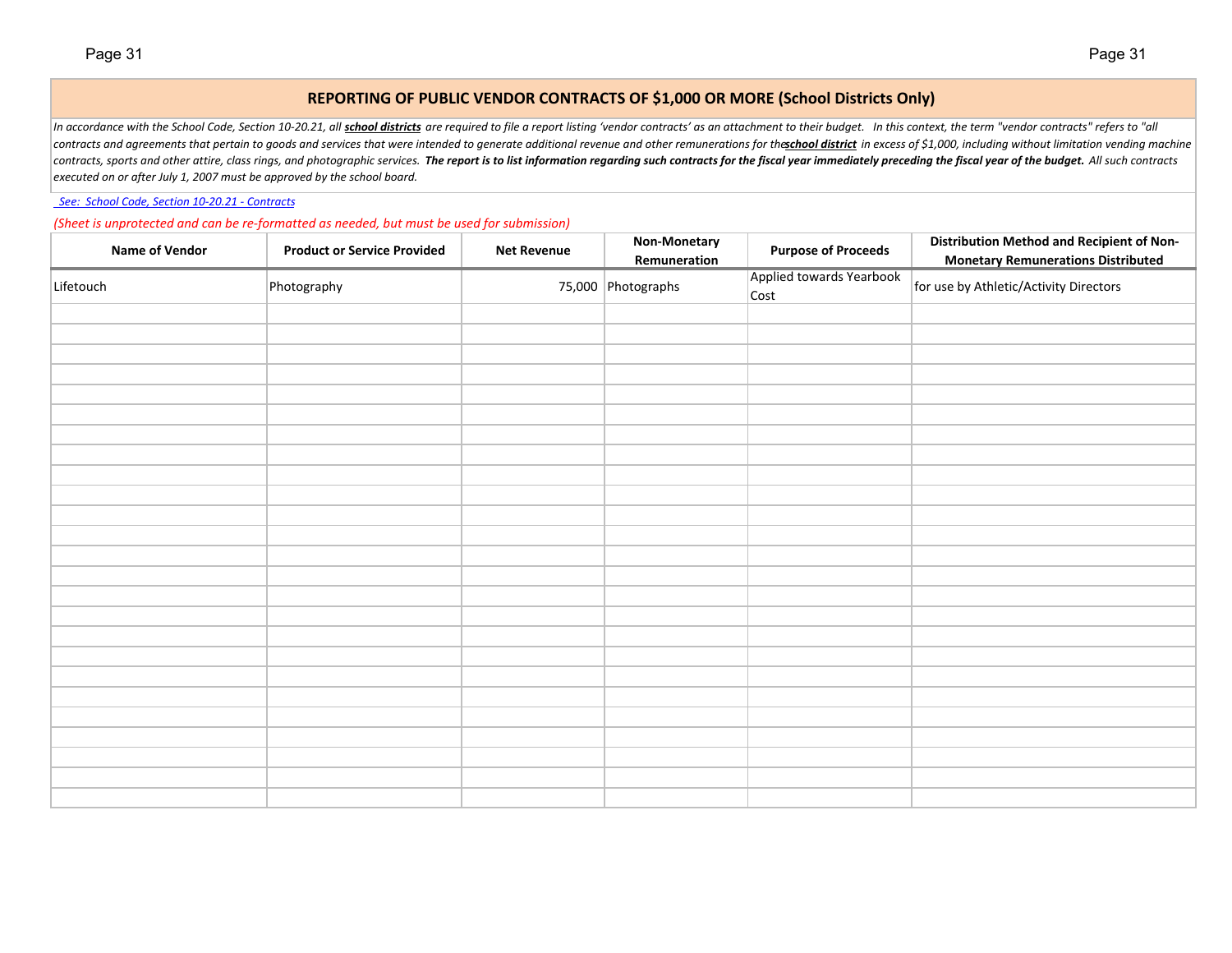## REPORTING OF PUBLIC VENDOR CONTRACTS OF $1,000 OR MORE (School Districts Only)

*In accordance with the School Code, Section 10-20.21, all* ***school districts*** *are required to file a report listing 'vendor contracts' as an attachment to their budget. In this context, the term "vendor contracts" refers to "all contracts and agreements that pertain to goods and services that were intended to generate additional revenue and other remunerations for the* ***school district*** *in excess of $1,000, including without limitation vending machine contracts, sports and other attire, class rings, and photographic services.* ***The report is to list information regarding such contracts for the fiscal year immediately preceding the fiscal year of the budget.*** *All such contracts executed on or after July 1, 2007 must be approved by the school board.*

*See: School Code, Section 10-20.21 - Contracts*

*(Sheet is unprotected and can be re-formatted as needed, but must be used for submission)*

| Name of Vendor | Product or Service Provided | Net Revenue | Non-Monetary Remuneration | Purpose of Proceeds | Distribution Method and Recipient of Non-Monetary Remunerations Distributed |
|---|---|---|---|---|---|
| Lifetouch | Photography | 75,000 | Photographs | Applied towards Yearbook Cost | for use by Athletic/Activity Directors |
| | | | | | |
| | | | | | |
| | | | | | |
| | | | | | |
| | | | | | |
| | | | | | |
| | | | | | |
| | | | | | |
| | | | | | |
| | | | | | |
| | | | | | |
| | | | | | |
| | | | | | |
| | | | | | |
| | | | | | |
| | | | | | |
| | | | | | |
| | | | | | |
| | | | | | |
| | | | | | |
| | | | | | |
| | | | | | |
| | | | | | |
| | | | | | |
| | | | | | |
| | | | | | |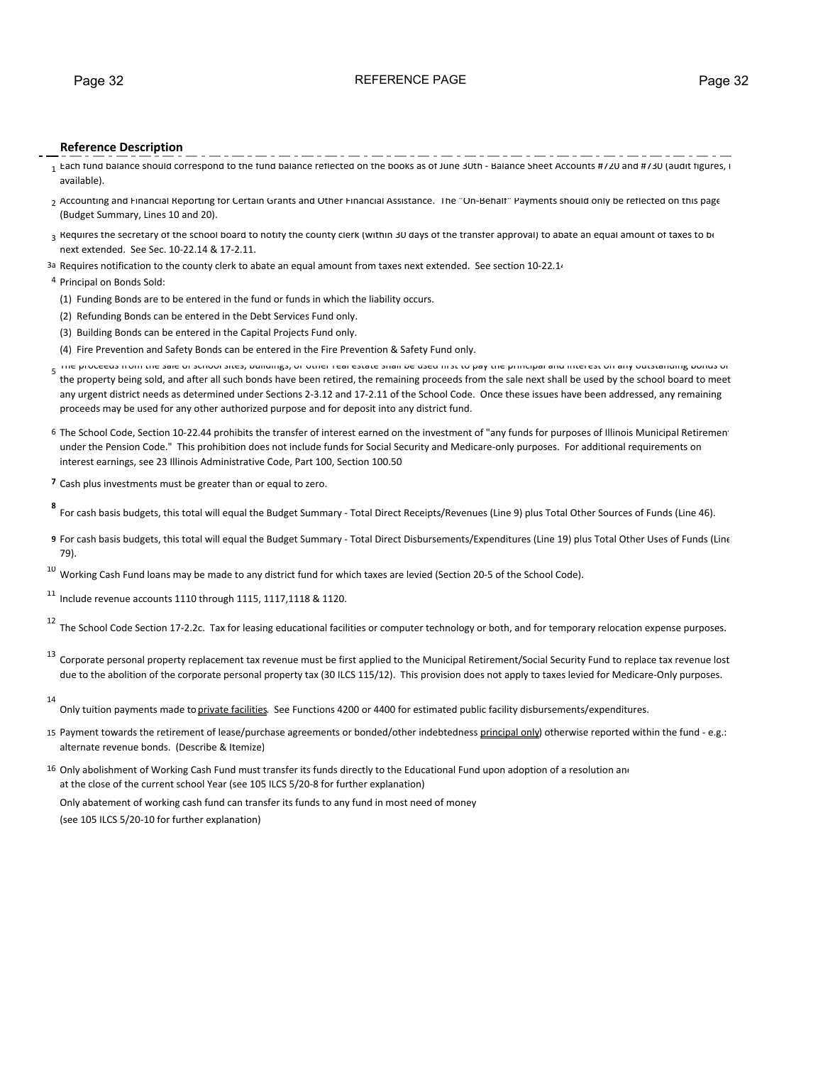# REFERENCE PAGE

**Reference Description**

1 Each fund balance should correspond to the fund balance reflected on the books as of June 30th - Balance Sheet Accounts #720 and #730 (audit figures, i available).

2 Accounting and Financial Reporting for Certain Grants and Other Financial Assistance. The "On-Behalf" Payments should only be reflected on this page (Budget Summary, Lines 10 and 20).

3 Requires the secretary of the school board to notify the county clerk (within 30 days of the transfer approval) to abate an equal amount of taxes to be next extended. See Sec. 10-22.14 & 17-2.11.

3a Requires notification to the county clerk to abate an equal amount from taxes next extended. See section 10-22.14

4 Principal on Bonds Sold:

(1) Funding Bonds are to be entered in the fund or funds in which the liability occurs.

(2) Refunding Bonds can be entered in the Debt Services Fund only.

(3) Building Bonds can be entered in the Capital Projects Fund only.

(4) Fire Prevention and Safety Bonds can be entered in the Fire Prevention & Safety Fund only.

5 The proceeds from the sale of school sites, buildings, or other real estate shall be used first to pay the principal and interest on any outstanding bonds on the property being sold, and after all such bonds have been retired, the remaining proceeds from the sale next shall be used by the school board to meet any urgent district needs as determined under Sections 2-3.12 and 17-2.11 of the School Code. Once these issues have been addressed, any remaining proceeds may be used for any other authorized purpose and for deposit into any district fund.

6 The School Code, Section 10-22.44 prohibits the transfer of interest earned on the investment of "any funds for purposes of Illinois Municipal Retirement under the Pension Code." This prohibition does not include funds for Social Security and Medicare-only purposes. For additional requirements on interest earnings, see 23 Illinois Administrative Code, Part 100, Section 100.50

**7** Cash plus investments must be greater than or equal to zero.

**8** For cash basis budgets, this total will equal the Budget Summary - Total Direct Receipts/Revenues (Line 9) plus Total Other Sources of Funds (Line 46).

**9** For cash basis budgets, this total will equal the Budget Summary - Total Direct Disbursements/Expenditures (Line 19) plus Total Other Uses of Funds (Line 79).

10 Working Cash Fund loans may be made to any district fund for which taxes are levied (Section 20-5 of the School Code).

11 Include revenue accounts 1110 through 1115, 1117,1118 & 1120.

12 The School Code Section 17-2.2c. Tax for leasing educational facilities or computer technology or both, and for temporary relocation expense purposes.

13 Corporate personal property replacement tax revenue must be first applied to the Municipal Retirement/Social Security Fund to replace tax revenue lost due to the abolition of the corporate personal property tax (30 ILCS 115/12). This provision does not apply to taxes levied for Medicare-Only purposes.

14 Only tuition payments made to private facilities. See Functions 4200 or 4400 for estimated public facility disbursements/expenditures.

15 Payment towards the retirement of lease/purchase agreements or bonded/other indebtedness principal only) otherwise reported within the fund - e.g.: alternate revenue bonds. (Describe & Itemize)

16 Only abolishment of Working Cash Fund must transfer its funds directly to the Educational Fund upon adoption of a resolution and at the close of the current school Year (see 105 ILCS 5/20-8 for further explanation)

Only abatement of working cash fund can transfer its funds to any fund in most need of money (see 105 ILCS 5/20-10 for further explanation)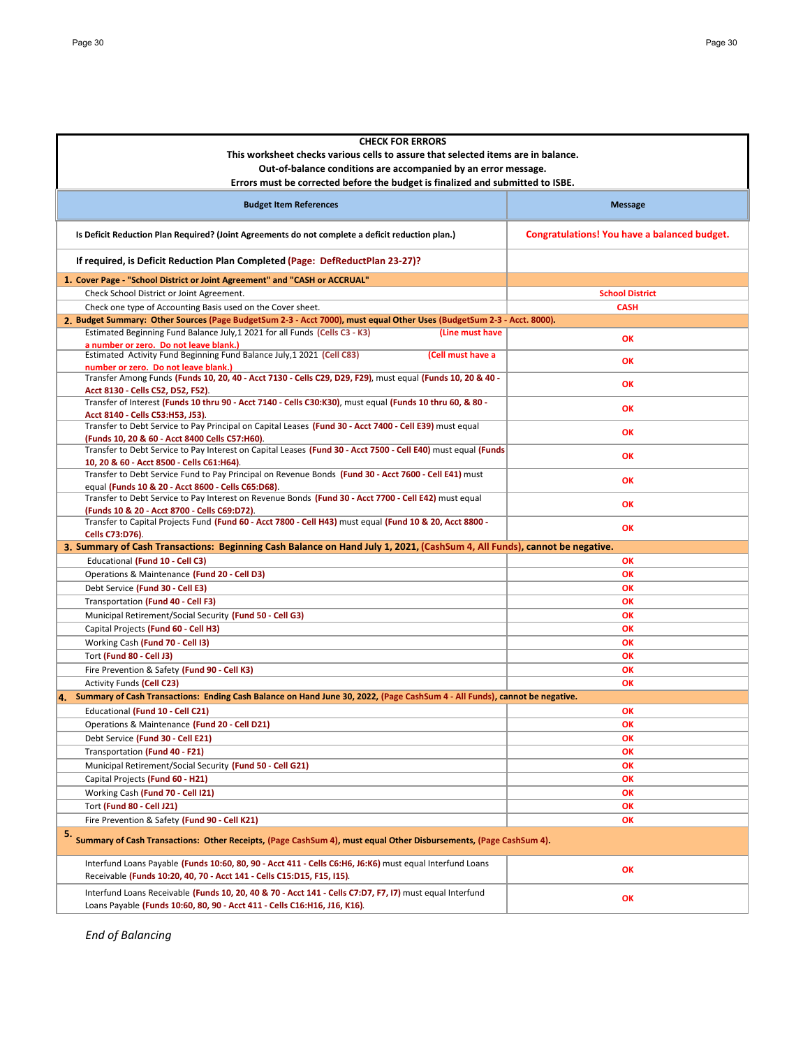| CHECK FOR ERRORS<br>This worksheet checks various cells to assure that selected items are in balance.<br>Out-of-balance conditions are accompanied by an error message.<br>Errors must be corrected before the budget is finalized and submitted to ISBE. | |
|---|---|
| **Budget Item References** | **Message** |
| Is Deficit Reduction Plan Required? (Joint Agreements do not complete a deficit reduction plan.) | Congratulations! You have a balanced budget. |
| If required, is Deficit Reduction Plan Completed (Page: DefReductPlan 23-27)? | |
| **1. Cover Page - "School District or Joint Agreement" and "CASH or ACCRUAL"** | |
| Check School District or Joint Agreement. | School District |
| Check one type of Accounting Basis used on the Cover sheet. | CASH |
| **2. Budget Summary: Other Sources (Page BudgetSum 2-3 - Acct 7000), must equal Other Uses (BudgetSum 2-3 - Acct. 8000).** | |
| Estimated Beginning Fund Balance July,1 2021 for all Funds (Cells C3 - K3) (Line must have a number or zero. Do not leave blank.) | OK |
| Estimated Activity Fund Beginning Fund Balance July,1 2021 (Cell C83) (Cell must have a number or zero. Do not leave blank.) | OK |
| Transfer Among Funds (Funds 10, 20, 40 - Acct 7130 - Cells C29, D29, F29), must equal (Funds 10, 20 & 40 - Acct 8130 - Cells C52, D52, F52). | OK |
| Transfer of Interest (Funds 10 thru 90 - Acct 7140 - Cells C30:K30), must equal (Funds 10 thru 60, & 80 - Acct 8140 - Cells C53:H53, J53). | OK |
| Transfer to Debt Service to Pay Principal on Capital Leases (Fund 30 - Acct 7400 - Cell E39) must equal (Funds 10, 20 & 60 - Acct 8400 Cells C57:H60). | OK |
| Transfer to Debt Service to Pay Interest on Capital Leases (Fund 30 - Acct 7500 - Cell E40) must equal (Funds 10, 20 & 60 - Acct 8500 - Cells C61:H64). | OK |
| Transfer to Debt Service Fund to Pay Principal on Revenue Bonds (Fund 30 - Acct 7600 - Cell E41) must equal (Funds 10 & 20 - Acct 8600 - Cells C65:D68). | OK |
| Transfer to Debt Service to Pay Interest on Revenue Bonds (Fund 30 - Acct 7700 - Cell E42) must equal (Funds 10 & 20 - Acct 8700 - Cells C69:D72). | OK |
| Transfer to Capital Projects Fund (Fund 60 - Acct 7800 - Cell H43) must equal (Fund 10 & 20, Acct 8800 - Cells C73:D76). | OK |
| **3. Summary of Cash Transactions: Beginning Cash Balance on Hand July 1, 2021, (CashSum 4, All Funds), cannot be negative.** | |
| Educational (Fund 10 - Cell C3) | OK |
| Operations & Maintenance (Fund 20 - Cell D3) | OK |
| Debt Service (Fund 30 - Cell E3) | OK |
| Transportation (Fund 40 - Cell F3) | OK |
| Municipal Retirement/Social Security (Fund 50 - Cell G3) | OK |
| Capital Projects (Fund 60 - Cell H3) | OK |
| Working Cash (Fund 70 - Cell I3) | OK |
| Tort (Fund 80 - Cell J3) | OK |
| Fire Prevention & Safety (Fund 90 - Cell K3) | OK |
| Activity Funds (Cell C23) | OK |
| **4. Summary of Cash Transactions: Ending Cash Balance on Hand June 30, 2022, (Page CashSum 4 - All Funds), cannot be negative.** | |
| Educational (Fund 10 - Cell C21) | OK |
| Operations & Maintenance (Fund 20 - Cell D21) | OK |
| Debt Service (Fund 30 - Cell E21) | OK |
| Transportation (Fund 40 - F21) | OK |
| Municipal Retirement/Social Security (Fund 50 - Cell G21) | OK |
| Capital Projects (Fund 60 - H21) | OK |
| Working Cash (Fund 70 - Cell I21) | OK |
| Tort (Fund 80 - Cell J21) | OK |
| Fire Prevention & Safety (Fund 90 - Cell K21) | OK |
| **5. Summary of Cash Transactions: Other Receipts, (Page CashSum 4), must equal Other Disbursements, (Page CashSum 4).** | |
| Interfund Loans Payable (Funds 10:60, 80, 90 - Acct 411 - Cells C6:H6, J6:K6) must equal Interfund Loans Receivable (Funds 10:20, 40, 70 - Acct 141 - Cells C15:D15, F15, I15). | OK |
| Interfund Loans Receivable (Funds 10, 20, 40 & 70 - Acct 141 - Cells C7:D7, F7, I7) must equal Interfund Loans Payable (Funds 10:60, 80, 90 - Acct 411 - Cells C16:H16, J16, K16). | OK |

*End of Balancing*